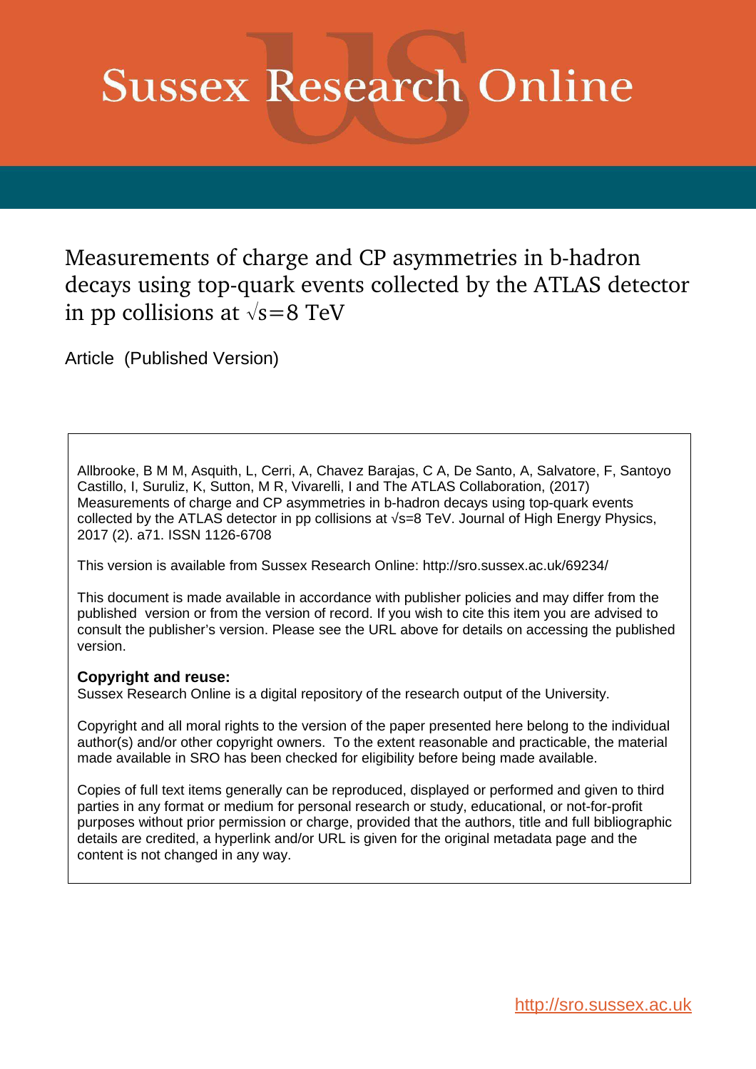# Sussex Research Online

## Measurements of charge and CP asymmetries in b-hadron decays using top-quark events collected by the ATLAS detector in pp collisions at $\sqrt{s}$=8 TeV

Article (Published Version)

Allbrooke, B M M, Asquith, L, Cerri, A, Chavez Barajas, C A, De Santo, A, Salvatore, F, Santoyo Castillo, I, Suruliz, K, Sutton, M R, Vivarelli, I and The ATLAS Collaboration, (2017) Measurements of charge and CP asymmetries in b-hadron decays using top-quark events collected by the ATLAS detector in pp collisions at √s=8 TeV. Journal of High Energy Physics, 2017 (2). a71. ISSN 1126-6708

This version is available from Sussex Research Online: http://sro.sussex.ac.uk/69234/

This document is made available in accordance with publisher policies and may differ from the published version or from the version of record. If you wish to cite this item you are advised to consult the publisher's version. Please see the URL above for details on accessing the published version.

**Copyright and reuse:**
Sussex Research Online is a digital repository of the research output of the University.

Copyright and all moral rights to the version of the paper presented here belong to the individual author(s) and/or other copyright owners. To the extent reasonable and practicable, the material made available in SRO has been checked for eligibility before being made available.

Copies of full text items generally can be reproduced, displayed or performed and given to third parties in any format or medium for personal research or study, educational, or not-for-profit purposes without prior permission or charge, provided that the authors, title and full bibliographic details are credited, a hyperlink and/or URL is given for the original metadata page and the content is not changed in any way.

http://sro.sussex.ac.uk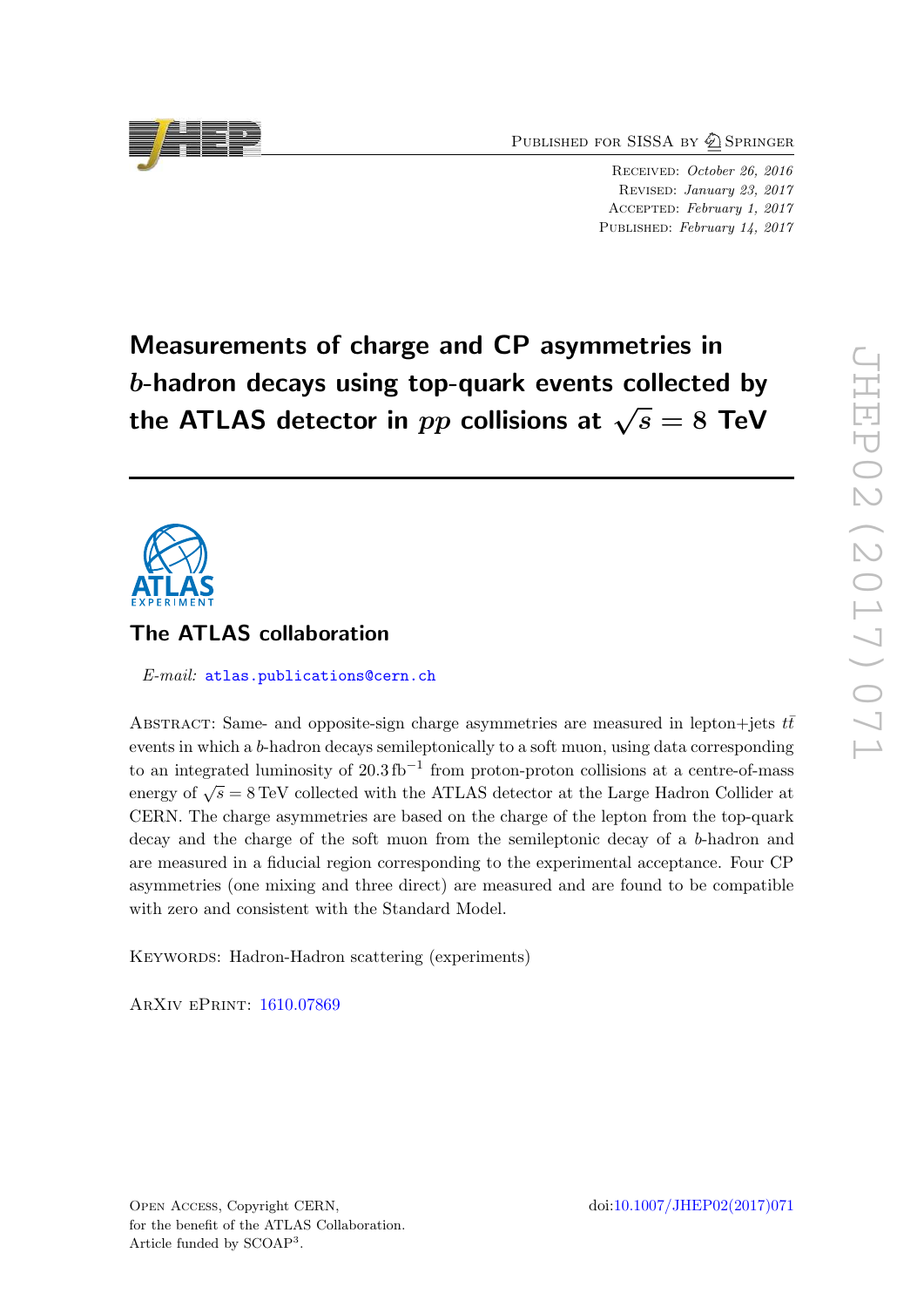# Measurements of charge and CP asymmetries in $b$-hadron decays using top-quark events collected by the ATLAS detector in $pp$ collisions at $\sqrt{s} = 8$ TeV

## The ATLAS collaboration

*E-mail:* atlas.publications@cern.ch

Abstract: Same- and opposite-sign charge asymmetries are measured in lepton+jets $t\bar{t}$ events in which a $b$-hadron decays semileptonically to a soft muon, using data corresponding to an integrated luminosity of $20.3\,\text{fb}^{-1}$ from proton-proton collisions at a centre-of-mass energy of $\sqrt{s} = 8\,\text{TeV}$ collected with the ATLAS detector at the Large Hadron Collider at CERN. The charge asymmetries are based on the charge of the lepton from the top-quark decay and the charge of the soft muon from the semileptonic decay of a $b$-hadron and are measured in a fiducial region corresponding to the experimental acceptance. Four CP asymmetries (one mixing and three direct) are measured and are found to be compatible with zero and consistent with the Standard Model.

Keywords: Hadron-Hadron scattering (experiments)

ArXiv ePrint: 1610.07869

Open Access, Copyright CERN, for the benefit of the ATLAS Collaboration. Article funded by SCOAP[3].

doi:10.1007/JHEP02(2017)071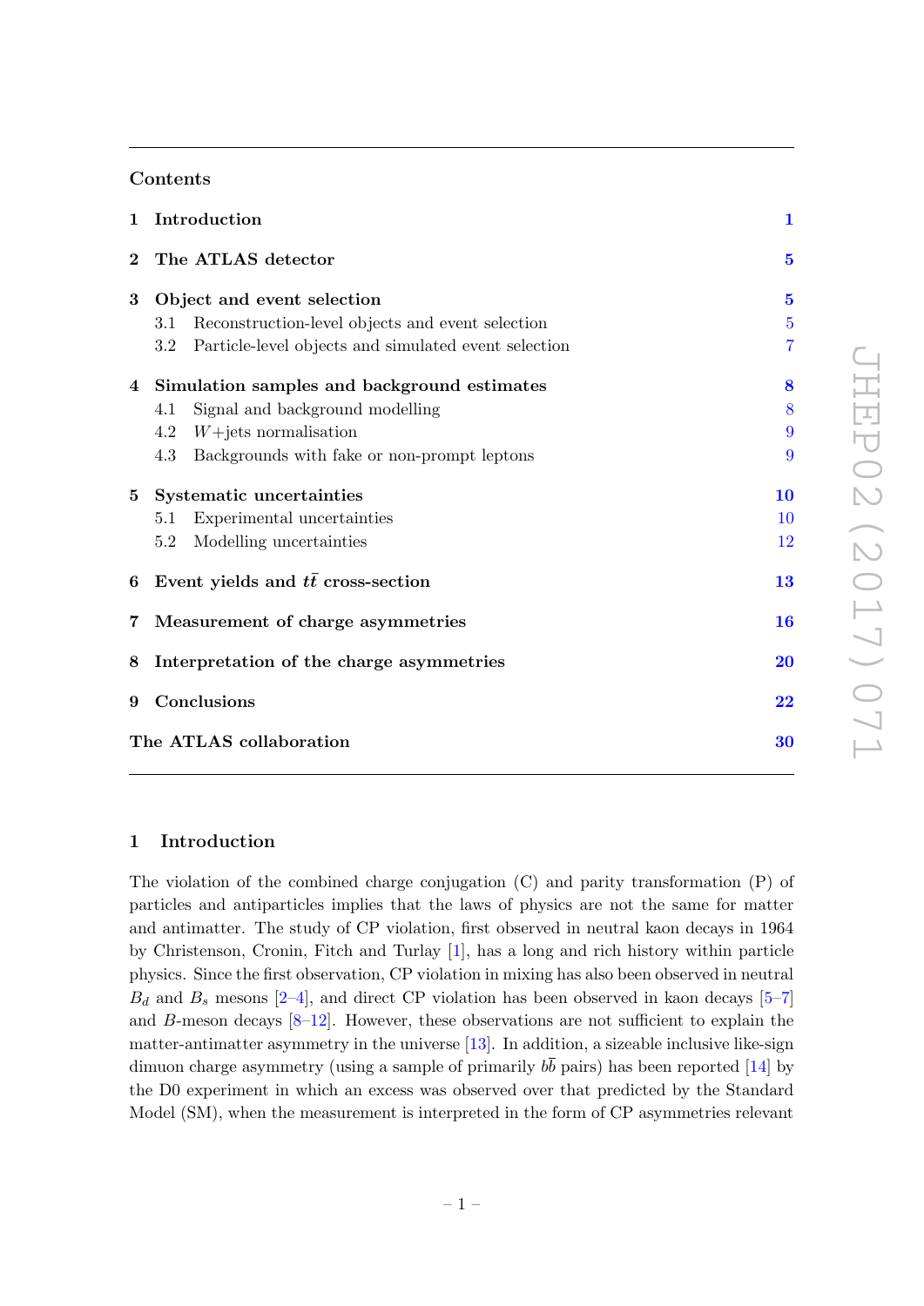## Contents

| | | |
|---|---|---|
| **1** | **Introduction** | **1** |
| **2** | **The ATLAS detector** | **5** |
| **3** | **Object and event selection** | **5** |
| | 3.1 Reconstruction-level objects and event selection | 5 |
| | 3.2 Particle-level objects and simulated event selection | 7 |
| **4** | **Simulation samples and background estimates** | **8** |
| | 4.1 Signal and background modelling | 8 |
| | 4.2 $W$+jets normalisation | 9 |
| | 4.3 Backgrounds with fake or non-prompt leptons | 9 |
| **5** | **Systematic uncertainties** | **10** |
| | 5.1 Experimental uncertainties | 10 |
| | 5.2 Modelling uncertainties | 12 |
| **6** | **Event yields and $t\bar{t}$ cross-section** | **13** |
| **7** | **Measurement of charge asymmetries** | **16** |
| **8** | **Interpretation of the charge asymmetries** | **20** |
| **9** | **Conclusions** | **22** |
| | **The ATLAS collaboration** | **30** |

## 1 Introduction

The violation of the combined charge conjugation (C) and parity transformation (P) of particles and antiparticles implies that the laws of physics are not the same for matter and antimatter. The study of CP violation, first observed in neutral kaon decays in 1964 by Christenson, Cronin, Fitch and Turlay [1], has a long and rich history within particle physics. Since the first observation, CP violation in mixing has also been observed in neutral $B_d$ and $B_s$ mesons [2–4], and direct CP violation has been observed in kaon decays [5–7] and $B$-meson decays [8–12]. However, these observations are not sufficient to explain the matter-antimatter asymmetry in the universe [13]. In addition, a sizeable inclusive like-sign dimuon charge asymmetry (using a sample of primarily $b\bar{b}$ pairs) has been reported [14] by the D0 experiment in which an excess was observed over that predicted by the Standard Model (SM), when the measurement is interpreted in the form of CP asymmetries relevant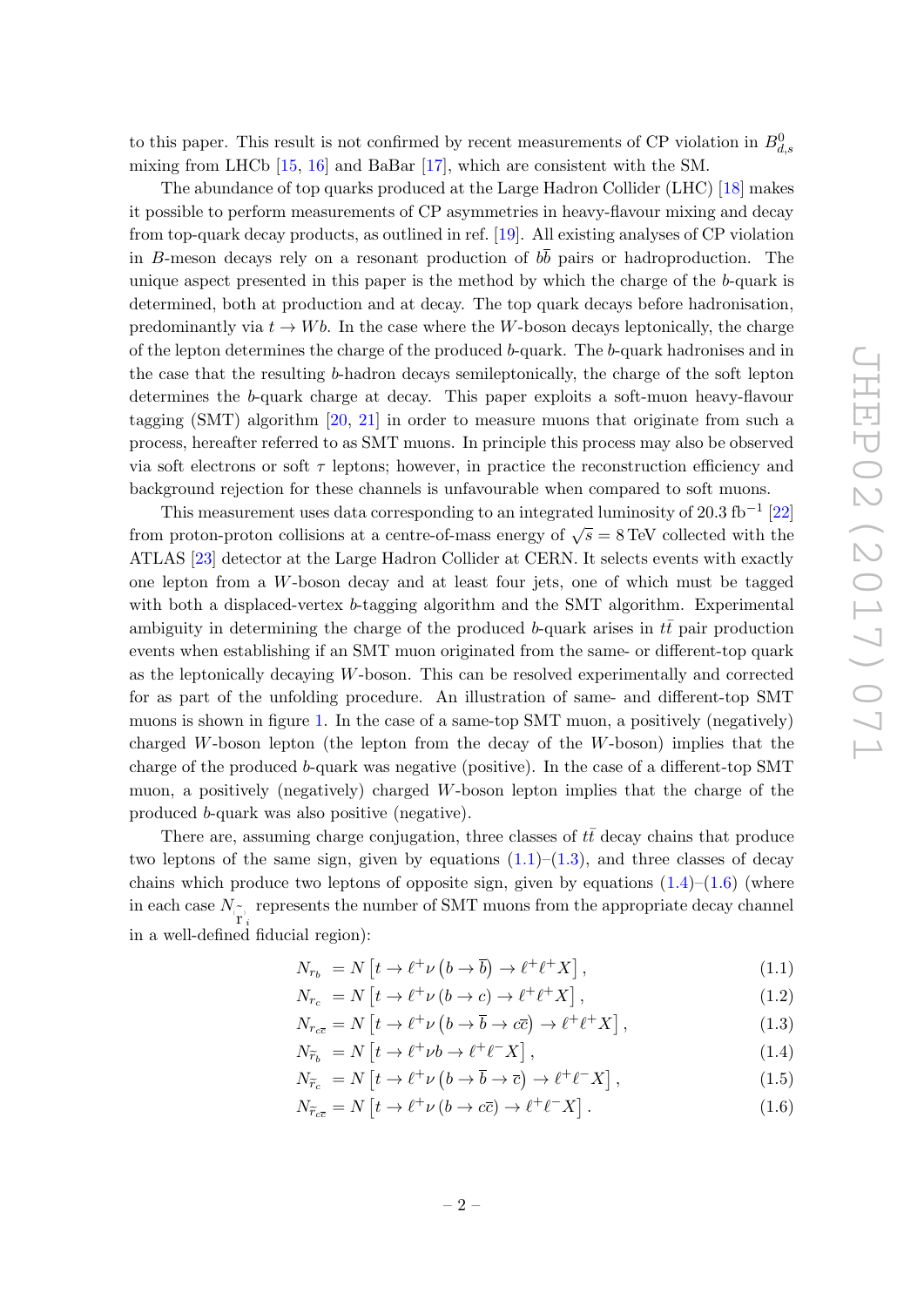to this paper. This result is not confirmed by recent measurements of CP violation in $B^0_{d,s}$ mixing from LHCb [15, 16] and BaBar [17], which are consistent with the SM.

The abundance of top quarks produced at the Large Hadron Collider (LHC) [18] makes it possible to perform measurements of CP asymmetries in heavy-flavour mixing and decay from top-quark decay products, as outlined in ref. [19]. All existing analyses of CP violation in $B$-meson decays rely on a resonant production of $b\bar{b}$ pairs or hadroproduction. The unique aspect presented in this paper is the method by which the charge of the $b$-quark is determined, both at production and at decay. The top quark decays before hadronisation, predominantly via $t \to Wb$. In the case where the $W$-boson decays leptonically, the charge of the lepton determines the charge of the produced $b$-quark. The $b$-quark hadronises and in the case that the resulting $b$-hadron decays semileptonically, the charge of the soft lepton determines the $b$-quark charge at decay. This paper exploits a soft-muon heavy-flavour tagging (SMT) algorithm [20, 21] in order to measure muons that originate from such a process, hereafter referred to as SMT muons. In principle this process may also be observed via soft electrons or soft $\tau$ leptons; however, in practice the reconstruction efficiency and background rejection for these channels is unfavourable when compared to soft muons.

This measurement uses data corresponding to an integrated luminosity of 20.3 fb$^{-1}$ [22] from proton-proton collisions at a centre-of-mass energy of $\sqrt{s} = 8$ TeV collected with the ATLAS [23] detector at the Large Hadron Collider at CERN. It selects events with exactly one lepton from a $W$-boson decay and at least four jets, one of which must be tagged with both a displaced-vertex $b$-tagging algorithm and the SMT algorithm. Experimental ambiguity in determining the charge of the produced $b$-quark arises in $t\bar{t}$ pair production events when establishing if an SMT muon originated from the same- or different-top quark as the leptonically decaying $W$-boson. This can be resolved experimentally and corrected for as part of the unfolding procedure. An illustration of same- and different-top SMT muons is shown in figure 1. In the case of a same-top SMT muon, a positively (negatively) charged $W$-boson lepton (the lepton from the decay of the $W$-boson) implies that the charge of the produced $b$-quark was negative (positive). In the case of a different-top SMT muon, a positively (negatively) charged $W$-boson lepton implies that the charge of the produced $b$-quark was also positive (negative).

There are, assuming charge conjugation, three classes of $t\bar{t}$ decay chains that produce two leptons of the same sign, given by equations (1.1)–(1.3), and three classes of decay chains which produce two leptons of opposite sign, given by equations (1.4)–(1.6) (where in each case $N_{\overset{(\sim)}{r}_i}$ represents the number of SMT muons from the appropriate decay channel in a well-defined fiducial region):

$$N_{r_b} = N\left[t \to \ell^+\nu\left(b \to \overline{b}\right) \to \ell^+\ell^+X\right], \tag{1.1}$$

$$N_{r_c} = N\left[t \to \ell^+\nu\left(b \to c\right) \to \ell^+\ell^+X\right], \tag{1.2}$$

$$N_{r_{c\overline{c}}} = N\left[t \to \ell^+\nu\left(b \to \overline{b} \to c\overline{c}\right) \to \ell^+\ell^+X\right], \tag{1.3}$$

$$N_{\widetilde{r}_b} = N\left[t \to \ell^+\nu b \to \ell^+\ell^-X\right], \tag{1.4}$$

$$N_{\widetilde{r}_c} = N\left[t \to \ell^+\nu\left(b \to \overline{b} \to \overline{c}\right) \to \ell^+\ell^-X\right], \tag{1.5}$$

$$N_{\widetilde{r}_{c\overline{c}}} = N\left[t \to \ell^+\nu\left(b \to c\overline{c}\right) \to \ell^+\ell^-X\right]. \tag{1.6}$$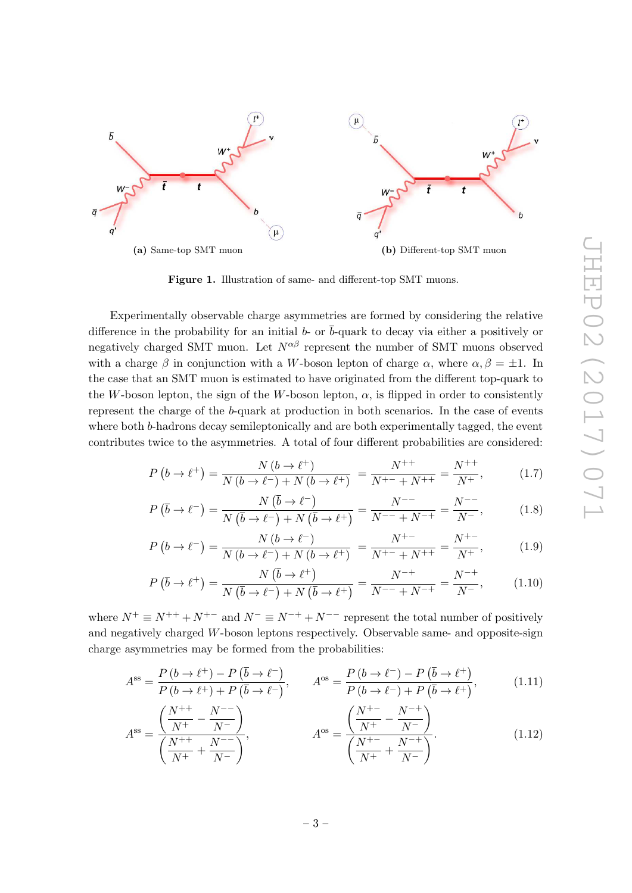(a) Same-top SMT muon

(b) Different-top SMT muon

**Figure 1.** Illustration of same- and different-top SMT muons.

Experimentally observable charge asymmetries are formed by considering the relative difference in the probability for an initial $b$- or $\bar{b}$-quark to decay via either a positively or negatively charged SMT muon. Let $N^{\alpha\beta}$ represent the number of SMT muons observed with a charge $\beta$ in conjunction with a $W$-boson lepton of charge $\alpha$, where $\alpha, \beta = \pm 1$. In the case that an SMT muon is estimated to have originated from the different top-quark to the $W$-boson lepton, the sign of the $W$-boson lepton, $\alpha$, is flipped in order to consistently represent the charge of the $b$-quark at production in both scenarios. In the case of events where both $b$-hadrons decay semileptonically and are both experimentally tagged, the event contributes twice to the asymmetries. A total of four different probabilities are considered:

$$P\left(b \to \ell^{+}\right) = \frac{N\left(b \to \ell^{+}\right)}{N\left(b \to \ell^{-}\right) + N\left(b \to \ell^{+}\right)} = \frac{N^{++}}{N^{+-} + N^{++}} = \frac{N^{++}}{N^{+}}, \tag{1.7}$$

$$P\left(\bar{b} \to \ell^{-}\right) = \frac{N\left(\bar{b} \to \ell^{-}\right)}{N\left(\bar{b} \to \ell^{-}\right) + N\left(\bar{b} \to \ell^{+}\right)} = \frac{N^{--}}{N^{--} + N^{-+}} = \frac{N^{--}}{N^{-}}, \tag{1.8}$$

$$P\left(b \to \ell^{-}\right) = \frac{N\left(b \to \ell^{-}\right)}{N\left(b \to \ell^{-}\right) + N\left(b \to \ell^{+}\right)} = \frac{N^{+-}}{N^{+-} + N^{++}} = \frac{N^{+-}}{N^{+}}, \tag{1.9}$$

$$P\left(\bar{b} \to \ell^{+}\right) = \frac{N\left(\bar{b} \to \ell^{+}\right)}{N\left(\bar{b} \to \ell^{-}\right) + N\left(\bar{b} \to \ell^{+}\right)} = \frac{N^{-+}}{N^{--} + N^{-+}} = \frac{N^{-+}}{N^{-}}, \tag{1.10}$$

where $N^{+} \equiv N^{++} + N^{+-}$ and $N^{-} \equiv N^{-+} + N^{--}$ represent the total number of positively and negatively charged $W$-boson leptons respectively. Observable same- and opposite-sign charge asymmetries may be formed from the probabilities:

$$A^{\mathrm{ss}} = \frac{P\left(b \to \ell^{+}\right) - P\left(\bar{b} \to \ell^{-}\right)}{P\left(b \to \ell^{+}\right) + P\left(\bar{b} \to \ell^{-}\right)}, \qquad A^{\mathrm{os}} = \frac{P\left(b \to \ell^{-}\right) - P\left(\bar{b} \to \ell^{+}\right)}{P\left(b \to \ell^{-}\right) + P\left(\bar{b} \to \ell^{+}\right)}, \tag{1.11}$$

$$A^{\mathrm{ss}} = \frac{\left(\dfrac{N^{++}}{N^{+}} - \dfrac{N^{--}}{N^{-}}\right)}{\left(\dfrac{N^{++}}{N^{+}} + \dfrac{N^{--}}{N^{-}}\right)}, \qquad A^{\mathrm{os}} = \frac{\left(\dfrac{N^{+-}}{N^{+}} - \dfrac{N^{-+}}{N^{-}}\right)}{\left(\dfrac{N^{+-}}{N^{+}} + \dfrac{N^{-+}}{N^{-}}\right)}. \tag{1.12}$$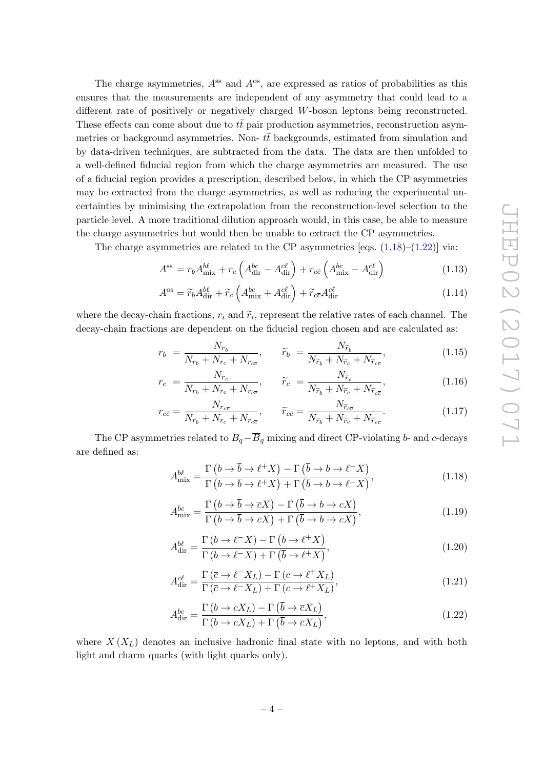The charge asymmetries, $A^{\rm ss}$ and $A^{\rm os}$, are expressed as ratios of probabilities as this ensures that the measurements are independent of any asymmetry that could lead to a different rate of positively or negatively charged $W$-boson leptons being reconstructed. These effects can come about due to $t\bar{t}$ pair production asymmetries, reconstruction asymmetries or background asymmetries. Non- $t\bar{t}$ backgrounds, estimated from simulation and by data-driven techniques, are subtracted from the data. The data are then unfolded to a well-defined fiducial region from which the charge asymmetries are measured. The use of a fiducial region provides a prescription, described below, in which the CP asymmetries may be extracted from the charge asymmetries, as well as reducing the experimental uncertainties by minimising the extrapolation from the reconstruction-level selection to the particle level. A more traditional dilution approach would, in this case, be able to measure the charge asymmetries but would then be unable to extract the CP asymmetries.

The charge asymmetries are related to the CP asymmetries [eqs. (1.18)–(1.22)] via:

$$A^{\rm ss} = r_b A^{b\ell}_{\rm mix} + r_c \left( A^{bc}_{\rm dir} - A^{c\ell}_{\rm dir} \right) + r_{c\bar{c}} \left( A^{bc}_{\rm mix} - A^{c\ell}_{\rm dir} \right) \tag{1.13}$$

$$A^{\rm os} = \widetilde{r}_b A^{b\ell}_{\rm dir} + \widetilde{r}_c \left( A^{bc}_{\rm mix} + A^{c\ell}_{\rm dir} \right) + \widetilde{r}_{c\bar{c}} A^{c\ell}_{\rm dir} \tag{1.14}$$

where the decay-chain fractions, $r_i$ and $\widetilde{r}_i$, represent the relative rates of each channel. The decay-chain fractions are dependent on the fiducial region chosen and are calculated as:

$$r_b = \frac{N_{r_b}}{N_{r_b} + N_{r_c} + N_{r_{c\bar{c}}}}, \qquad \widetilde{r}_b = \frac{N_{\widetilde{r}_b}}{N_{\widetilde{r}_b} + N_{\widetilde{r}_c} + N_{\widetilde{r}_{c\bar{c}}}}, \tag{1.15}$$

$$r_c = \frac{N_{r_c}}{N_{r_b} + N_{r_c} + N_{r_{c\bar{c}}}}, \qquad \widetilde{r}_c = \frac{N_{\widetilde{r}_c}}{N_{\widetilde{r}_b} + N_{\widetilde{r}_c} + N_{\widetilde{r}_{c\bar{c}}}}, \tag{1.16}$$

$$r_{c\bar{c}} = \frac{N_{r_{c\bar{c}}}}{N_{r_b} + N_{r_c} + N_{r_{c\bar{c}}}}, \qquad \widetilde{r}_{c\bar{c}} = \frac{N_{\widetilde{r}_{c\bar{c}}}}{N_{\widetilde{r}_b} + N_{\widetilde{r}_c} + N_{\widetilde{r}_{c\bar{c}}}}. \tag{1.17}$$

The CP asymmetries related to $B_q$–$\overline{B}_q$ mixing and direct CP-violating $b$- and $c$-decays are defined as:

$$A^{b\ell}_{\rm mix} = \frac{\Gamma\left(b \to \bar{b} \to \ell^+ X\right) - \Gamma\left(\bar{b} \to b \to \ell^- X\right)}{\Gamma\left(b \to \bar{b} \to \ell^+ X\right) + \Gamma\left(\bar{b} \to b \to \ell^- X\right)}, \tag{1.18}$$

$$A^{bc}_{\rm mix} = \frac{\Gamma\left(b \to \bar{b} \to \bar{c} X\right) - \Gamma\left(\bar{b} \to b \to c X\right)}{\Gamma\left(b \to \bar{b} \to \bar{c} X\right) + \Gamma\left(\bar{b} \to b \to c X\right)}, \tag{1.19}$$

$$A^{b\ell}_{\rm dir} = \frac{\Gamma\left(b \to \ell^- X\right) - \Gamma\left(\bar{b} \to \ell^+ X\right)}{\Gamma\left(b \to \ell^- X\right) + \Gamma\left(\bar{b} \to \ell^+ X\right)}, \tag{1.20}$$

$$A^{c\ell}_{\rm dir} = \frac{\Gamma\left(\bar{c} \to \ell^- X_L\right) - \Gamma\left(c \to \ell^+ X_L\right)}{\Gamma\left(\bar{c} \to \ell^- X_L\right) + \Gamma\left(c \to \ell^+ X_L\right)}, \tag{1.21}$$

$$A^{bc}_{\rm dir} = \frac{\Gamma\left(b \to c X_L\right) - \Gamma\left(\bar{b} \to \bar{c} X_L\right)}{\Gamma\left(b \to c X_L\right) + \Gamma\left(\bar{b} \to \bar{c} X_L\right)}, \tag{1.22}$$

where $X\,(X_L)$ denotes an inclusive hadronic final state with no leptons, and with both light and charm quarks (with light quarks only).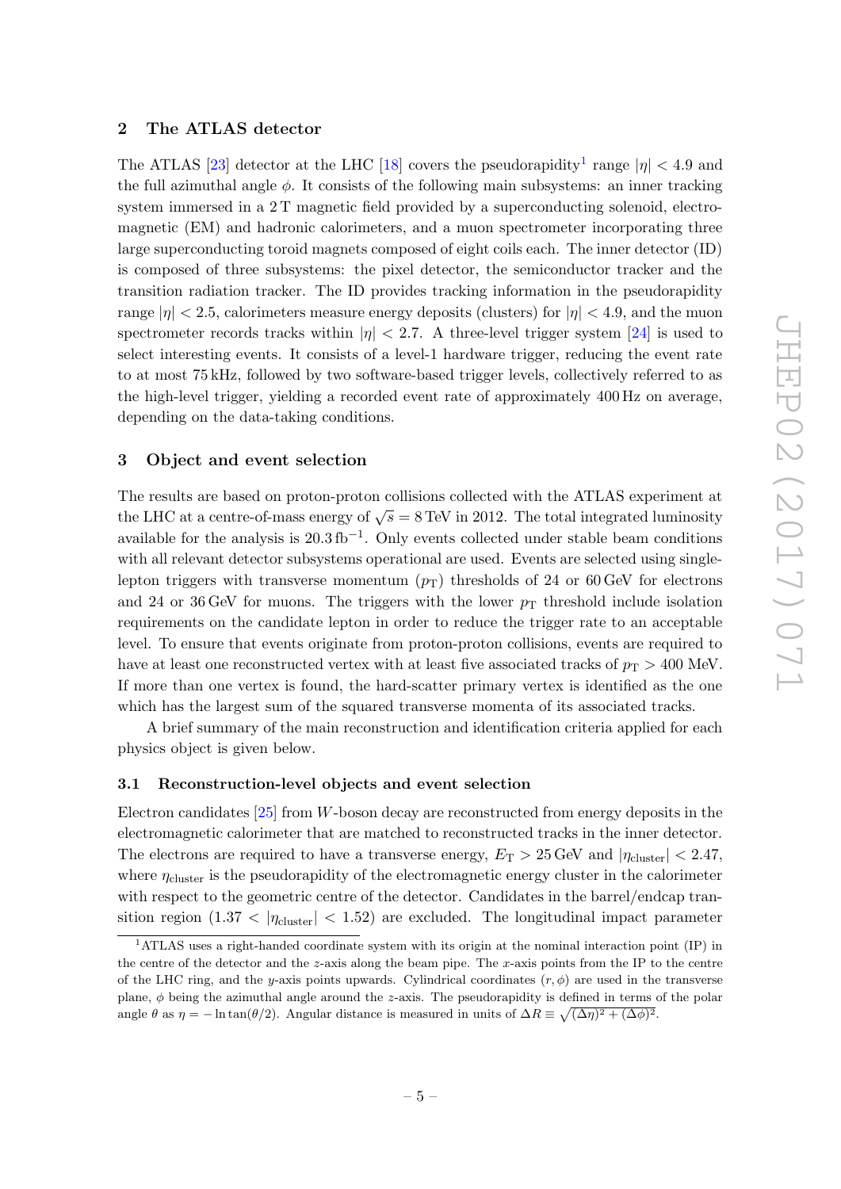## 2 The ATLAS detector

The ATLAS [23] detector at the LHC [18] covers the pseudorapidity[1] range $|\eta| < 4.9$ and the full azimuthal angle $\phi$. It consists of the following main subsystems: an inner tracking system immersed in a 2 T magnetic field provided by a superconducting solenoid, electromagnetic (EM) and hadronic calorimeters, and a muon spectrometer incorporating three large superconducting toroid magnets composed of eight coils each. The inner detector (ID) is composed of three subsystems: the pixel detector, the semiconductor tracker and the transition radiation tracker. The ID provides tracking information in the pseudorapidity range $|\eta| < 2.5$, calorimeters measure energy deposits (clusters) for $|\eta| < 4.9$, and the muon spectrometer records tracks within $|\eta| < 2.7$. A three-level trigger system [24] is used to select interesting events. It consists of a level-1 hardware trigger, reducing the event rate to at most 75 kHz, followed by two software-based trigger levels, collectively referred to as the high-level trigger, yielding a recorded event rate of approximately 400 Hz on average, depending on the data-taking conditions.

## 3 Object and event selection

The results are based on proton-proton collisions collected with the ATLAS experiment at the LHC at a centre-of-mass energy of $\sqrt{s} = 8\,\text{TeV}$ in 2012. The total integrated luminosity available for the analysis is $20.3\,\text{fb}^{-1}$. Only events collected under stable beam conditions with all relevant detector subsystems operational are used. Events are selected using single-lepton triggers with transverse momentum ($p_\text{T}$) thresholds of 24 or 60 GeV for electrons and 24 or 36 GeV for muons. The triggers with the lower $p_\text{T}$ threshold include isolation requirements on the candidate lepton in order to reduce the trigger rate to an acceptable level. To ensure that events originate from proton-proton collisions, events are required to have at least one reconstructed vertex with at least five associated tracks of $p_\text{T} > 400$ MeV. If more than one vertex is found, the hard-scatter primary vertex is identified as the one which has the largest sum of the squared transverse momenta of its associated tracks.

A brief summary of the main reconstruction and identification criteria applied for each physics object is given below.

### 3.1 Reconstruction-level objects and event selection

Electron candidates [25] from $W$-boson decay are reconstructed from energy deposits in the electromagnetic calorimeter that are matched to reconstructed tracks in the inner detector. The electrons are required to have a transverse energy, $E_\text{T} > 25\,\text{GeV}$ and $|\eta_\text{cluster}| < 2.47$, where $\eta_\text{cluster}$ is the pseudorapidity of the electromagnetic energy cluster in the calorimeter with respect to the geometric centre of the detector. Candidates in the barrel/endcap transition region ($1.37 < |\eta_\text{cluster}| < 1.52$) are excluded. The longitudinal impact parameter

[1] ATLAS uses a right-handed coordinate system with its origin at the nominal interaction point (IP) in the centre of the detector and the $z$-axis along the beam pipe. The $x$-axis points from the IP to the centre of the LHC ring, and the $y$-axis points upwards. Cylindrical coordinates $(r, \phi)$ are used in the transverse plane, $\phi$ being the azimuthal angle around the $z$-axis. The pseudorapidity is defined in terms of the polar angle $\theta$ as $\eta = -\ln\tan(\theta/2)$. Angular distance is measured in units of $\Delta R \equiv \sqrt{(\Delta\eta)^2 + (\Delta\phi)^2}$.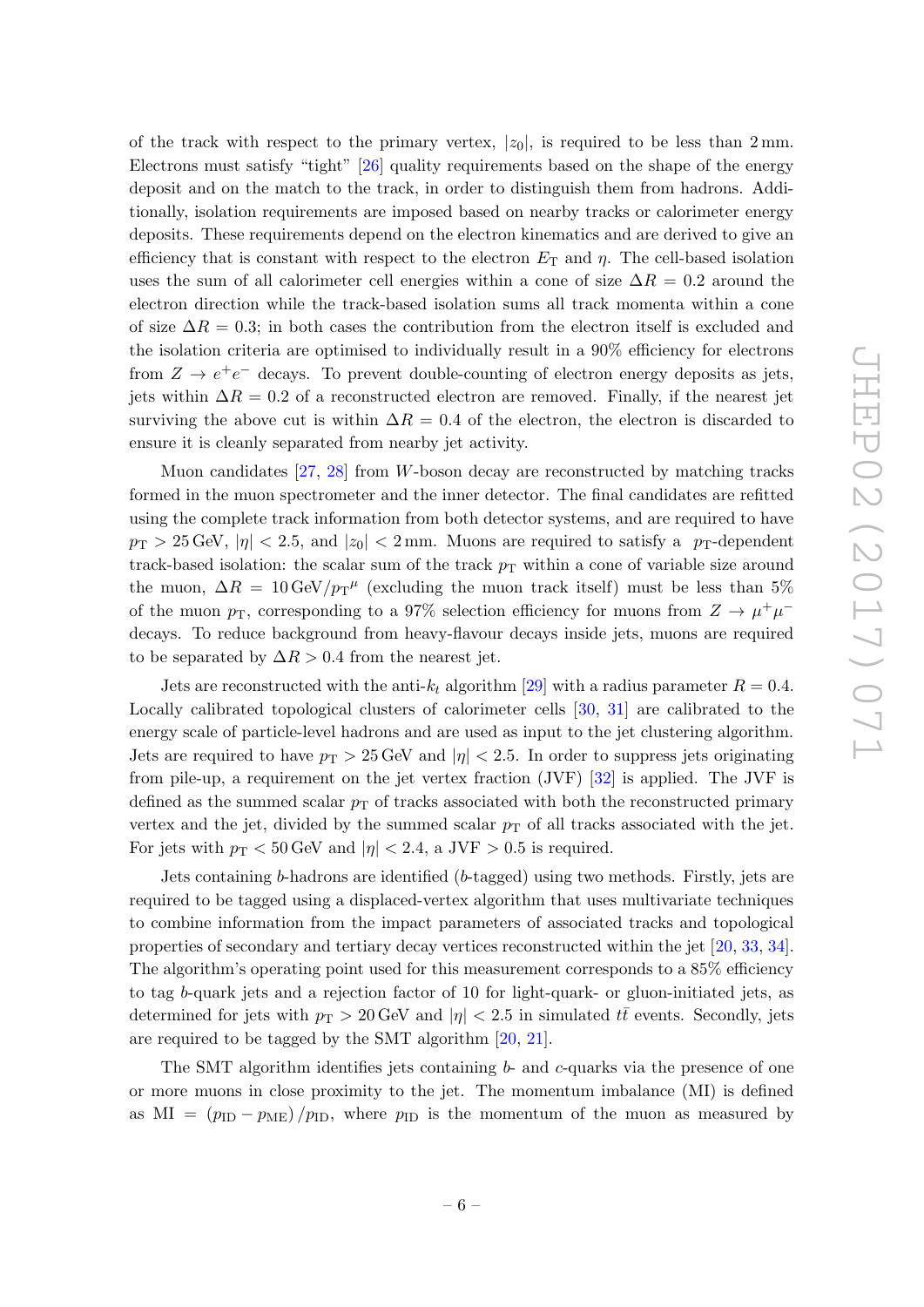of the track with respect to the primary vertex, $|z_0|$, is required to be less than 2 mm. Electrons must satisfy "tight" [26] quality requirements based on the shape of the energy deposit and on the match to the track, in order to distinguish them from hadrons. Additionally, isolation requirements are imposed based on nearby tracks or calorimeter energy deposits. These requirements depend on the electron kinematics and are derived to give an efficiency that is constant with respect to the electron $E_{\mathrm{T}}$ and $\eta$. The cell-based isolation uses the sum of all calorimeter cell energies within a cone of size $\Delta R = 0.2$ around the electron direction while the track-based isolation sums all track momenta within a cone of size $\Delta R = 0.3$; in both cases the contribution from the electron itself is excluded and the isolation criteria are optimised to individually result in a 90% efficiency for electrons from $Z \to e^+e^-$ decays. To prevent double-counting of electron energy deposits as jets, jets within $\Delta R = 0.2$ of a reconstructed electron are removed. Finally, if the nearest jet surviving the above cut is within $\Delta R = 0.4$ of the electron, the electron is discarded to ensure it is cleanly separated from nearby jet activity.

Muon candidates [27, 28] from $W$-boson decay are reconstructed by matching tracks formed in the muon spectrometer and the inner detector. The final candidates are refitted using the complete track information from both detector systems, and are required to have $p_{\mathrm{T}} > 25\,\mathrm{GeV}$, $|\eta| < 2.5$, and $|z_0| < 2\,\mathrm{mm}$. Muons are required to satisfy a $p_{\mathrm{T}}$-dependent track-based isolation: the scalar sum of the track $p_{\mathrm{T}}$ within a cone of variable size around the muon, $\Delta R = 10\,\mathrm{GeV}/{p_{\mathrm{T}}}^{\mu}$ (excluding the muon track itself) must be less than 5% of the muon $p_{\mathrm{T}}$, corresponding to a 97% selection efficiency for muons from $Z \to \mu^+\mu^-$ decays. To reduce background from heavy-flavour decays inside jets, muons are required to be separated by $\Delta R > 0.4$ from the nearest jet.

Jets are reconstructed with the anti-$k_t$ algorithm [29] with a radius parameter $R = 0.4$. Locally calibrated topological clusters of calorimeter cells [30, 31] are calibrated to the energy scale of particle-level hadrons and are used as input to the jet clustering algorithm. Jets are required to have $p_{\mathrm{T}} > 25\,\mathrm{GeV}$ and $|\eta| < 2.5$. In order to suppress jets originating from pile-up, a requirement on the jet vertex fraction (JVF) [32] is applied. The JVF is defined as the summed scalar $p_{\mathrm{T}}$ of tracks associated with both the reconstructed primary vertex and the jet, divided by the summed scalar $p_{\mathrm{T}}$ of all tracks associated with the jet. For jets with $p_{\mathrm{T}} < 50\,\mathrm{GeV}$ and $|\eta| < 2.4$, a JVF $> 0.5$ is required.

Jets containing $b$-hadrons are identified ($b$-tagged) using two methods. Firstly, jets are required to be tagged using a displaced-vertex algorithm that uses multivariate techniques to combine information from the impact parameters of associated tracks and topological properties of secondary and tertiary decay vertices reconstructed within the jet [20, 33, 34]. The algorithm's operating point used for this measurement corresponds to a 85% efficiency to tag $b$-quark jets and a rejection factor of 10 for light-quark- or gluon-initiated jets, as determined for jets with $p_{\mathrm{T}} > 20\,\mathrm{GeV}$ and $|\eta| < 2.5$ in simulated $t\bar{t}$ events. Secondly, jets are required to be tagged by the SMT algorithm [20, 21].

The SMT algorithm identifies jets containing $b$- and $c$-quarks via the presence of one or more muons in close proximity to the jet. The momentum imbalance (MI) is defined as $\mathrm{MI} = (p_{\mathrm{ID}} - p_{\mathrm{ME}})/p_{\mathrm{ID}}$, where $p_{\mathrm{ID}}$ is the momentum of the muon as measured by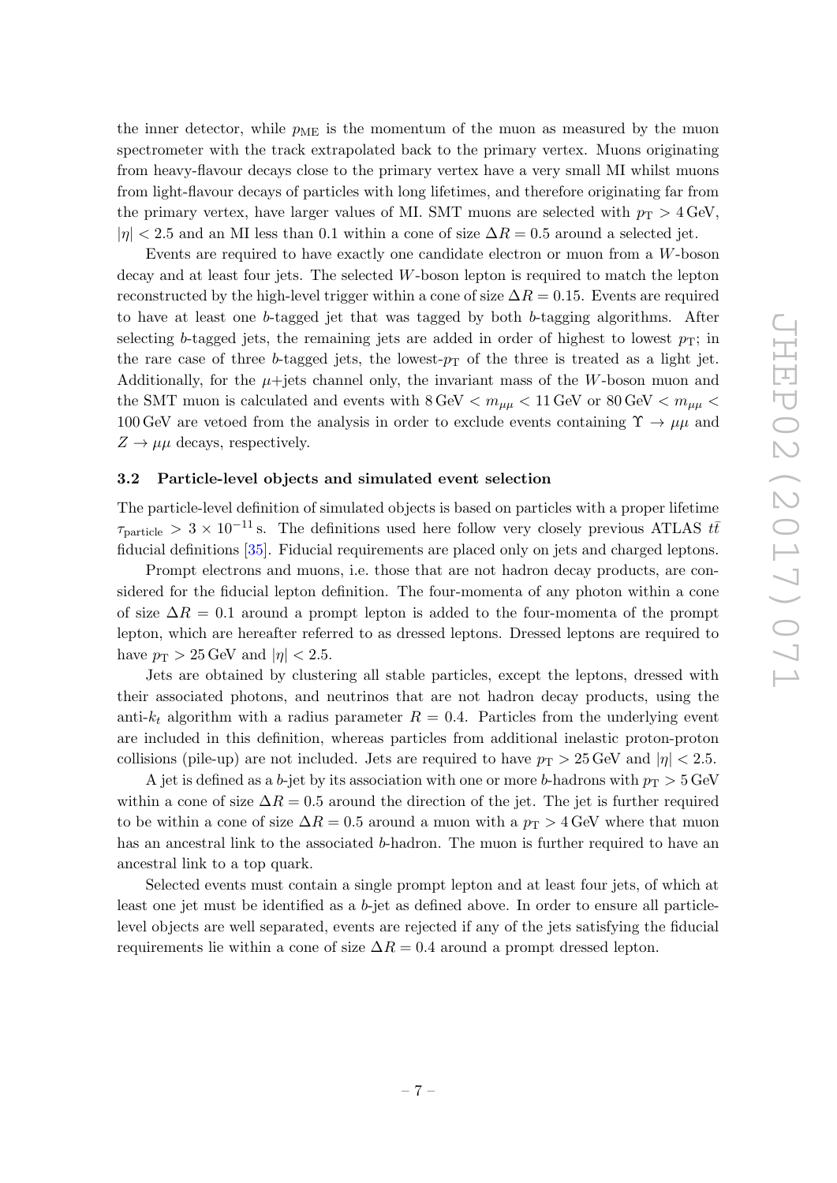the inner detector, while $p_{\mathrm{ME}}$ is the momentum of the muon as measured by the muon spectrometer with the track extrapolated back to the primary vertex. Muons originating from heavy-flavour decays close to the primary vertex have a very small MI whilst muons from light-flavour decays of particles with long lifetimes, and therefore originating far from the primary vertex, have larger values of MI. SMT muons are selected with $p_{\mathrm{T}} > 4\,\mathrm{GeV}$, $|\eta| < 2.5$ and an MI less than 0.1 within a cone of size $\Delta R = 0.5$ around a selected jet.

Events are required to have exactly one candidate electron or muon from a $W$-boson decay and at least four jets. The selected $W$-boson lepton is required to match the lepton reconstructed by the high-level trigger within a cone of size $\Delta R = 0.15$. Events are required to have at least one $b$-tagged jet that was tagged by both $b$-tagging algorithms. After selecting $b$-tagged jets, the remaining jets are added in order of highest to lowest $p_{\mathrm{T}}$; in the rare case of three $b$-tagged jets, the lowest-$p_{\mathrm{T}}$ of the three is treated as a light jet. Additionally, for the $\mu$+jets channel only, the invariant mass of the $W$-boson muon and the SMT muon is calculated and events with $8\,\mathrm{GeV} < m_{\mu\mu} < 11\,\mathrm{GeV}$ or $80\,\mathrm{GeV} < m_{\mu\mu} < 100\,\mathrm{GeV}$ are vetoed from the analysis in order to exclude events containing $\Upsilon \to \mu\mu$ and $Z \to \mu\mu$ decays, respectively.

### 3.2 Particle-level objects and simulated event selection

The particle-level definition of simulated objects is based on particles with a proper lifetime $\tau_{\mathrm{particle}} > 3 \times 10^{-11}\,\mathrm{s}$. The definitions used here follow very closely previous ATLAS $t\bar{t}$ fiducial definitions [35]. Fiducial requirements are placed only on jets and charged leptons.

Prompt electrons and muons, i.e. those that are not hadron decay products, are considered for the fiducial lepton definition. The four-momenta of any photon within a cone of size $\Delta R = 0.1$ around a prompt lepton is added to the four-momenta of the prompt lepton, which are hereafter referred to as dressed leptons. Dressed leptons are required to have $p_{\mathrm{T}} > 25\,\mathrm{GeV}$ and $|\eta| < 2.5$.

Jets are obtained by clustering all stable particles, except the leptons, dressed with their associated photons, and neutrinos that are not hadron decay products, using the anti-$k_t$ algorithm with a radius parameter $R = 0.4$. Particles from the underlying event are included in this definition, whereas particles from additional inelastic proton-proton collisions (pile-up) are not included. Jets are required to have $p_{\mathrm{T}} > 25\,\mathrm{GeV}$ and $|\eta| < 2.5$.

A jet is defined as a $b$-jet by its association with one or more $b$-hadrons with $p_{\mathrm{T}} > 5\,\mathrm{GeV}$ within a cone of size $\Delta R = 0.5$ around the direction of the jet. The jet is further required to be within a cone of size $\Delta R = 0.5$ around a muon with a $p_{\mathrm{T}} > 4\,\mathrm{GeV}$ where that muon has an ancestral link to the associated $b$-hadron. The muon is further required to have an ancestral link to a top quark.

Selected events must contain a single prompt lepton and at least four jets, of which at least one jet must be identified as a $b$-jet as defined above. In order to ensure all particle-level objects are well separated, events are rejected if any of the jets satisfying the fiducial requirements lie within a cone of size $\Delta R = 0.4$ around a prompt dressed lepton.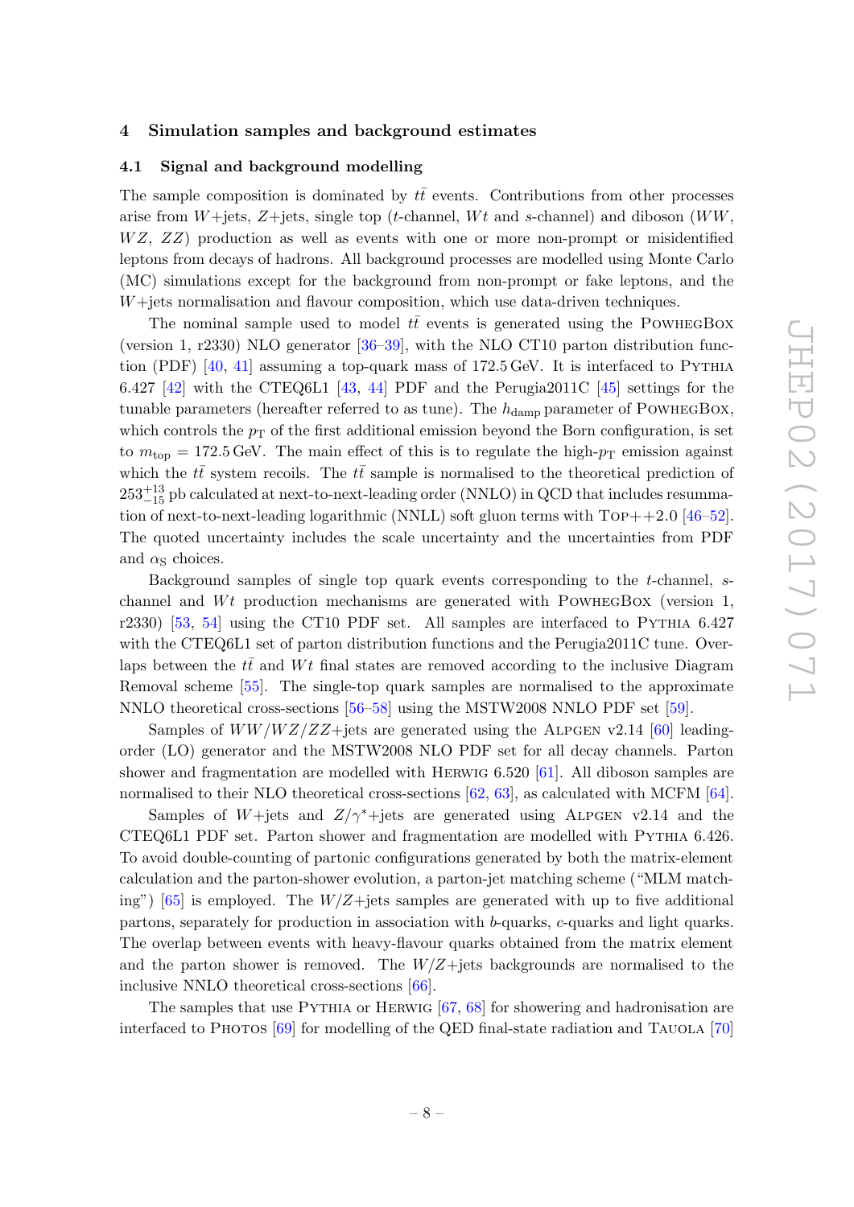## 4 Simulation samples and background estimates

### 4.1 Signal and background modelling

The sample composition is dominated by $t\bar{t}$ events. Contributions from other processes arise from $W$+jets, $Z$+jets, single top ($t$-channel, $Wt$ and $s$-channel) and diboson ($WW$, $WZ$, $ZZ$) production as well as events with one or more non-prompt or misidentified leptons from decays of hadrons. All background processes are modelled using Monte Carlo (MC) simulations except for the background from non-prompt or fake leptons, and the $W$+jets normalisation and flavour composition, which use data-driven techniques.

The nominal sample used to model $t\bar{t}$ events is generated using the PowhegBox (version 1, r2330) NLO generator [36–39], with the NLO CT10 parton distribution function (PDF) [40, 41] assuming a top-quark mass of 172.5 GeV. It is interfaced to Pythia 6.427 [42] with the CTEQ6L1 [43, 44] PDF and the Perugia2011C [45] settings for the tunable parameters (hereafter referred to as tune). The $h_{\mathrm{damp}}$ parameter of PowhegBox, which controls the $p_{\mathrm{T}}$ of the first additional emission beyond the Born configuration, is set to $m_{\mathrm{top}} = 172.5$ GeV. The main effect of this is to regulate the high-$p_{\mathrm{T}}$ emission against which the $t\bar{t}$ system recoils. The $t\bar{t}$ sample is normalised to the theoretical prediction of $253^{+13}_{-15}$ pb calculated at next-to-next-leading order (NNLO) in QCD that includes resummation of next-to-next-leading logarithmic (NNLL) soft gluon terms with Top++2.0 [46–52]. The quoted uncertainty includes the scale uncertainty and the uncertainties from PDF and $\alpha_{\mathrm{S}}$ choices.

Background samples of single top quark events corresponding to the $t$-channel, $s$-channel and $Wt$ production mechanisms are generated with PowhegBox (version 1, r2330) [53, 54] using the CT10 PDF set. All samples are interfaced to Pythia 6.427 with the CTEQ6L1 set of parton distribution functions and the Perugia2011C tune. Overlaps between the $t\bar{t}$ and $Wt$ final states are removed according to the inclusive Diagram Removal scheme [55]. The single-top quark samples are normalised to the approximate NNLO theoretical cross-sections [56–58] using the MSTW2008 NNLO PDF set [59].

Samples of $WW/WZ/ZZ$+jets are generated using the Alpgen v2.14 [60] leading-order (LO) generator and the MSTW2008 NLO PDF set for all decay channels. Parton shower and fragmentation are modelled with Herwig 6.520 [61]. All diboson samples are normalised to their NLO theoretical cross-sections [62, 63], as calculated with MCFM [64].

Samples of $W$+jets and $Z/\gamma^{*}$+jets are generated using Alpgen v2.14 and the CTEQ6L1 PDF set. Parton shower and fragmentation are modelled with Pythia 6.426. To avoid double-counting of partonic configurations generated by both the matrix-element calculation and the parton-shower evolution, a parton-jet matching scheme ("MLM matching") [65] is employed. The $W/Z$+jets samples are generated with up to five additional partons, separately for production in association with $b$-quarks, $c$-quarks and light quarks. The overlap between events with heavy-flavour quarks obtained from the matrix element and the parton shower is removed. The $W/Z$+jets backgrounds are normalised to the inclusive NNLO theoretical cross-sections [66].

The samples that use Pythia or Herwig [67, 68] for showering and hadronisation are interfaced to Photos [69] for modelling of the QED final-state radiation and Tauola [70]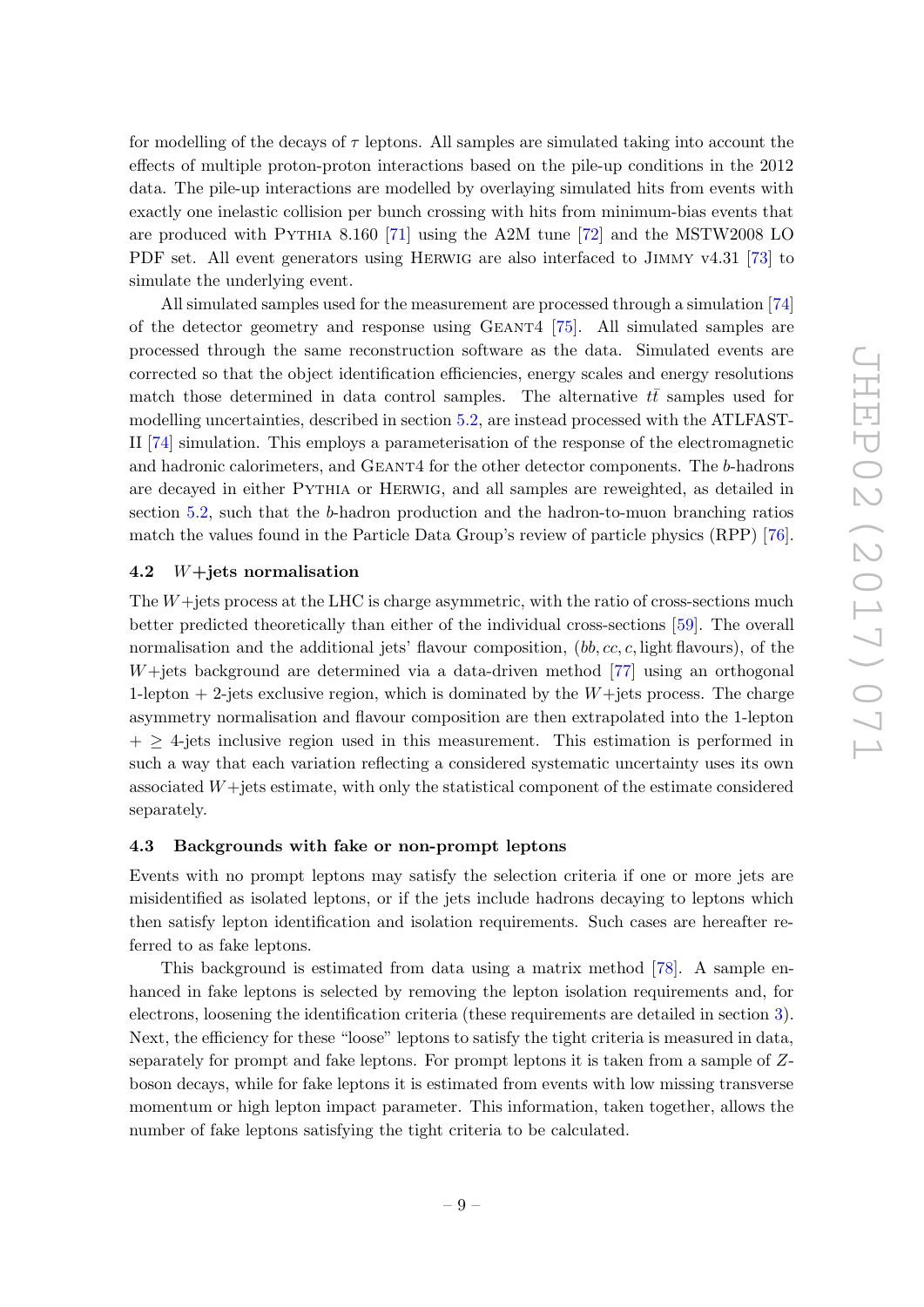for modelling of the decays of $\tau$ leptons. All samples are simulated taking into account the effects of multiple proton-proton interactions based on the pile-up conditions in the 2012 data. The pile-up interactions are modelled by overlaying simulated hits from events with exactly one inelastic collision per bunch crossing with hits from minimum-bias events that are produced with PYTHIA 8.160 [71] using the A2M tune [72] and the MSTW2008 LO PDF set. All event generators using HERWIG are also interfaced to JIMMY v4.31 [73] to simulate the underlying event.

All simulated samples used for the measurement are processed through a simulation [74] of the detector geometry and response using GEANT4 [75]. All simulated samples are processed through the same reconstruction software as the data. Simulated events are corrected so that the object identification efficiencies, energy scales and energy resolutions match those determined in data control samples. The alternative $t\bar{t}$ samples used for modelling uncertainties, described in section 5.2, are instead processed with the ATLFAST-II [74] simulation. This employs a parameterisation of the response of the electromagnetic and hadronic calorimeters, and GEANT4 for the other detector components. The $b$-hadrons are decayed in either PYTHIA or HERWIG, and all samples are reweighted, as detailed in section 5.2, such that the $b$-hadron production and the hadron-to-muon branching ratios match the values found in the Particle Data Group's review of particle physics (RPP) [76].

### 4.2 $W$+jets normalisation

The $W$+jets process at the LHC is charge asymmetric, with the ratio of cross-sections much better predicted theoretically than either of the individual cross-sections [59]. The overall normalisation and the additional jets' flavour composition, ($bb, cc, c$, light flavours), of the $W$+jets background are determined via a data-driven method [77] using an orthogonal 1-lepton + 2-jets exclusive region, which is dominated by the $W$+jets process. The charge asymmetry normalisation and flavour composition are then extrapolated into the 1-lepton + $\geq$ 4-jets inclusive region used in this measurement. This estimation is performed in such a way that each variation reflecting a considered systematic uncertainty uses its own associated $W$+jets estimate, with only the statistical component of the estimate considered separately.

### 4.3 Backgrounds with fake or non-prompt leptons

Events with no prompt leptons may satisfy the selection criteria if one or more jets are misidentified as isolated leptons, or if the jets include hadrons decaying to leptons which then satisfy lepton identification and isolation requirements. Such cases are hereafter referred to as fake leptons.

This background is estimated from data using a matrix method [78]. A sample enhanced in fake leptons is selected by removing the lepton isolation requirements and, for electrons, loosening the identification criteria (these requirements are detailed in section 3). Next, the efficiency for these "loose" leptons to satisfy the tight criteria is measured in data, separately for prompt and fake leptons. For prompt leptons it is taken from a sample of $Z$-boson decays, while for fake leptons it is estimated from events with low missing transverse momentum or high lepton impact parameter. This information, taken together, allows the number of fake leptons satisfying the tight criteria to be calculated.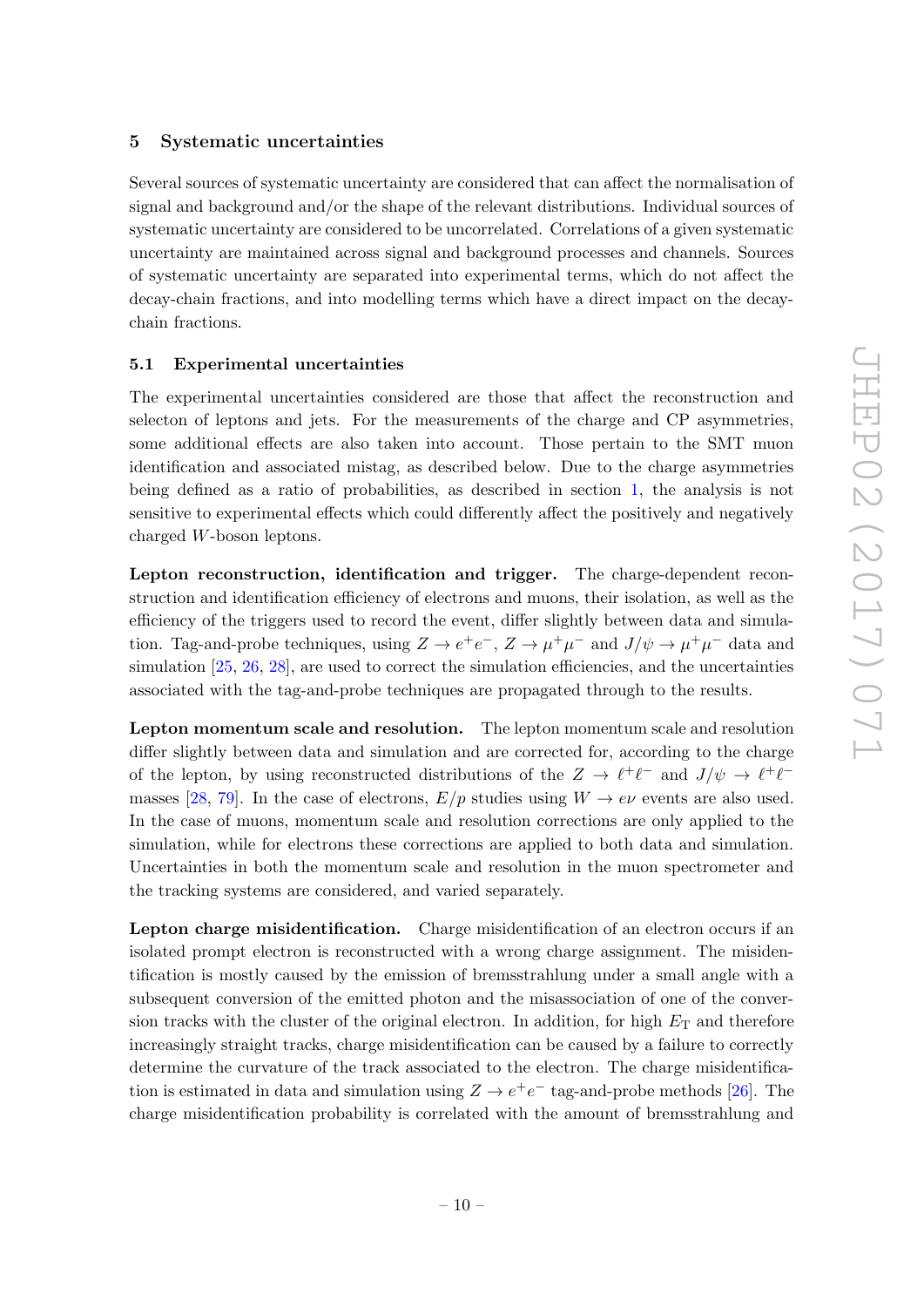## 5 Systematic uncertainties

Several sources of systematic uncertainty are considered that can affect the normalisation of signal and background and/or the shape of the relevant distributions. Individual sources of systematic uncertainty are considered to be uncorrelated. Correlations of a given systematic uncertainty are maintained across signal and background processes and channels. Sources of systematic uncertainty are separated into experimental terms, which do not affect the decay-chain fractions, and into modelling terms which have a direct impact on the decay-chain fractions.

### 5.1 Experimental uncertainties

The experimental uncertainties considered are those that affect the reconstruction and selecton of leptons and jets. For the measurements of the charge and CP asymmetries, some additional effects are also taken into account. Those pertain to the SMT muon identification and associated mistag, as described below. Due to the charge asymmetries being defined as a ratio of probabilities, as described in section 1, the analysis is not sensitive to experimental effects which could differently affect the positively and negatively charged $W$-boson leptons.

**Lepton reconstruction, identification and trigger.** The charge-dependent reconstruction and identification efficiency of electrons and muons, their isolation, as well as the efficiency of the triggers used to record the event, differ slightly between data and simulation. Tag-and-probe techniques, using $Z \to e^+e^-$, $Z \to \mu^+\mu^-$ and $J/\psi \to \mu^+\mu^-$ data and simulation [25, 26, 28], are used to correct the simulation efficiencies, and the uncertainties associated with the tag-and-probe techniques are propagated through to the results.

**Lepton momentum scale and resolution.** The lepton momentum scale and resolution differ slightly between data and simulation and are corrected for, according to the charge of the lepton, by using reconstructed distributions of the $Z \to \ell^+\ell^-$ and $J/\psi \to \ell^+\ell^-$ masses [28, 79]. In the case of electrons, $E/p$ studies using $W \to e\nu$ events are also used. In the case of muons, momentum scale and resolution corrections are only applied to the simulation, while for electrons these corrections are applied to both data and simulation. Uncertainties in both the momentum scale and resolution in the muon spectrometer and the tracking systems are considered, and varied separately.

**Lepton charge misidentification.** Charge misidentification of an electron occurs if an isolated prompt electron is reconstructed with a wrong charge assignment. The misidentification is mostly caused by the emission of bremsstrahlung under a small angle with a subsequent conversion of the emitted photon and the misassociation of one of the conversion tracks with the cluster of the original electron. In addition, for high $E_{\mathrm{T}}$ and therefore increasingly straight tracks, charge misidentification can be caused by a failure to correctly determine the curvature of the track associated to the electron. The charge misidentification is estimated in data and simulation using $Z \to e^+e^-$ tag-and-probe methods [26]. The charge misidentification probability is correlated with the amount of bremsstrahlung and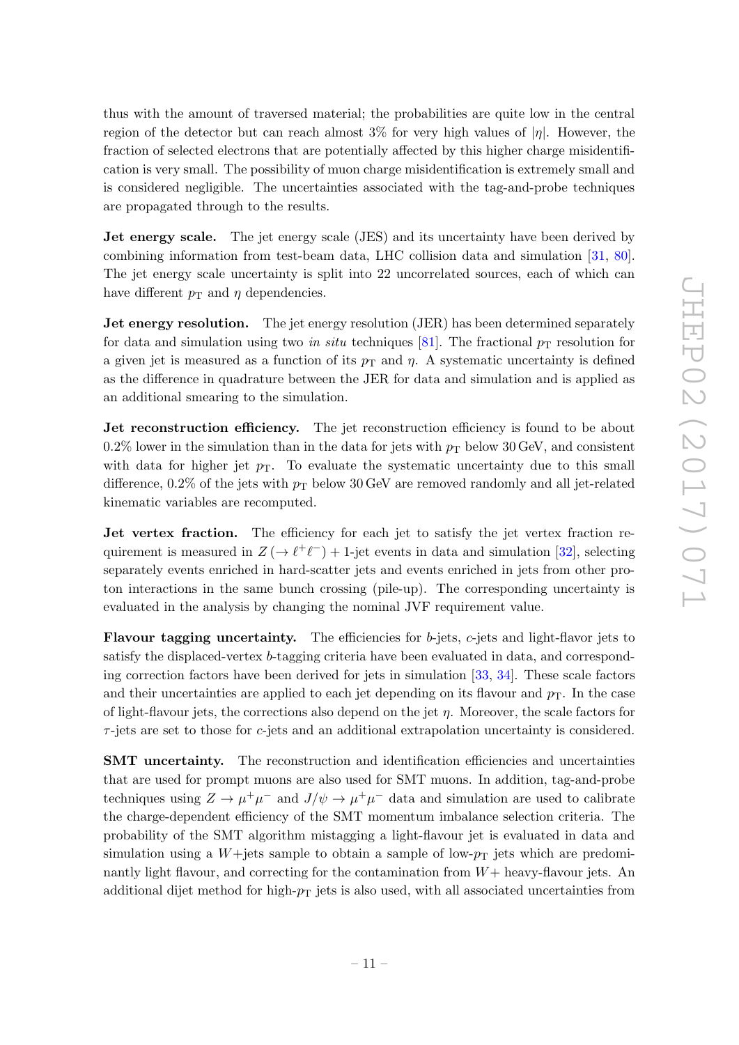thus with the amount of traversed material; the probabilities are quite low in the central region of the detector but can reach almost 3% for very high values of $|\eta|$. However, the fraction of selected electrons that are potentially affected by this higher charge misidentification is very small. The possibility of muon charge misidentification is extremely small and is considered negligible. The uncertainties associated with the tag-and-probe techniques are propagated through to the results.

**Jet energy scale.** The jet energy scale (JES) and its uncertainty have been derived by combining information from test-beam data, LHC collision data and simulation [31, 80]. The jet energy scale uncertainty is split into 22 uncorrelated sources, each of which can have different $p_{\mathrm{T}}$ and $\eta$ dependencies.

**Jet energy resolution.** The jet energy resolution (JER) has been determined separately for data and simulation using two *in situ* techniques [81]. The fractional $p_{\mathrm{T}}$ resolution for a given jet is measured as a function of its $p_{\mathrm{T}}$ and $\eta$. A systematic uncertainty is defined as the difference in quadrature between the JER for data and simulation and is applied as an additional smearing to the simulation.

**Jet reconstruction efficiency.** The jet reconstruction efficiency is found to be about 0.2% lower in the simulation than in the data for jets with $p_{\mathrm{T}}$ below 30 GeV, and consistent with data for higher jet $p_{\mathrm{T}}$. To evaluate the systematic uncertainty due to this small difference, 0.2% of the jets with $p_{\mathrm{T}}$ below 30 GeV are removed randomly and all jet-related kinematic variables are recomputed.

**Jet vertex fraction.** The efficiency for each jet to satisfy the jet vertex fraction requirement is measured in $Z(\to \ell^+\ell^-) + 1$-jet events in data and simulation [32], selecting separately events enriched in hard-scatter jets and events enriched in jets from other proton interactions in the same bunch crossing (pile-up). The corresponding uncertainty is evaluated in the analysis by changing the nominal JVF requirement value.

**Flavour tagging uncertainty.** The efficiencies for $b$-jets, $c$-jets and light-flavor jets to satisfy the displaced-vertex $b$-tagging criteria have been evaluated in data, and corresponding correction factors have been derived for jets in simulation [33, 34]. These scale factors and their uncertainties are applied to each jet depending on its flavour and $p_{\mathrm{T}}$. In the case of light-flavour jets, the corrections also depend on the jet $\eta$. Moreover, the scale factors for $\tau$-jets are set to those for $c$-jets and an additional extrapolation uncertainty is considered.

**SMT uncertainty.** The reconstruction and identification efficiencies and uncertainties that are used for prompt muons are also used for SMT muons. In addition, tag-and-probe techniques using $Z \to \mu^+\mu^-$ and $J/\psi \to \mu^+\mu^-$ data and simulation are used to calibrate the charge-dependent efficiency of the SMT momentum imbalance selection criteria. The probability of the SMT algorithm mistagging a light-flavour jet is evaluated in data and simulation using a $W$+jets sample to obtain a sample of low-$p_{\mathrm{T}}$ jets which are predominantly light flavour, and correcting for the contamination from $W+$ heavy-flavour jets. An additional dijet method for high-$p_{\mathrm{T}}$ jets is also used, with all associated uncertainties from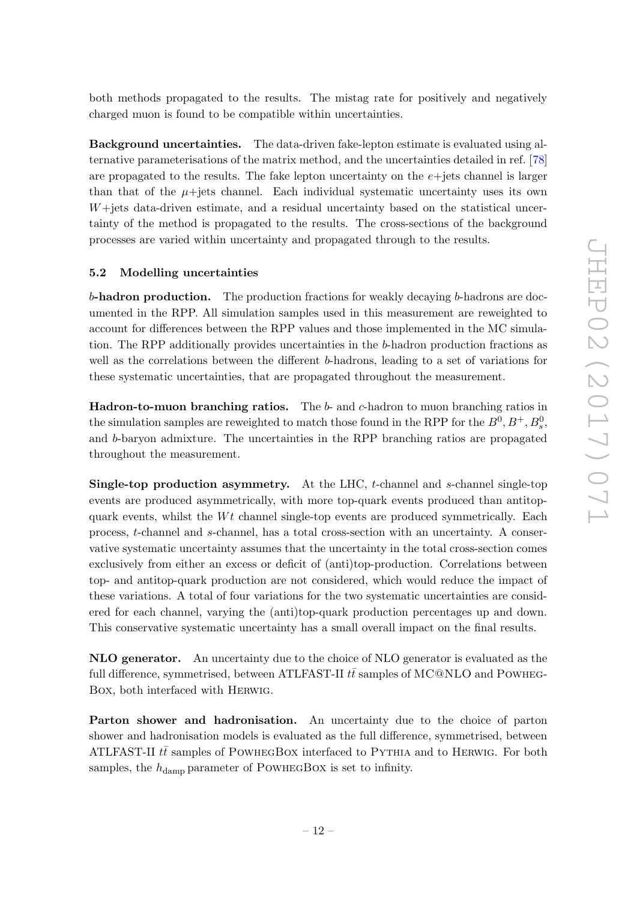both methods propagated to the results. The mistag rate for positively and negatively charged muon is found to be compatible within uncertainties.

**Background uncertainties.** The data-driven fake-lepton estimate is evaluated using alternative parameterisations of the matrix method, and the uncertainties detailed in ref. [78] are propagated to the results. The fake lepton uncertainty on the $e$+jets channel is larger than that of the $\mu$+jets channel. Each individual systematic uncertainty uses its own $W$+jets data-driven estimate, and a residual uncertainty based on the statistical uncertainty of the method is propagated to the results. The cross-sections of the background processes are varied within uncertainty and propagated through to the results.

### 5.2 Modelling uncertainties

**$b$-hadron production.** The production fractions for weakly decaying $b$-hadrons are documented in the RPP. All simulation samples used in this measurement are reweighted to account for differences between the RPP values and those implemented in the MC simulation. The RPP additionally provides uncertainties in the $b$-hadron production fractions as well as the correlations between the different $b$-hadrons, leading to a set of variations for these systematic uncertainties, that are propagated throughout the measurement.

**Hadron-to-muon branching ratios.** The $b$- and $c$-hadron to muon branching ratios in the simulation samples are reweighted to match those found in the RPP for the $B^0, B^+, B^0_s$, and $b$-baryon admixture. The uncertainties in the RPP branching ratios are propagated throughout the measurement.

**Single-top production asymmetry.** At the LHC, $t$-channel and $s$-channel single-top events are produced asymmetrically, with more top-quark events produced than antitop-quark events, whilst the $Wt$ channel single-top events are produced symmetrically. Each process, $t$-channel and $s$-channel, has a total cross-section with an uncertainty. A conservative systematic uncertainty assumes that the uncertainty in the total cross-section comes exclusively from either an excess or deficit of (anti)top-production. Correlations between top- and antitop-quark production are not considered, which would reduce the impact of these variations. A total of four variations for the two systematic uncertainties are considered for each channel, varying the (anti)top-quark production percentages up and down. This conservative systematic uncertainty has a small overall impact on the final results.

**NLO generator.** An uncertainty due to the choice of NLO generator is evaluated as the full difference, symmetrised, between ATLFAST-II $t\bar{t}$ samples of MC@NLO and POWHEG-BOX, both interfaced with HERWIG.

**Parton shower and hadronisation.** An uncertainty due to the choice of parton shower and hadronisation models is evaluated as the full difference, symmetrised, between ATLFAST-II $t\bar{t}$ samples of POWHEGBOX interfaced to PYTHIA and to HERWIG. For both samples, the $h_{\text{damp}}$ parameter of POWHEGBOX is set to infinity.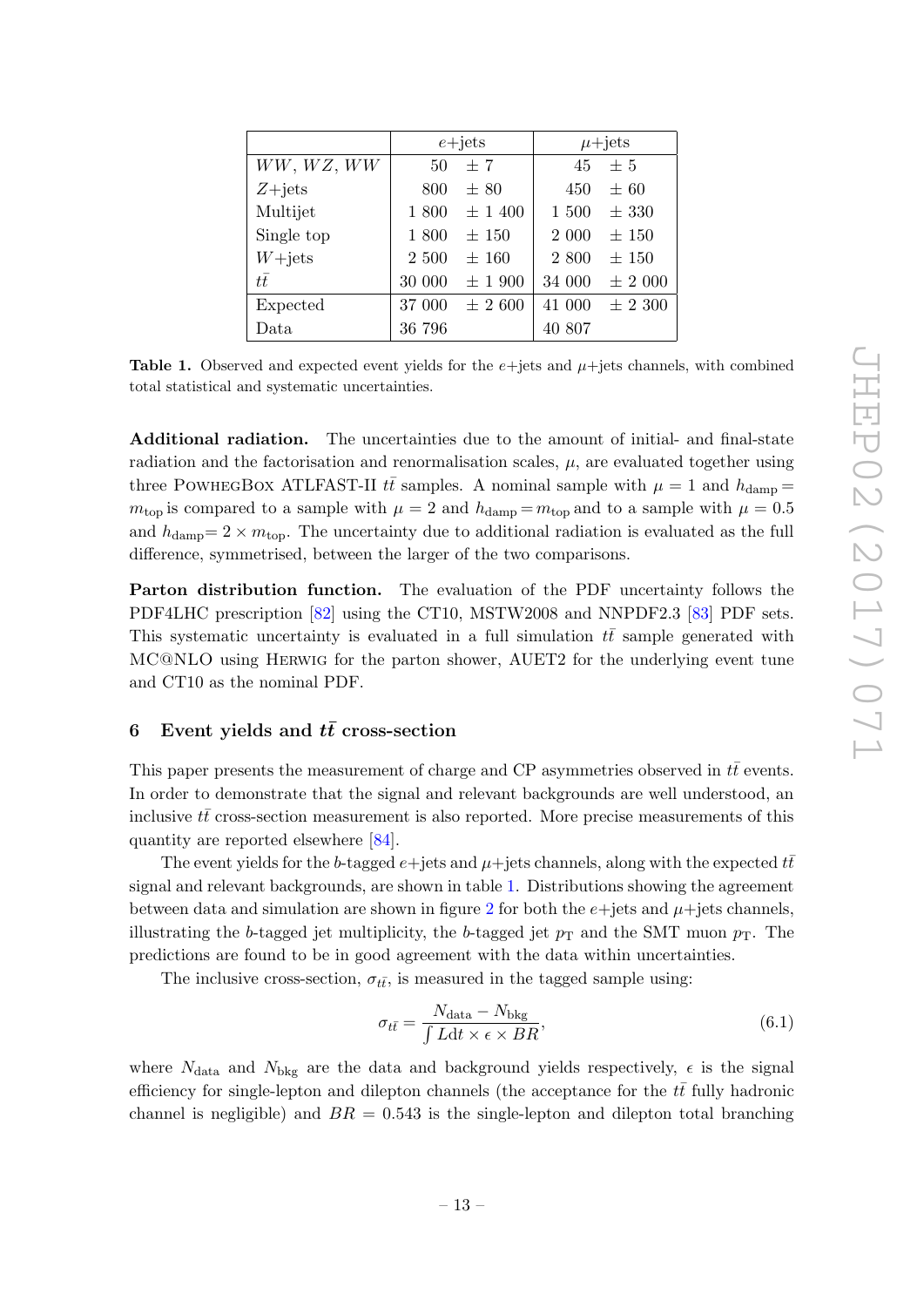| | $e$+jets | $\mu$+jets |
|---|---|---|
| $WW$, $WZ$, $WW$ | 50 $\pm$ 7 | 45 $\pm$ 5 |
| $Z$+jets | 800 $\pm$ 80 | 450 $\pm$ 60 |
| Multijet | 1 800 $\pm$ 1 400 | 1 500 $\pm$ 330 |
| Single top | 1 800 $\pm$ 150 | 2 000 $\pm$ 150 |
| $W$+jets | 2 500 $\pm$ 160 | 2 800 $\pm$ 150 |
| $t\bar{t}$ | 30 000 $\pm$ 1 900 | 34 000 $\pm$ 2 000 |
| Expected | 37 000 $\pm$ 2 600 | 41 000 $\pm$ 2 300 |
| Data | 36 796 | 40 807 |

**Table 1.** Observed and expected event yields for the $e$+jets and $\mu$+jets channels, with combined total statistical and systematic uncertainties.

**Additional radiation.** The uncertainties due to the amount of initial- and final-state radiation and the factorisation and renormalisation scales, $\mu$, are evaluated together using three PowhegBox ATLFAST-II $t\bar{t}$ samples. A nominal sample with $\mu = 1$ and $h_{\text{damp}} = m_{\text{top}}$ is compared to a sample with $\mu = 2$ and $h_{\text{damp}} = m_{\text{top}}$ and to a sample with $\mu = 0.5$ and $h_{\text{damp}} = 2 \times m_{\text{top}}$. The uncertainty due to additional radiation is evaluated as the full difference, symmetrised, between the larger of the two comparisons.

**Parton distribution function.** The evaluation of the PDF uncertainty follows the PDF4LHC prescription [82] using the CT10, MSTW2008 and NNPDF2.3 [83] PDF sets. This systematic uncertainty is evaluated in a full simulation $t\bar{t}$ sample generated with MC@NLO using Herwig for the parton shower, AUET2 for the underlying event tune and CT10 as the nominal PDF.

## 6 Event yields and $t\bar{t}$ cross-section

This paper presents the measurement of charge and CP asymmetries observed in $t\bar{t}$ events. In order to demonstrate that the signal and relevant backgrounds are well understood, an inclusive $t\bar{t}$ cross-section measurement is also reported. More precise measurements of this quantity are reported elsewhere [84].

The event yields for the $b$-tagged $e$+jets and $\mu$+jets channels, along with the expected $t\bar{t}$ signal and relevant backgrounds, are shown in table 1. Distributions showing the agreement between data and simulation are shown in figure 2 for both the $e$+jets and $\mu$+jets channels, illustrating the $b$-tagged jet multiplicity, the $b$-tagged jet $p_{\text{T}}$ and the SMT muon $p_{\text{T}}$. The predictions are found to be in good agreement with the data within uncertainties.

The inclusive cross-section, $\sigma_{t\bar{t}}$, is measured in the tagged sample using:

$$\sigma_{t\bar{t}} = \frac{N_{\text{data}} - N_{\text{bkg}}}{\int L\text{d}t \times \epsilon \times BR}, \tag{6.1}$$

where $N_{\text{data}}$ and $N_{\text{bkg}}$ are the data and background yields respectively, $\epsilon$ is the signal efficiency for single-lepton and dilepton channels (the acceptance for the $t\bar{t}$ fully hadronic channel is negligible) and $BR = 0.543$ is the single-lepton and dilepton total branching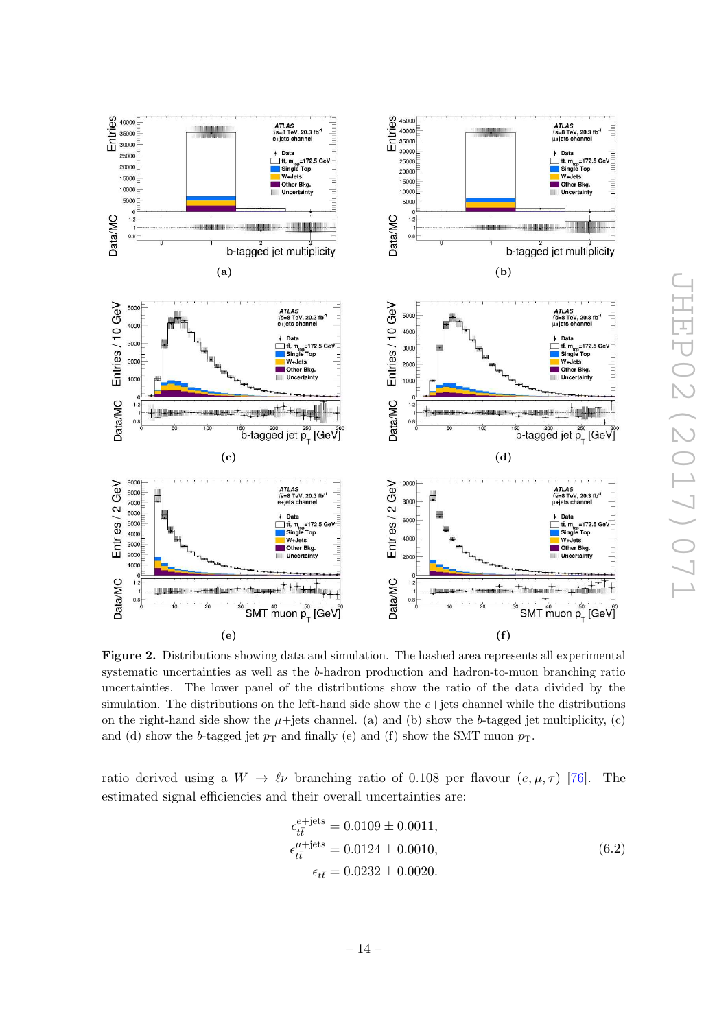**Figure 2.** Distributions showing data and simulation. The hashed area represents all experimental systematic uncertainties as well as the $b$-hadron production and hadron-to-muon branching ratio uncertainties. The lower panel of the distributions show the ratio of the data divided by the simulation. The distributions on the left-hand side show the $e$+jets channel while the distributions on the right-hand side show the $\mu$+jets channel. (a) and (b) show the $b$-tagged jet multiplicity, (c) and (d) show the $b$-tagged jet $p_{\mathrm{T}}$ and finally (e) and (f) show the SMT muon $p_{\mathrm{T}}$.

ratio derived using a $W \to \ell\nu$ branching ratio of 0.108 per flavour $(e, \mu, \tau)$ [76]. The estimated signal efficiencies and their overall uncertainties are:

$$
\begin{aligned}
\epsilon_{t\bar{t}}^{e+\text{jets}} &= 0.0109 \pm 0.0011, \\
\epsilon_{t\bar{t}}^{\mu+\text{jets}} &= 0.0124 \pm 0.0010, \\
\epsilon_{t\bar{t}} &= 0.0232 \pm 0.0020.
\end{aligned}
\tag{6.2}
$$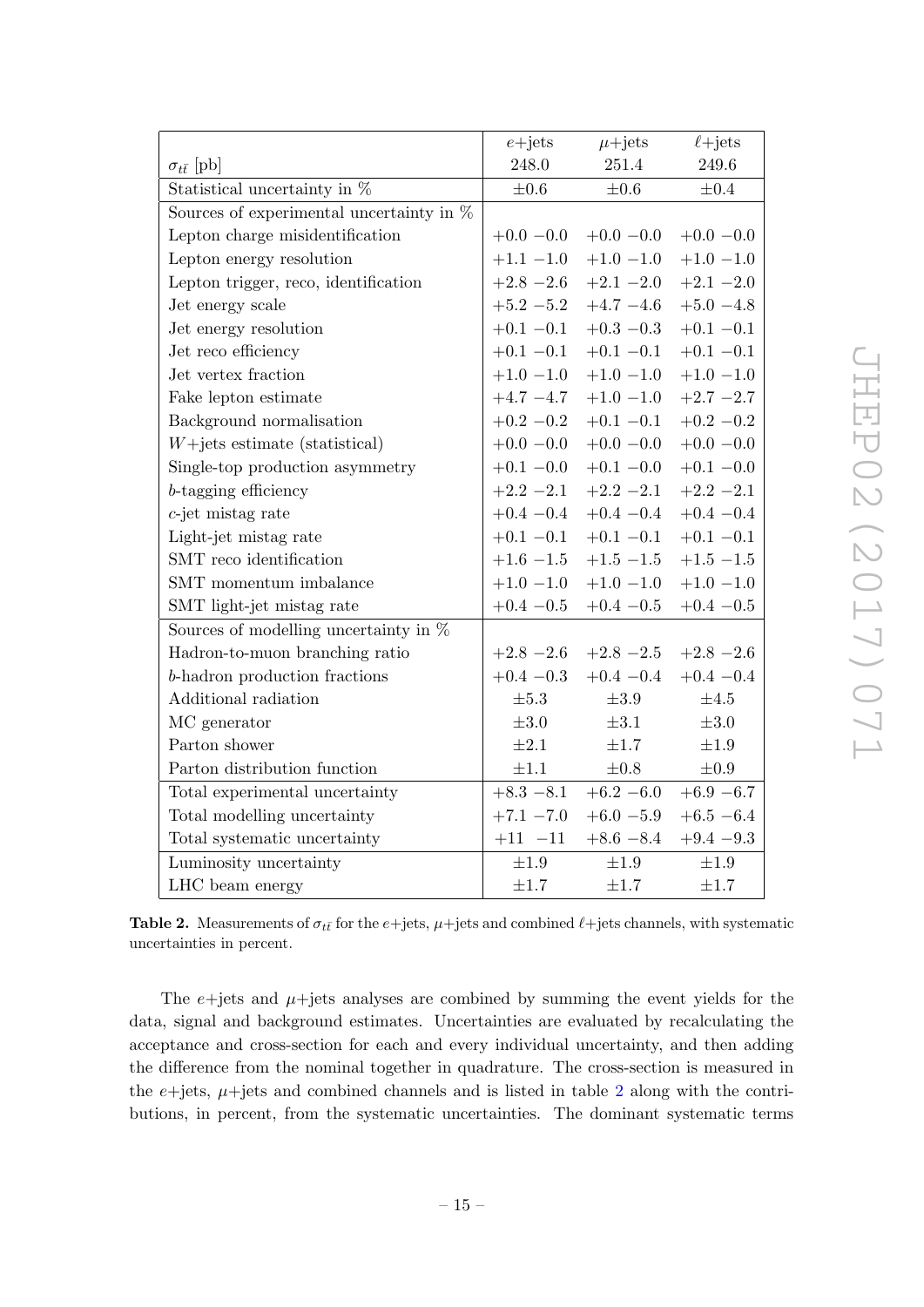| | $e$+jets | $\mu$+jets | $\ell$+jets |
|---|---|---|---|
| $\sigma_{t\bar{t}}$ [pb] | 248.0 | 251.4 | 249.6 |
| Statistical uncertainty in % | $\pm0.6$ | $\pm0.6$ | $\pm0.4$ |
| Sources of experimental uncertainty in % | | | |
| Lepton charge misidentification | $+0.0$ $-0.0$ | $+0.0$ $-0.0$ | $+0.0$ $-0.0$ |
| Lepton energy resolution | $+1.1$ $-1.0$ | $+1.0$ $-1.0$ | $+1.0$ $-1.0$ |
| Lepton trigger, reco, identification | $+2.8$ $-2.6$ | $+2.1$ $-2.0$ | $+2.1$ $-2.0$ |
| Jet energy scale | $+5.2$ $-5.2$ | $+4.7$ $-4.6$ | $+5.0$ $-4.8$ |
| Jet energy resolution | $+0.1$ $-0.1$ | $+0.3$ $-0.3$ | $+0.1$ $-0.1$ |
| Jet reco efficiency | $+0.1$ $-0.1$ | $+0.1$ $-0.1$ | $+0.1$ $-0.1$ |
| Jet vertex fraction | $+1.0$ $-1.0$ | $+1.0$ $-1.0$ | $+1.0$ $-1.0$ |
| Fake lepton estimate | $+4.7$ $-4.7$ | $+1.0$ $-1.0$ | $+2.7$ $-2.7$ |
| Background normalisation | $+0.2$ $-0.2$ | $+0.1$ $-0.1$ | $+0.2$ $-0.2$ |
| $W$+jets estimate (statistical) | $+0.0$ $-0.0$ | $+0.0$ $-0.0$ | $+0.0$ $-0.0$ |
| Single-top production asymmetry | $+0.1$ $-0.0$ | $+0.1$ $-0.0$ | $+0.1$ $-0.0$ |
| $b$-tagging efficiency | $+2.2$ $-2.1$ | $+2.2$ $-2.1$ | $+2.2$ $-2.1$ |
| $c$-jet mistag rate | $+0.4$ $-0.4$ | $+0.4$ $-0.4$ | $+0.4$ $-0.4$ |
| Light-jet mistag rate | $+0.1$ $-0.1$ | $+0.1$ $-0.1$ | $+0.1$ $-0.1$ |
| SMT reco identification | $+1.6$ $-1.5$ | $+1.5$ $-1.5$ | $+1.5$ $-1.5$ |
| SMT momentum imbalance | $+1.0$ $-1.0$ | $+1.0$ $-1.0$ | $+1.0$ $-1.0$ |
| SMT light-jet mistag rate | $+0.4$ $-0.5$ | $+0.4$ $-0.5$ | $+0.4$ $-0.5$ |
| Sources of modelling uncertainty in % | | | |
| Hadron-to-muon branching ratio | $+2.8$ $-2.6$ | $+2.8$ $-2.5$ | $+2.8$ $-2.6$ |
| $b$-hadron production fractions | $+0.4$ $-0.3$ | $+0.4$ $-0.4$ | $+0.4$ $-0.4$ |
| Additional radiation | $\pm5.3$ | $\pm3.9$ | $\pm4.5$ |
| MC generator | $\pm3.0$ | $\pm3.1$ | $\pm3.0$ |
| Parton shower | $\pm2.1$ | $\pm1.7$ | $\pm1.9$ |
| Parton distribution function | $\pm1.1$ | $\pm0.8$ | $\pm0.9$ |
| Total experimental uncertainty | $+8.3$ $-8.1$ | $+6.2$ $-6.0$ | $+6.9$ $-6.7$ |
| Total modelling uncertainty | $+7.1$ $-7.0$ | $+6.0$ $-5.9$ | $+6.5$ $-6.4$ |
| Total systematic uncertainty | $+11$ $-11$ | $+8.6$ $-8.4$ | $+9.4$ $-9.3$ |
| Luminosity uncertainty | $\pm1.9$ | $\pm1.9$ | $\pm1.9$ |
| LHC beam energy | $\pm1.7$ | $\pm1.7$ | $\pm1.7$ |

**Table 2.** Measurements of $\sigma_{t\bar{t}}$ for the $e$+jets, $\mu$+jets and combined $\ell$+jets channels, with systematic uncertainties in percent.

The $e$+jets and $\mu$+jets analyses are combined by summing the event yields for the data, signal and background estimates. Uncertainties are evaluated by recalculating the acceptance and cross-section for each and every individual uncertainty, and then adding the difference from the nominal together in quadrature. The cross-section is measured in the $e$+jets, $\mu$+jets and combined channels and is listed in table 2 along with the contributions, in percent, from the systematic uncertainties. The dominant systematic terms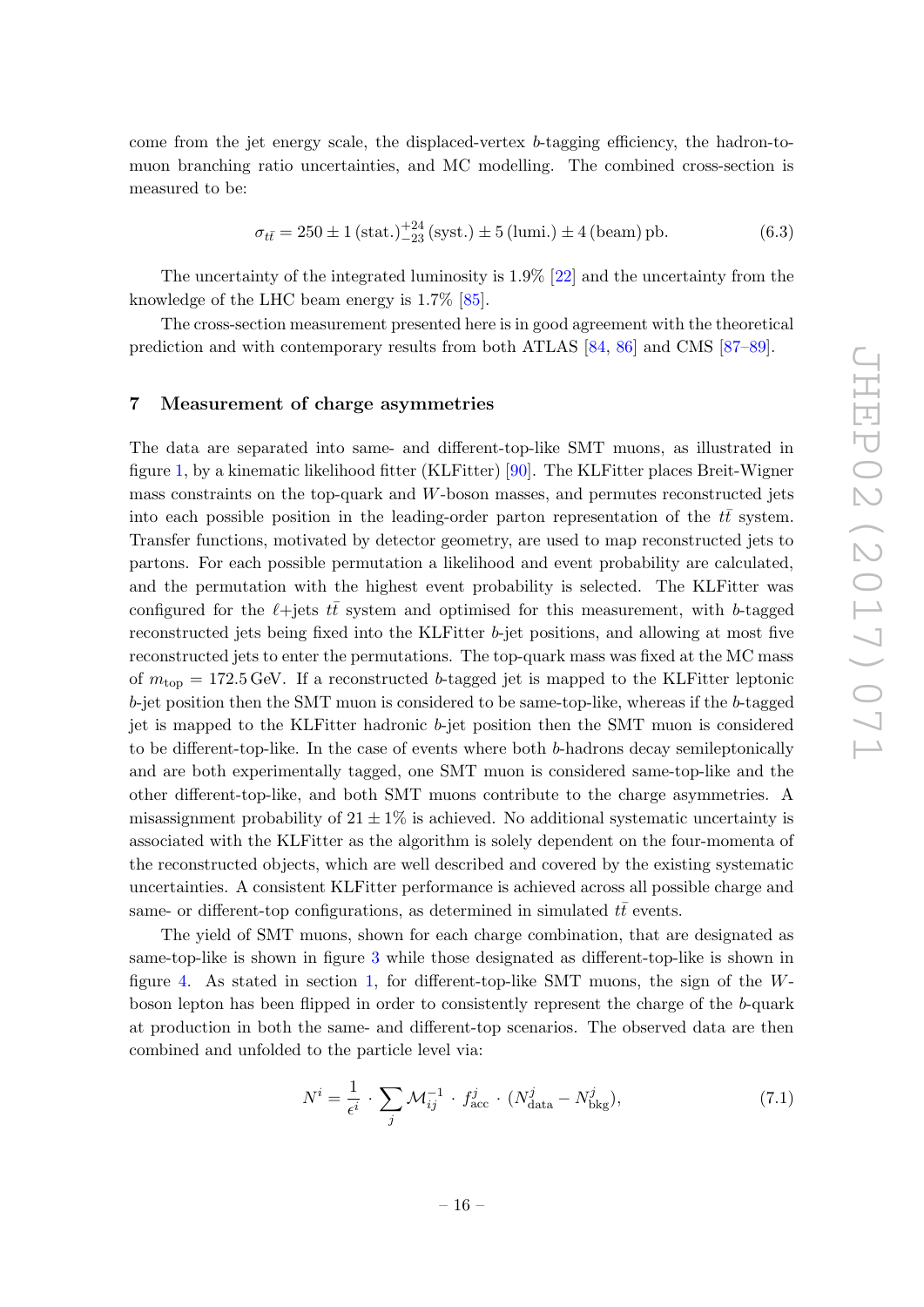come from the jet energy scale, the displaced-vertex $b$-tagging efficiency, the hadron-to-muon branching ratio uncertainties, and MC modelling. The combined cross-section is measured to be:

$$\sigma_{t\bar{t}} = 250 \pm 1\,(\text{stat.})^{+24}_{-23}\,(\text{syst.}) \pm 5\,(\text{lumi.}) \pm 4\,(\text{beam})\,\text{pb}. \tag{6.3}$$

The uncertainty of the integrated luminosity is 1.9% [22] and the uncertainty from the knowledge of the LHC beam energy is 1.7% [85].

The cross-section measurement presented here is in good agreement with the theoretical prediction and with contemporary results from both ATLAS [84, 86] and CMS [87–89].

## 7 Measurement of charge asymmetries

The data are separated into same- and different-top-like SMT muons, as illustrated in figure 1, by a kinematic likelihood fitter (KLFitter) [90]. The KLFitter places Breit-Wigner mass constraints on the top-quark and $W$-boson masses, and permutes reconstructed jets into each possible position in the leading-order parton representation of the $t\bar{t}$ system. Transfer functions, motivated by detector geometry, are used to map reconstructed jets to partons. For each possible permutation a likelihood and event probability are calculated, and the permutation with the highest event probability is selected. The KLFitter was configured for the $\ell$+jets $t\bar{t}$ system and optimised for this measurement, with $b$-tagged reconstructed jets being fixed into the KLFitter $b$-jet positions, and allowing at most five reconstructed jets to enter the permutations. The top-quark mass was fixed at the MC mass of $m_{\text{top}} = 172.5$ GeV. If a reconstructed $b$-tagged jet is mapped to the KLFitter leptonic $b$-jet position then the SMT muon is considered to be same-top-like, whereas if the $b$-tagged jet is mapped to the KLFitter hadronic $b$-jet position then the SMT muon is considered to be different-top-like. In the case of events where both $b$-hadrons decay semileptonically and are both experimentally tagged, one SMT muon is considered same-top-like and the other different-top-like, and both SMT muons contribute to the charge asymmetries. A misassignment probability of $21 \pm 1\%$ is achieved. No additional systematic uncertainty is associated with the KLFitter as the algorithm is solely dependent on the four-momenta of the reconstructed objects, which are well described and covered by the existing systematic uncertainties. A consistent KLFitter performance is achieved across all possible charge and same- or different-top configurations, as determined in simulated $t\bar{t}$ events.

The yield of SMT muons, shown for each charge combination, that are designated as same-top-like is shown in figure 3 while those designated as different-top-like is shown in figure 4. As stated in section 1, for different-top-like SMT muons, the sign of the $W$-boson lepton has been flipped in order to consistently represent the charge of the $b$-quark at production in both the same- and different-top scenarios. The observed data are then combined and unfolded to the particle level via:

$$N^i = \frac{1}{\epsilon^i} \cdot \sum_j \mathcal{M}^{-1}_{ij} \cdot f^j_{\text{acc}} \cdot (N^j_{\text{data}} - N^j_{\text{bkg}}), \tag{7.1}$$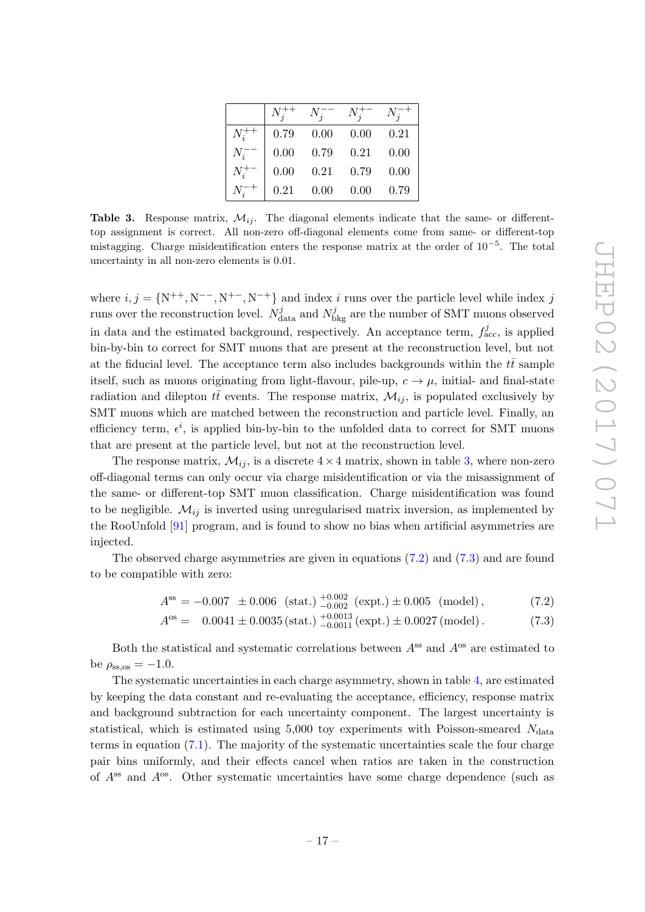|  | $N_j^{++}$ | $N_j^{--}$ | $N_j^{+-}$ | $N_j^{-+}$ |
|---|---|---|---|---|
| $N_i^{++}$ | 0.79 | 0.00 | 0.00 | 0.21 |
| $N_i^{--}$ | 0.00 | 0.79 | 0.21 | 0.00 |
| $N_i^{+-}$ | 0.00 | 0.21 | 0.79 | 0.00 |
| $N_i^{-+}$ | 0.21 | 0.00 | 0.00 | 0.79 |

**Table 3.** Response matrix, $\mathcal{M}_{ij}$. The diagonal elements indicate that the same- or different-top assignment is correct. All non-zero off-diagonal elements come from same- or different-top mistagging. Charge misidentification enters the response matrix at the order of $10^{-5}$. The total uncertainty in all non-zero elements is 0.01.

where $i, j = \{\mathrm{N}^{++}, \mathrm{N}^{--}, \mathrm{N}^{+-}, \mathrm{N}^{-+}\}$ and index $i$ runs over the particle level while index $j$ runs over the reconstruction level. $N^j_{\mathrm{data}}$ and $N^j_{\mathrm{bkg}}$ are the number of SMT muons observed in data and the estimated background, respectively. An acceptance term, $f^j_{\mathrm{acc}}$, is applied bin-by-bin to correct for SMT muons that are present at the reconstruction level, but not at the fiducial level. The acceptance term also includes backgrounds within the $t\bar{t}$ sample itself, such as muons originating from light-flavour, pile-up, $c \to \mu$, initial- and final-state radiation and dilepton $t\bar{t}$ events. The response matrix, $\mathcal{M}_{ij}$, is populated exclusively by SMT muons which are matched between the reconstruction and particle level. Finally, an efficiency term, $\epsilon^i$, is applied bin-by-bin to the unfolded data to correct for SMT muons that are present at the particle level, but not at the reconstruction level.

The response matrix, $\mathcal{M}_{ij}$, is a discrete $4 \times 4$ matrix, shown in table 3, where non-zero off-diagonal terms can only occur via charge misidentification or via the misassignment of the same- or different-top SMT muon classification. Charge misidentification was found to be negligible. $\mathcal{M}_{ij}$ is inverted using unregularised matrix inversion, as implemented by the RooUnfold [91] program, and is found to show no bias when artificial asymmetries are injected.

The observed charge asymmetries are given in equations (7.2) and (7.3) and are found to be compatible with zero:

$$A^{\mathrm{ss}} = -0.007 \;\; \pm 0.006 \;\; (\mathrm{stat.}) \; ^{+0.002}_{-0.002} \; (\mathrm{expt.}) \pm 0.005 \;\; (\mathrm{model}), \tag{7.2}$$

$$A^{\mathrm{os}} = \;\; 0.0041 \pm 0.0035 \, (\mathrm{stat.}) \; ^{+0.0013}_{-0.0011} \, (\mathrm{expt.}) \pm 0.0027 \, (\mathrm{model}). \tag{7.3}$$

Both the statistical and systematic correlations between $A^{\mathrm{ss}}$ and $A^{\mathrm{os}}$ are estimated to be $\rho_{\mathrm{ss,os}} = -1.0$.

The systematic uncertainties in each charge asymmetry, shown in table 4, are estimated by keeping the data constant and re-evaluating the acceptance, efficiency, response matrix and background subtraction for each uncertainty component. The largest uncertainty is statistical, which is estimated using 5,000 toy experiments with Poisson-smeared $N_{\mathrm{data}}$ terms in equation (7.1). The majority of the systematic uncertainties scale the four charge pair bins uniformly, and their effects cancel when ratios are taken in the construction of $A^{\mathrm{ss}}$ and $A^{\mathrm{os}}$. Other systematic uncertainties have some charge dependence (such as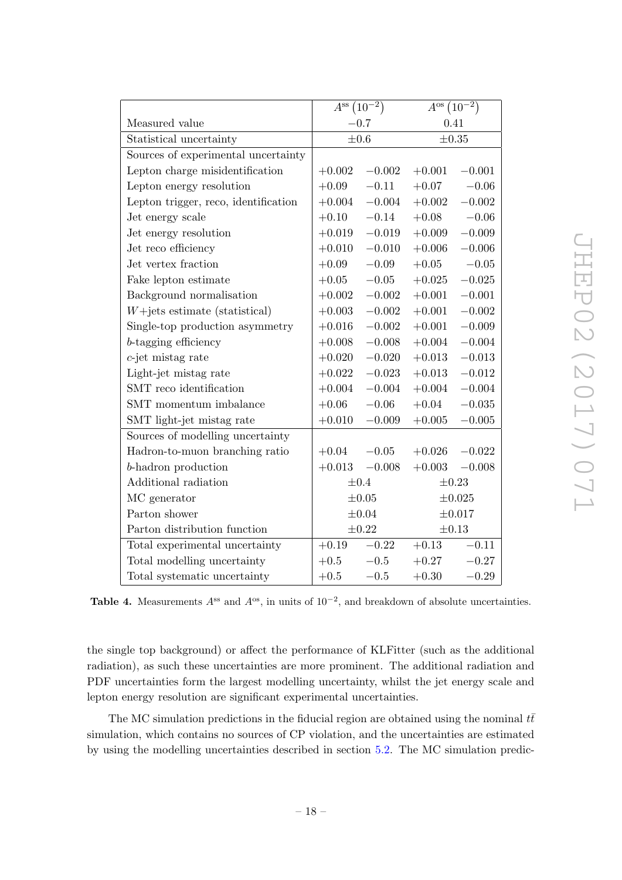| | $A^{\text{ss}}$ $(10^{-2})$ | | $A^{\text{os}}$ $(10^{-2})$ | |
|---|---|---|---|---|
| Measured value | $-0.7$ | | $0.41$ | |
| Statistical uncertainty | $\pm 0.6$ | | $\pm 0.35$ | |
| Sources of experimental uncertainty | | | | |
| Lepton charge misidentification | $+0.002$ | $-0.002$ | $+0.001$ | $-0.001$ |
| Lepton energy resolution | $+0.09$ | $-0.11$ | $+0.07$ | $-0.06$ |
| Lepton trigger, reco, identification | $+0.004$ | $-0.004$ | $+0.002$ | $-0.002$ |
| Jet energy scale | $+0.10$ | $-0.14$ | $+0.08$ | $-0.06$ |
| Jet energy resolution | $+0.019$ | $-0.019$ | $+0.009$ | $-0.009$ |
| Jet reco efficiency | $+0.010$ | $-0.010$ | $+0.006$ | $-0.006$ |
| Jet vertex fraction | $+0.09$ | $-0.09$ | $+0.05$ | $-0.05$ |
| Fake lepton estimate | $+0.05$ | $-0.05$ | $+0.025$ | $-0.025$ |
| Background normalisation | $+0.002$ | $-0.002$ | $+0.001$ | $-0.001$ |
| $W$+jets estimate (statistical) | $+0.003$ | $-0.002$ | $+0.001$ | $-0.002$ |
| Single-top production asymmetry | $+0.016$ | $-0.002$ | $+0.001$ | $-0.009$ |
| $b$-tagging efficiency | $+0.008$ | $-0.008$ | $+0.004$ | $-0.004$ |
| $c$-jet mistag rate | $+0.020$ | $-0.020$ | $+0.013$ | $-0.013$ |
| Light-jet mistag rate | $+0.022$ | $-0.023$ | $+0.013$ | $-0.012$ |
| SMT reco identification | $+0.004$ | $-0.004$ | $+0.004$ | $-0.004$ |
| SMT momentum imbalance | $+0.06$ | $-0.06$ | $+0.04$ | $-0.035$ |
| SMT light-jet mistag rate | $+0.010$ | $-0.009$ | $+0.005$ | $-0.005$ |
| Sources of modelling uncertainty | | | | |
| Hadron-to-muon branching ratio | $+0.04$ | $-0.05$ | $+0.026$ | $-0.022$ |
| $b$-hadron production | $+0.013$ | $-0.008$ | $+0.003$ | $-0.008$ |
| Additional radiation | $\pm 0.4$ | | $\pm 0.23$ | |
| MC generator | $\pm 0.05$ | | $\pm 0.025$ | |
| Parton shower | $\pm 0.04$ | | $\pm 0.017$ | |
| Parton distribution function | $\pm 0.22$ | | $\pm 0.13$ | |
| Total experimental uncertainty | $+0.19$ | $-0.22$ | $+0.13$ | $-0.11$ |
| Total modelling uncertainty | $+0.5$ | $-0.5$ | $+0.27$ | $-0.27$ |
| Total systematic uncertainty | $+0.5$ | $-0.5$ | $+0.30$ | $-0.29$ |

**Table 4.** Measurements $A^{\text{ss}}$ and $A^{\text{os}}$, in units of $10^{-2}$, and breakdown of absolute uncertainties.

the single top background) or affect the performance of KLFitter (such as the additional radiation), as such these uncertainties are more prominent. The additional radiation and PDF uncertainties form the largest modelling uncertainty, whilst the jet energy scale and lepton energy resolution are significant experimental uncertainties.

The MC simulation predictions in the fiducial region are obtained using the nominal $t\bar{t}$ simulation, which contains no sources of CP violation, and the uncertainties are estimated by using the modelling uncertainties described in section 5.2. The MC simulation predic-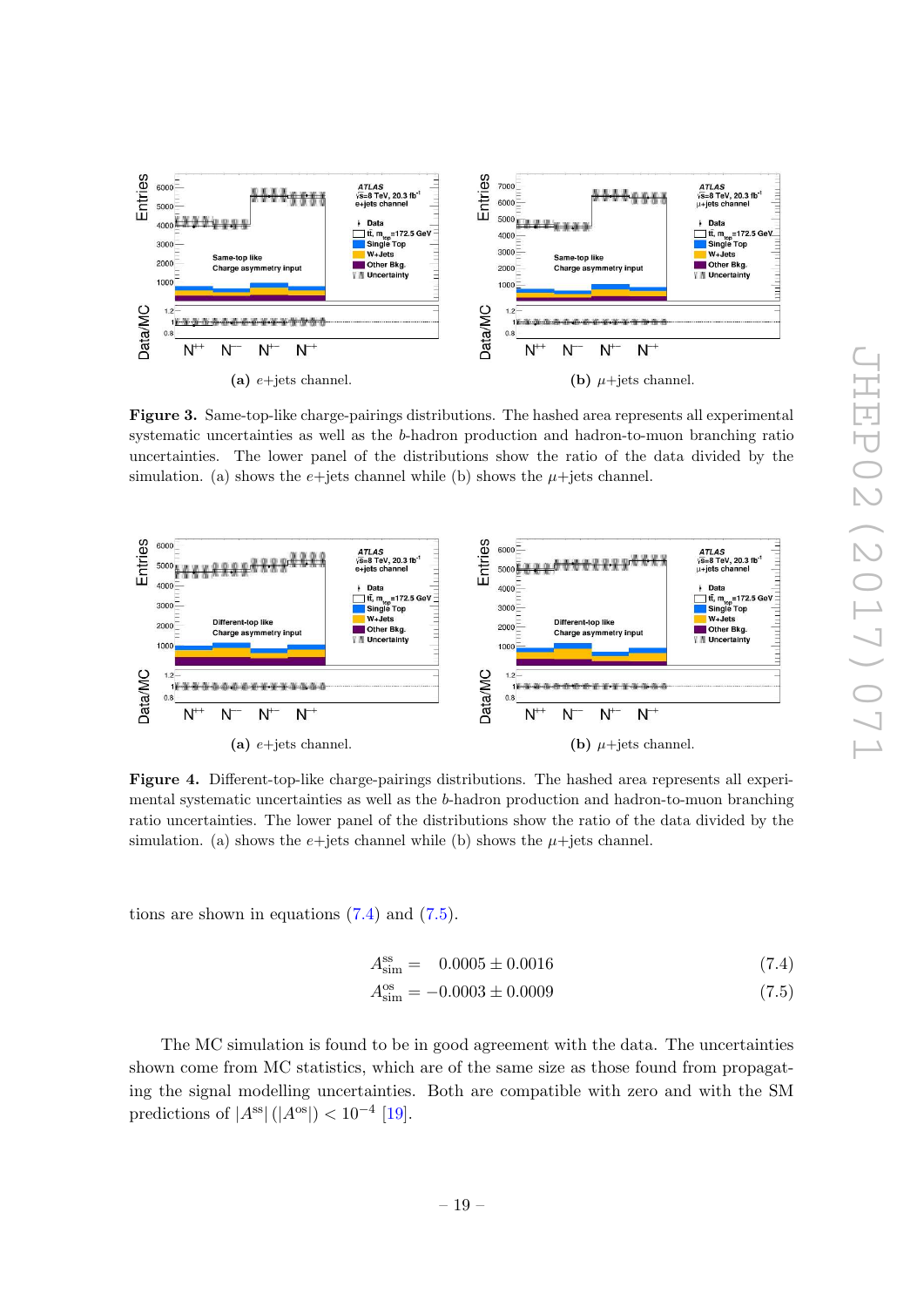**(a)** $e$+jets channel.

**(b)** $\mu$+jets channel.

**Figure 3.** Same-top-like charge-pairings distributions. The hashed area represents all experimental systematic uncertainties as well as the $b$-hadron production and hadron-to-muon branching ratio uncertainties. The lower panel of the distributions show the ratio of the data divided by the simulation. (a) shows the $e$+jets channel while (b) shows the $\mu$+jets channel.

**(a)** $e$+jets channel.

**(b)** $\mu$+jets channel.

**Figure 4.** Different-top-like charge-pairings distributions. The hashed area represents all experimental systematic uncertainties as well as the $b$-hadron production and hadron-to-muon branching ratio uncertainties. The lower panel of the distributions show the ratio of the data divided by the simulation. (a) shows the $e$+jets channel while (b) shows the $\mu$+jets channel.

tions are shown in equations (7.4) and (7.5).

$$A^{\text{ss}}_{\text{sim}} = \quad 0.0005 \pm 0.0016 \tag{7.4}$$

$$A^{\text{os}}_{\text{sim}} = -0.0003 \pm 0.0009 \tag{7.5}$$

The MC simulation is found to be in good agreement with the data. The uncertainties shown come from MC statistics, which are of the same size as those found from propagating the signal modelling uncertainties. Both are compatible with zero and with the SM predictions of $|A^{\text{ss}}|$ $(|A^{\text{os}}|) < 10^{-4}$ [19].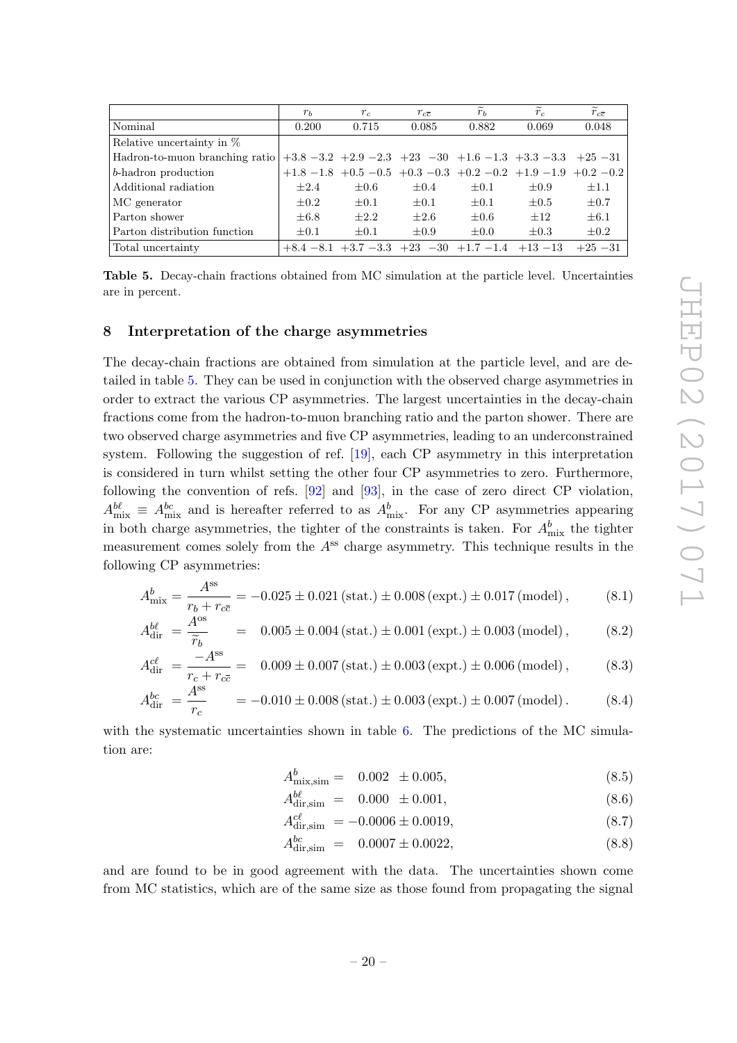| | $r_b$ | $r_c$ | $r_{c\bar{c}}$ | $\widetilde{r}_b$ | $\widetilde{r}_c$ | $\widetilde{r}_{c\bar{c}}$ |
|---|---|---|---|---|---|---|
| Nominal | 0.200 | 0.715 | 0.085 | 0.882 | 0.069 | 0.048 |
| Relative uncertainty in % | | | | | | |
| Hadron-to-muon branching ratio | $+3.8$ $-3.2$ | $+2.9$ $-2.3$ | $+23$ $-30$ | $+1.6$ $-1.3$ | $+3.3$ $-3.3$ | $+25$ $-31$ |
| $b$-hadron production | $+1.8$ $-1.8$ | $+0.5$ $-0.5$ | $+0.3$ $-0.3$ | $+0.2$ $-0.2$ | $+1.9$ $-1.9$ | $+0.2$ $-0.2$ |
| Additional radiation | $\pm 2.4$ | $\pm 0.6$ | $\pm 0.4$ | $\pm 0.1$ | $\pm 0.9$ | $\pm 1.1$ |
| MC generator | $\pm 0.2$ | $\pm 0.1$ | $\pm 0.1$ | $\pm 0.1$ | $\pm 0.5$ | $\pm 0.7$ |
| Parton shower | $\pm 6.8$ | $\pm 2.2$ | $\pm 2.6$ | $\pm 0.6$ | $\pm 12$ | $\pm 6.1$ |
| Parton distribution function | $\pm 0.1$ | $\pm 0.1$ | $\pm 0.9$ | $\pm 0.0$ | $\pm 0.3$ | $\pm 0.2$ |
| Total uncertainty | $+8.4$ $-8.1$ | $+3.7$ $-3.3$ | $+23$ $-30$ | $+1.7$ $-1.4$ | $+13$ $-13$ | $+25$ $-31$ |

**Table 5.** Decay-chain fractions obtained from MC simulation at the particle level. Uncertainties are in percent.

## 8 Interpretation of the charge asymmetries

The decay-chain fractions are obtained from simulation at the particle level, and are detailed in table 5. They can be used in conjunction with the observed charge asymmetries in order to extract the various CP asymmetries. The largest uncertainties in the decay-chain fractions come from the hadron-to-muon branching ratio and the parton shower. There are two observed charge asymmetries and five CP asymmetries, leading to an underconstrained system. Following the suggestion of ref. [19], each CP asymmetry in this interpretation is considered in turn whilst setting the other four CP asymmetries to zero. Furthermore, following the convention of refs. [92] and [93], in the case of zero direct CP violation, $A^{b\ell}_{\mathrm{mix}} \equiv A^{bc}_{\mathrm{mix}}$ and is hereafter referred to as $A^{b}_{\mathrm{mix}}$. For any CP asymmetries appearing in both charge asymmetries, the tighter of the constraints is taken. For $A^{b}_{\mathrm{mix}}$ the tighter measurement comes solely from the $A^{\mathrm{ss}}$ charge asymmetry. This technique results in the following CP asymmetries:

$$A^{b}_{\mathrm{mix}} = \frac{A^{\mathrm{ss}}}{r_b + r_{c\bar{c}}} = -0.025 \pm 0.021\,(\mathrm{stat.}) \pm 0.008\,(\mathrm{expt.}) \pm 0.017\,(\mathrm{model})\,, \tag{8.1}$$

$$A^{b\ell}_{\mathrm{dir}} = \frac{A^{\mathrm{os}}}{\widetilde{r}_b} = 0.005 \pm 0.004\,(\mathrm{stat.}) \pm 0.001\,(\mathrm{expt.}) \pm 0.003\,(\mathrm{model})\,, \tag{8.2}$$

$$A^{c\ell}_{\mathrm{dir}} = \frac{-A^{\mathrm{ss}}}{r_c + r_{c\bar{c}}} = 0.009 \pm 0.007\,(\mathrm{stat.}) \pm 0.003\,(\mathrm{expt.}) \pm 0.006\,(\mathrm{model})\,, \tag{8.3}$$

$$A^{bc}_{\mathrm{dir}} = \frac{A^{\mathrm{ss}}}{r_c} = -0.010 \pm 0.008\,(\mathrm{stat.}) \pm 0.003\,(\mathrm{expt.}) \pm 0.007\,(\mathrm{model})\,. \tag{8.4}$$

with the systematic uncertainties shown in table 6. The predictions of the MC simulation are:

$$A^{b}_{\mathrm{mix,sim}} = 0.002 \pm 0.005, \tag{8.5}$$

$$A^{b\ell}_{\mathrm{dir,sim}} = 0.000 \pm 0.001, \tag{8.6}$$

$$A^{c\ell}_{\mathrm{dir,sim}} = -0.0006 \pm 0.0019, \tag{8.7}$$

$$A^{bc}_{\mathrm{dir,sim}} = 0.0007 \pm 0.0022, \tag{8.8}$$

and are found to be in good agreement with the data. The uncertainties shown come from MC statistics, which are of the same size as those found from propagating the signal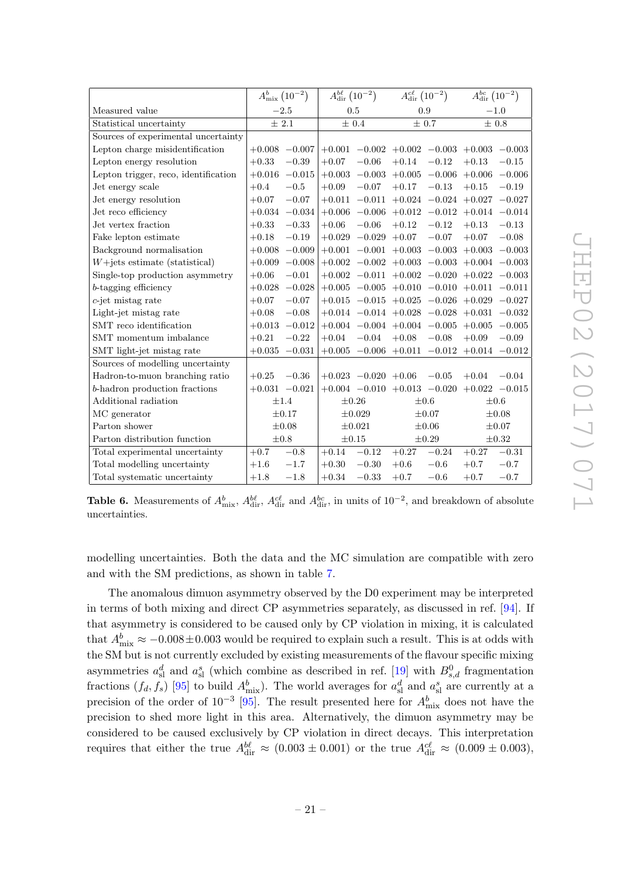| | $A^{b}_{\rm mix}$ $(10^{-2})$ | | $A^{b\ell}_{\rm dir}$ $(10^{-2})$ | | $A^{c\ell}_{\rm dir}$ $(10^{-2})$ | | $A^{bc}_{\rm dir}$ $(10^{-2})$ | |
|---|---|---|---|---|---|---|---|---|
| Measured value | $-2.5$ | | 0.5 | | 0.9 | | $-1.0$ | |
| Statistical uncertainty | $\pm$ 2.1 | | $\pm$ 0.4 | | $\pm$ 0.7 | | $\pm$ 0.8 | |
| Sources of experimental uncertainty | | | | | | | | |
| Lepton charge misidentification | $+0.008$ | $-0.007$ | $+0.001$ | $-0.002$ | $+0.002$ | $-0.003$ | $+0.003$ | $-0.003$ |
| Lepton energy resolution | $+0.33$ | $-0.39$ | $+0.07$ | $-0.06$ | $+0.14$ | $-0.12$ | $+0.13$ | $-0.15$ |
| Lepton trigger, reco, identification | $+0.016$ | $-0.015$ | $+0.003$ | $-0.003$ | $+0.005$ | $-0.006$ | $+0.006$ | $-0.006$ |
| Jet energy scale | $+0.4$ | $-0.5$ | $+0.09$ | $-0.07$ | $+0.17$ | $-0.13$ | $+0.15$ | $-0.19$ |
| Jet energy resolution | $+0.07$ | $-0.07$ | $+0.011$ | $-0.011$ | $+0.024$ | $-0.024$ | $+0.027$ | $-0.027$ |
| Jet reco efficiency | $+0.034$ | $-0.034$ | $+0.006$ | $-0.006$ | $+0.012$ | $-0.012$ | $+0.014$ | $-0.014$ |
| Jet vertex fraction | $+0.33$ | $-0.33$ | $+0.06$ | $-0.06$ | $+0.12$ | $-0.12$ | $+0.13$ | $-0.13$ |
| Fake lepton estimate | $+0.18$ | $-0.19$ | $+0.029$ | $-0.029$ | $+0.07$ | $-0.07$ | $+0.07$ | $-0.08$ |
| Background normalisation | $+0.008$ | $-0.009$ | $+0.001$ | $-0.001$ | $+0.003$ | $-0.003$ | $+0.003$ | $-0.003$ |
| $W$+jets estimate (statistical) | $+0.009$ | $-0.008$ | $+0.002$ | $-0.002$ | $+0.003$ | $-0.003$ | $+0.004$ | $-0.003$ |
| Single-top production asymmetry | $+0.06$ | $-0.01$ | $+0.002$ | $-0.011$ | $+0.002$ | $-0.020$ | $+0.022$ | $-0.003$ |
| $b$-tagging efficiency | $+0.028$ | $-0.028$ | $+0.005$ | $-0.005$ | $+0.010$ | $-0.010$ | $+0.011$ | $-0.011$ |
| $c$-jet mistag rate | $+0.07$ | $-0.07$ | $+0.015$ | $-0.015$ | $+0.025$ | $-0.026$ | $+0.029$ | $-0.027$ |
| Light-jet mistag rate | $+0.08$ | $-0.08$ | $+0.014$ | $-0.014$ | $+0.028$ | $-0.028$ | $+0.031$ | $-0.032$ |
| SMT reco identification | $+0.013$ | $-0.012$ | $+0.004$ | $-0.004$ | $+0.004$ | $-0.005$ | $+0.005$ | $-0.005$ |
| SMT momentum imbalance | $+0.21$ | $-0.22$ | $+0.04$ | $-0.04$ | $+0.08$ | $-0.08$ | $+0.09$ | $-0.09$ |
| SMT light-jet mistag rate | $+0.035$ | $-0.031$ | $+0.005$ | $-0.006$ | $+0.011$ | $-0.012$ | $+0.014$ | $-0.012$ |
| Sources of modelling uncertainty | | | | | | | | |
| Hadron-to-muon branching ratio | $+0.25$ | $-0.36$ | $+0.023$ | $-0.020$ | $+0.06$ | $-0.05$ | $+0.04$ | $-0.04$ |
| $b$-hadron production fractions | $+0.031$ | $-0.021$ | $+0.004$ | $-0.010$ | $+0.013$ | $-0.020$ | $+0.022$ | $-0.015$ |
| Additional radiation | $\pm$1.4 | | $\pm$0.26 | | $\pm$0.6 | | $\pm$0.6 | |
| MC generator | $\pm$0.17 | | $\pm$0.029 | | $\pm$0.07 | | $\pm$0.08 | |
| Parton shower | $\pm$0.08 | | $\pm$0.021 | | $\pm$0.06 | | $\pm$0.07 | |
| Parton distribution function | $\pm$0.8 | | $\pm$0.15 | | $\pm$0.29 | | $\pm$0.32 | |
| Total experimental uncertainty | $+0.7$ | $-0.8$ | $+0.14$ | $-0.12$ | $+0.27$ | $-0.24$ | $+0.27$ | $-0.31$ |
| Total modelling uncertainty | $+1.6$ | $-1.7$ | $+0.30$ | $-0.30$ | $+0.6$ | $-0.6$ | $+0.7$ | $-0.7$ |
| Total systematic uncertainty | $+1.8$ | $-1.8$ | $+0.34$ | $-0.33$ | $+0.7$ | $-0.6$ | $+0.7$ | $-0.7$ |

**Table 6.** Measurements of $A^{b}_{\rm mix}$, $A^{b\ell}_{\rm dir}$, $A^{c\ell}_{\rm dir}$ and $A^{bc}_{\rm dir}$, in units of $10^{-2}$, and breakdown of absolute uncertainties.

modelling uncertainties. Both the data and the MC simulation are compatible with zero and with the SM predictions, as shown in table 7.

The anomalous dimuon asymmetry observed by the D0 experiment may be interpreted in terms of both mixing and direct CP asymmetries separately, as discussed in ref. [94]. If that asymmetry is considered to be caused only by CP violation in mixing, it is calculated that $A^{b}_{\rm mix} \approx -0.008 \pm 0.003$ would be required to explain such a result. This is at odds with the SM but is not currently excluded by existing measurements of the flavour specific mixing asymmetries $a^{d}_{\rm sl}$ and $a^{s}_{\rm sl}$ (which combine as described in ref. [19] with $B^{0}_{s,d}$ fragmentation fractions $(f_d, f_s)$ [95] to build $A^{b}_{\rm mix}$). The world averages for $a^{d}_{\rm sl}$ and $a^{s}_{\rm sl}$ are currently at a precision of the order of $10^{-3}$ [95]. The result presented here for $A^{b}_{\rm mix}$ does not have the precision to shed more light in this area. Alternatively, the dimuon asymmetry may be considered to be caused exclusively by CP violation in direct decays. This interpretation requires that either the true $A^{b\ell}_{\rm dir} \approx (0.003 \pm 0.001)$ or the true $A^{c\ell}_{\rm dir} \approx (0.009 \pm 0.003)$,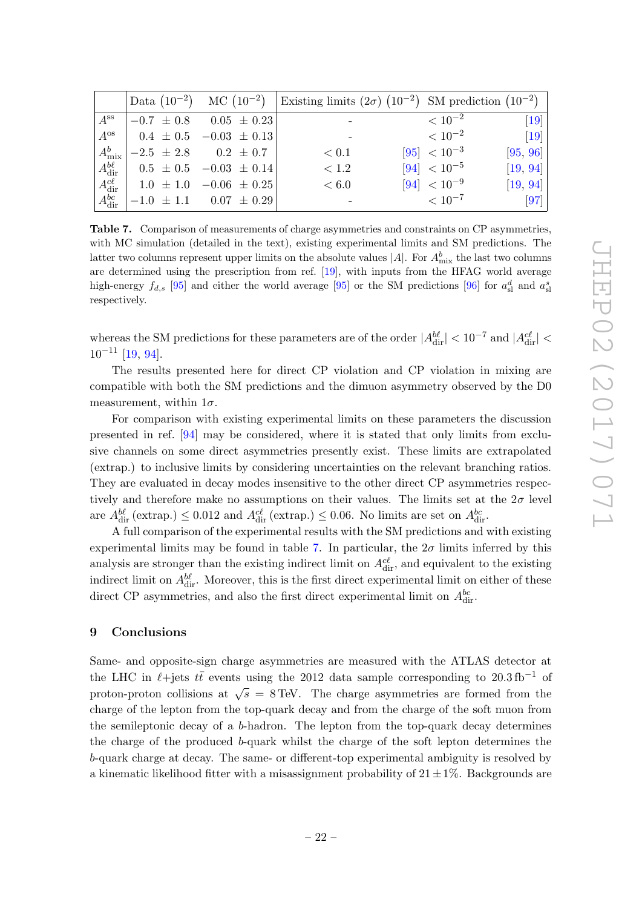| | Data $(10^{-2})$ | MC $(10^{-2})$ | Existing limits $(2\sigma)$ $(10^{-2})$ | | SM prediction $(10^{-2})$ | |
|---|---|---|---|---|---|---|
| $A^{\rm ss}$ | $-0.7 \pm 0.8$ | $0.05 \pm 0.23$ | - | | $< 10^{-2}$ | [19] |
| $A^{\rm os}$ | $0.4 \pm 0.5$ | $-0.03 \pm 0.13$ | - | | $< 10^{-2}$ | [19] |
| $A^{b}_{\rm mix}$ | $-2.5 \pm 2.8$ | $0.2 \pm 0.7$ | $< 0.1$ | [95] | $< 10^{-3}$ | [95, 96] |
| $A^{b\ell}_{\rm dir}$ | $0.5 \pm 0.5$ | $-0.03 \pm 0.14$ | $< 1.2$ | [94] | $< 10^{-5}$ | [19, 94] |
| $A^{c\ell}_{\rm dir}$ | $1.0 \pm 1.0$ | $-0.06 \pm 0.25$ | $< 6.0$ | [94] | $< 10^{-9}$ | [19, 94] |
| $A^{bc}_{\rm dir}$ | $-1.0 \pm 1.1$ | $0.07 \pm 0.29$ | - | | $< 10^{-7}$ | [97] |

**Table 7.** Comparison of measurements of charge asymmetries and constraints on CP asymmetries, with MC simulation (detailed in the text), existing experimental limits and SM predictions. The latter two columns represent upper limits on the absolute values $|A|$. For $A^{b}_{\rm mix}$ the last two columns are determined using the prescription from ref. [19], with inputs from the HFAG world average high-energy $f_{d,s}$ [95] and either the world average [95] or the SM predictions [96] for $a^{d}_{\rm sl}$ and $a^{s}_{\rm sl}$ respectively.

whereas the SM predictions for these parameters are of the order $|A^{b\ell}_{\rm dir}| < 10^{-7}$ and $|A^{c\ell}_{\rm dir}| < 10^{-11}$ [19, 94].

The results presented here for direct CP violation and CP violation in mixing are compatible with both the SM predictions and the dimuon asymmetry observed by the D0 measurement, within $1\sigma$.

For comparison with existing experimental limits on these parameters the discussion presented in ref. [94] may be considered, where it is stated that only limits from exclusive channels on some direct asymmetries presently exist. These limits are extrapolated (extrap.) to inclusive limits by considering uncertainties on the relevant branching ratios. They are evaluated in decay modes insensitive to the other direct CP asymmetries respectively and therefore make no assumptions on their values. The limits set at the $2\sigma$ level are $A^{b\ell}_{\rm dir}\,(\text{extrap.}) \leq 0.012$ and $A^{c\ell}_{\rm dir}\,(\text{extrap.}) \leq 0.06$. No limits are set on $A^{bc}_{\rm dir}$.

A full comparison of the experimental results with the SM predictions and with existing experimental limits may be found in table 7. In particular, the $2\sigma$ limits inferred by this analysis are stronger than the existing indirect limit on $A^{c\ell}_{\rm dir}$, and equivalent to the existing indirect limit on $A^{b\ell}_{\rm dir}$. Moreover, this is the first direct experimental limit on either of these direct CP asymmetries, and also the first direct experimental limit on $A^{bc}_{\rm dir}$.

## 9 Conclusions

Same- and opposite-sign charge asymmetries are measured with the ATLAS detector at the LHC in $\ell$+jets $t\bar{t}$ events using the 2012 data sample corresponding to $20.3\,\text{fb}^{-1}$ of proton-proton collisions at $\sqrt{s} = 8\,\text{TeV}$. The charge asymmetries are formed from the charge of the lepton from the top-quark decay and from the charge of the soft muon from the semileptonic decay of a $b$-hadron. The lepton from the top-quark decay determines the charge of the produced $b$-quark whilst the charge of the soft lepton determines the $b$-quark charge at decay. The same- or different-top experimental ambiguity is resolved by a kinematic likelihood fitter with a misassignment probability of $21 \pm 1\%$. Backgrounds are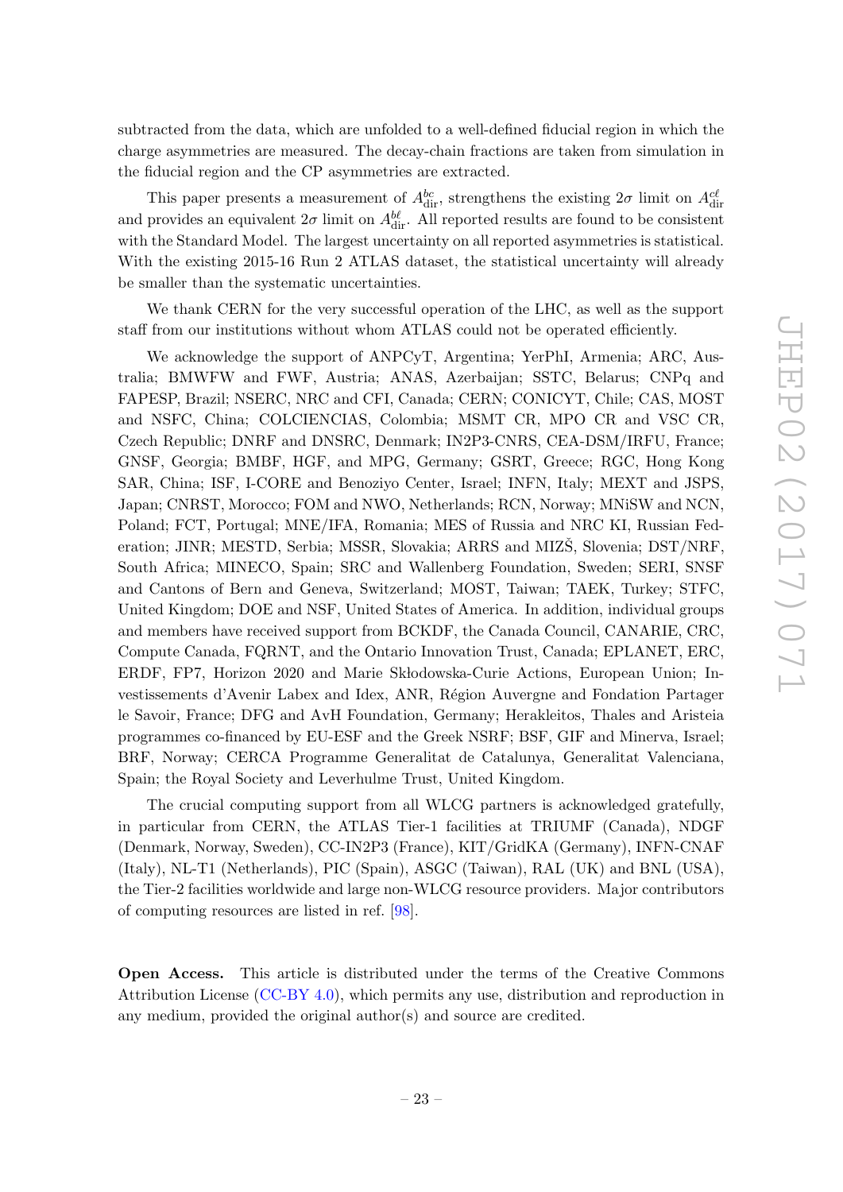subtracted from the data, which are unfolded to a well-defined fiducial region in which the charge asymmetries are measured. The decay-chain fractions are taken from simulation in the fiducial region and the CP asymmetries are extracted.

This paper presents a measurement of $A^{bc}_{\mathrm{dir}}$, strengthens the existing $2\sigma$ limit on $A^{c\ell}_{\mathrm{dir}}$ and provides an equivalent $2\sigma$ limit on $A^{b\ell}_{\mathrm{dir}}$. All reported results are found to be consistent with the Standard Model. The largest uncertainty on all reported asymmetries is statistical. With the existing 2015-16 Run 2 ATLAS dataset, the statistical uncertainty will already be smaller than the systematic uncertainties.

We thank CERN for the very successful operation of the LHC, as well as the support staff from our institutions without whom ATLAS could not be operated efficiently.

We acknowledge the support of ANPCyT, Argentina; YerPhI, Armenia; ARC, Australia; BMWFW and FWF, Austria; ANAS, Azerbaijan; SSTC, Belarus; CNPq and FAPESP, Brazil; NSERC, NRC and CFI, Canada; CERN; CONICYT, Chile; CAS, MOST and NSFC, China; COLCIENCIAS, Colombia; MSMT CR, MPO CR and VSC CR, Czech Republic; DNRF and DNSRC, Denmark; IN2P3-CNRS, CEA-DSM/IRFU, France; GNSF, Georgia; BMBF, HGF, and MPG, Germany; GSRT, Greece; RGC, Hong Kong SAR, China; ISF, I-CORE and Benoziyo Center, Israel; INFN, Italy; MEXT and JSPS, Japan; CNRST, Morocco; FOM and NWO, Netherlands; RCN, Norway; MNiSW and NCN, Poland; FCT, Portugal; MNE/IFA, Romania; MES of Russia and NRC KI, Russian Federation; JINR; MESTD, Serbia; MSSR, Slovakia; ARRS and MIZŠ, Slovenia; DST/NRF, South Africa; MINECO, Spain; SRC and Wallenberg Foundation, Sweden; SERI, SNSF and Cantons of Bern and Geneva, Switzerland; MOST, Taiwan; TAEK, Turkey; STFC, United Kingdom; DOE and NSF, United States of America. In addition, individual groups and members have received support from BCKDF, the Canada Council, CANARIE, CRC, Compute Canada, FQRNT, and the Ontario Innovation Trust, Canada; EPLANET, ERC, ERDF, FP7, Horizon 2020 and Marie Skłodowska-Curie Actions, European Union; Investissements d'Avenir Labex and Idex, ANR, Région Auvergne and Fondation Partager le Savoir, France; DFG and AvH Foundation, Germany; Herakleitos, Thales and Aristeia programmes co-financed by EU-ESF and the Greek NSRF; BSF, GIF and Minerva, Israel; BRF, Norway; CERCA Programme Generalitat de Catalunya, Generalitat Valenciana, Spain; the Royal Society and Leverhulme Trust, United Kingdom.

The crucial computing support from all WLCG partners is acknowledged gratefully, in particular from CERN, the ATLAS Tier-1 facilities at TRIUMF (Canada), NDGF (Denmark, Norway, Sweden), CC-IN2P3 (France), KIT/GridKA (Germany), INFN-CNAF (Italy), NL-T1 (Netherlands), PIC (Spain), ASGC (Taiwan), RAL (UK) and BNL (USA), the Tier-2 facilities worldwide and large non-WLCG resource providers. Major contributors of computing resources are listed in ref. [98].

**Open Access.** This article is distributed under the terms of the Creative Commons Attribution License (CC-BY 4.0), which permits any use, distribution and reproduction in any medium, provided the original author(s) and source are credited.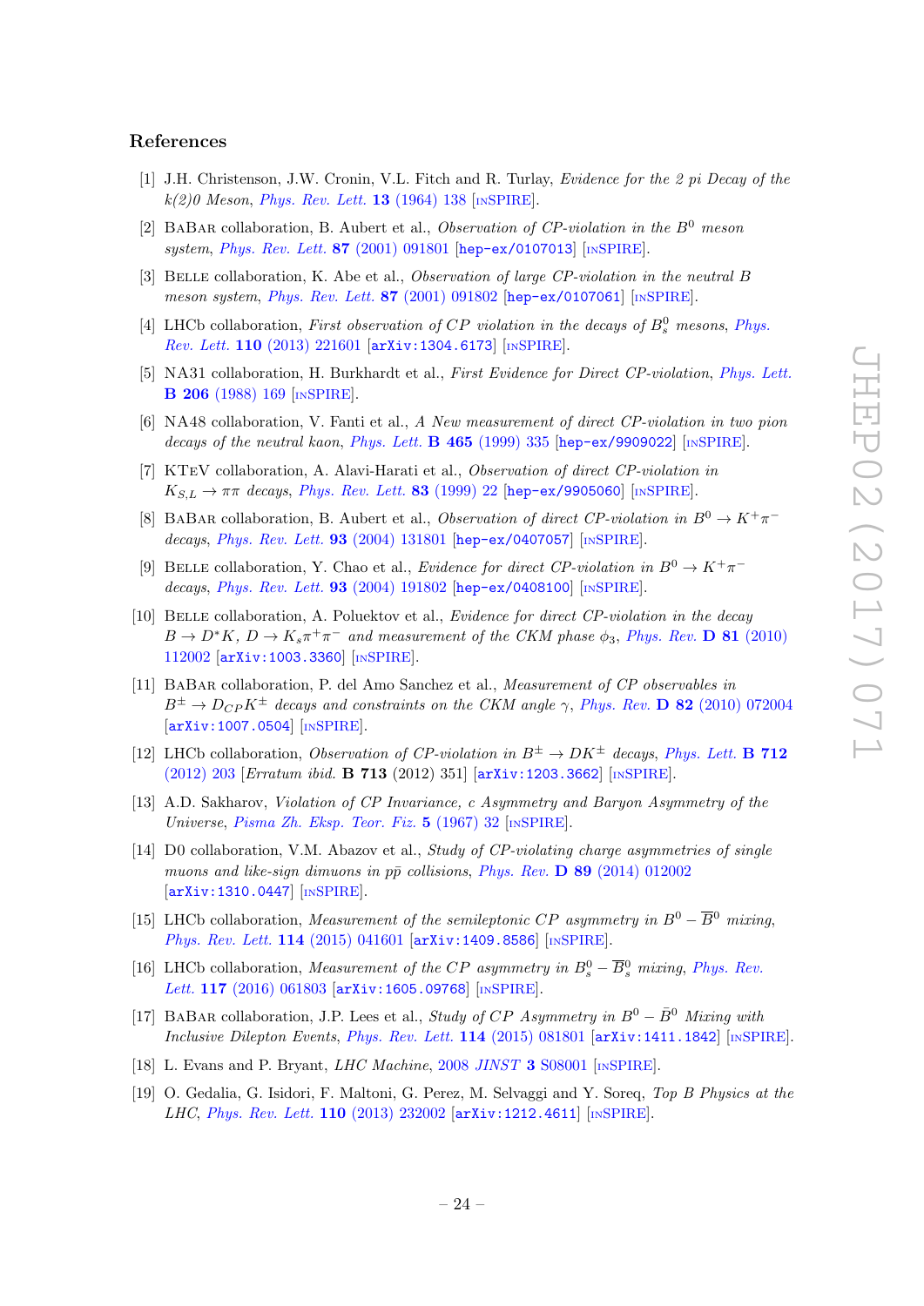## References

[1] J.H. Christenson, J.W. Cronin, V.L. Fitch and R. Turlay, *Evidence for the 2 pi Decay of the k(2)0 Meson*, Phys. Rev. Lett. **13** (1964) 138 [INSPIRE].

[2] BaBar collaboration, B. Aubert et al., *Observation of CP-violation in the $B^0$ meson system*, Phys. Rev. Lett. **87** (2001) 091801 [hep-ex/0107013] [INSPIRE].

[3] Belle collaboration, K. Abe et al., *Observation of large CP-violation in the neutral B meson system*, Phys. Rev. Lett. **87** (2001) 091802 [hep-ex/0107061] [INSPIRE].

[4] LHCb collaboration, *First observation of CP violation in the decays of $B_s^0$ mesons*, Phys. Rev. Lett. **110** (2013) 221601 [arXiv:1304.6173] [INSPIRE].

[5] NA31 collaboration, H. Burkhardt et al., *First Evidence for Direct CP-violation*, Phys. Lett. **B 206** (1988) 169 [INSPIRE].

[6] NA48 collaboration, V. Fanti et al., *A New measurement of direct CP-violation in two pion decays of the neutral kaon*, Phys. Lett. **B 465** (1999) 335 [hep-ex/9909022] [INSPIRE].

[7] KTeV collaboration, A. Alavi-Harati et al., *Observation of direct CP-violation in $K_{S,L} \to \pi\pi$ decays*, Phys. Rev. Lett. **83** (1999) 22 [hep-ex/9905060] [INSPIRE].

[8] BaBar collaboration, B. Aubert et al., *Observation of direct CP-violation in $B^0 \to K^+\pi^-$ decays*, Phys. Rev. Lett. **93** (2004) 131801 [hep-ex/0407057] [INSPIRE].

[9] Belle collaboration, Y. Chao et al., *Evidence for direct CP-violation in $B^0 \to K^+\pi^-$ decays*, Phys. Rev. Lett. **93** (2004) 191802 [hep-ex/0408100] [INSPIRE].

[10] Belle collaboration, A. Poluektov et al., *Evidence for direct CP-violation in the decay $B \to D^* K$, $D \to K_s\pi^+\pi^-$ and measurement of the CKM phase $\phi_3$*, Phys. Rev. **D 81** (2010) 112002 [arXiv:1003.3360] [INSPIRE].

[11] BaBar collaboration, P. del Amo Sanchez et al., *Measurement of CP observables in $B^\pm \to D_{CP}K^\pm$ decays and constraints on the CKM angle $\gamma$*, Phys. Rev. **D 82** (2010) 072004 [arXiv:1007.0504] [INSPIRE].

[12] LHCb collaboration, *Observation of CP-violation in $B^\pm \to DK^\pm$ decays*, Phys. Lett. **B 712** (2012) 203 [*Erratum ibid.* **B 713** (2012) 351] [arXiv:1203.3662] [INSPIRE].

[13] A.D. Sakharov, *Violation of CP Invariance, c Asymmetry and Baryon Asymmetry of the Universe*, Pisma Zh. Eksp. Teor. Fiz. **5** (1967) 32 [INSPIRE].

[14] D0 collaboration, V.M. Abazov et al., *Study of CP-violating charge asymmetries of single muons and like-sign dimuons in $p\bar{p}$ collisions*, Phys. Rev. **D 89** (2014) 012002 [arXiv:1310.0447] [INSPIRE].

[15] LHCb collaboration, *Measurement of the semileptonic CP asymmetry in $B^0 - \overline{B}^0$ mixing*, Phys. Rev. Lett. **114** (2015) 041601 [arXiv:1409.8586] [INSPIRE].

[16] LHCb collaboration, *Measurement of the CP asymmetry in $B_s^0 - \overline{B}_s^0$ mixing*, Phys. Rev. Lett. **117** (2016) 061803 [arXiv:1605.09768] [INSPIRE].

[17] BaBar collaboration, J.P. Lees et al., *Study of CP Asymmetry in $B^0 - \bar{B}^0$ Mixing with Inclusive Dilepton Events*, Phys. Rev. Lett. **114** (2015) 081801 [arXiv:1411.1842] [INSPIRE].

[18] L. Evans and P. Bryant, *LHC Machine*, 2008 *JINST* **3** S08001 [INSPIRE].

[19] O. Gedalia, G. Isidori, F. Maltoni, G. Perez, M. Selvaggi and Y. Soreq, *Top B Physics at the LHC*, Phys. Rev. Lett. **110** (2013) 232002 [arXiv:1212.4611] [INSPIRE].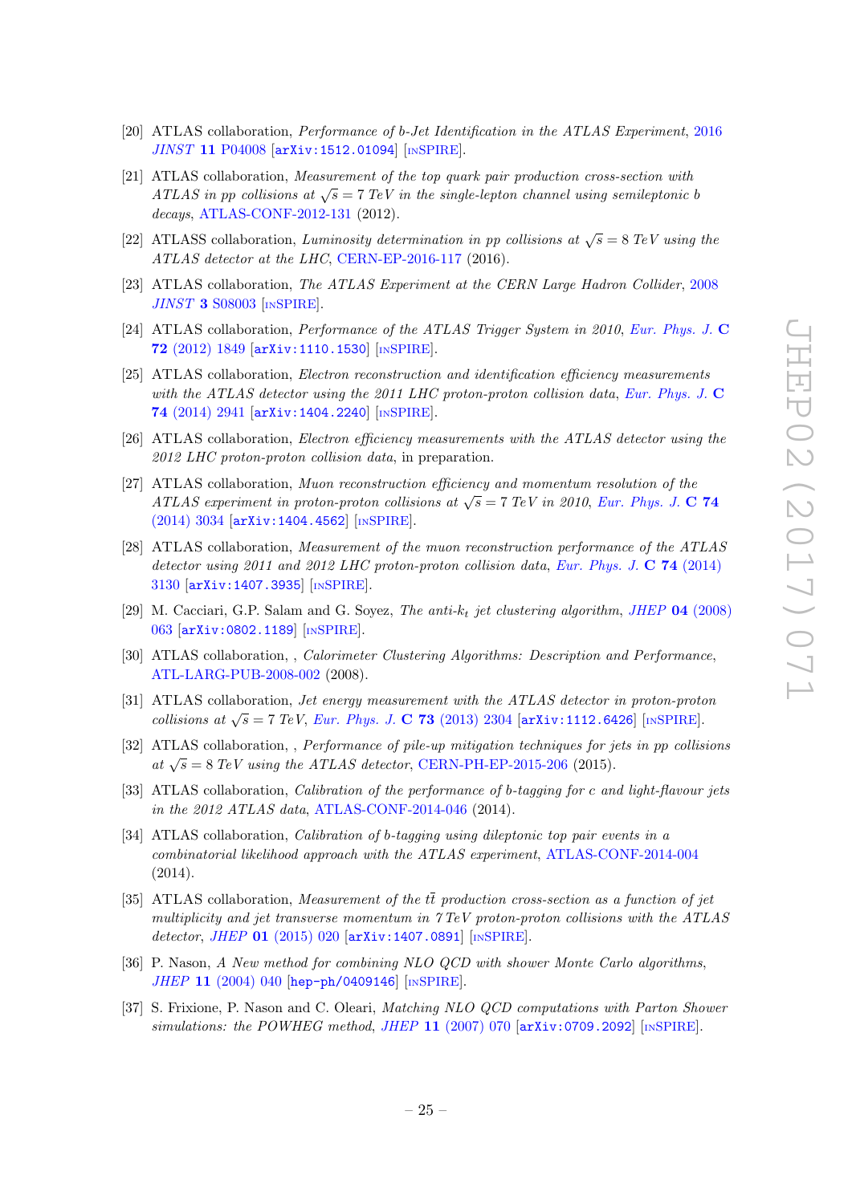[20] ATLAS collaboration, *Performance of b-Jet Identification in the ATLAS Experiment*, 2016 *JINST* **11** P04008 [arXiv:1512.01094] [INSPIRE].

[21] ATLAS collaboration, *Measurement of the top quark pair production cross-section with ATLAS in pp collisions at* $\sqrt{s} = 7$ *TeV in the single-lepton channel using semileptonic b decays*, ATLAS-CONF-2012-131 (2012).

[22] ATLASS collaboration, *Luminosity determination in pp collisions at* $\sqrt{s} = 8$ *TeV using the ATLAS detector at the LHC*, CERN-EP-2016-117 (2016).

[23] ATLAS collaboration, *The ATLAS Experiment at the CERN Large Hadron Collider*, 2008 *JINST* **3** S08003 [INSPIRE].

[24] ATLAS collaboration, *Performance of the ATLAS Trigger System in 2010*, *Eur. Phys. J.* **C 72** (2012) 1849 [arXiv:1110.1530] [INSPIRE].

[25] ATLAS collaboration, *Electron reconstruction and identification efficiency measurements with the ATLAS detector using the 2011 LHC proton-proton collision data*, *Eur. Phys. J.* **C 74** (2014) 2941 [arXiv:1404.2240] [INSPIRE].

[26] ATLAS collaboration, *Electron efficiency measurements with the ATLAS detector using the 2012 LHC proton-proton collision data*, in preparation.

[27] ATLAS collaboration, *Muon reconstruction efficiency and momentum resolution of the ATLAS experiment in proton-proton collisions at* $\sqrt{s} = 7$ *TeV in 2010*, *Eur. Phys. J.* **C 74** (2014) 3034 [arXiv:1404.4562] [INSPIRE].

[28] ATLAS collaboration, *Measurement of the muon reconstruction performance of the ATLAS detector using 2011 and 2012 LHC proton-proton collision data*, *Eur. Phys. J.* **C 74** (2014) 3130 [arXiv:1407.3935] [INSPIRE].

[29] M. Cacciari, G.P. Salam and G. Soyez, *The anti-*$k_t$ *jet clustering algorithm*, *JHEP* **04** (2008) 063 [arXiv:0802.1189] [INSPIRE].

[30] ATLAS collaboration, , *Calorimeter Clustering Algorithms: Description and Performance*, ATL-LARG-PUB-2008-002 (2008).

[31] ATLAS collaboration, *Jet energy measurement with the ATLAS detector in proton-proton collisions at* $\sqrt{s} = 7$ *TeV*, *Eur. Phys. J.* **C 73** (2013) 2304 [arXiv:1112.6426] [INSPIRE].

[32] ATLAS collaboration, , *Performance of pile-up mitigation techniques for jets in pp collisions at* $\sqrt{s} = 8$ *TeV using the ATLAS detector*, CERN-PH-EP-2015-206 (2015).

[33] ATLAS collaboration, *Calibration of the performance of b-tagging for c and light-flavour jets in the 2012 ATLAS data*, ATLAS-CONF-2014-046 (2014).

[34] ATLAS collaboration, *Calibration of b-tagging using dileptonic top pair events in a combinatorial likelihood approach with the ATLAS experiment*, ATLAS-CONF-2014-004 (2014).

[35] ATLAS collaboration, *Measurement of the* $t\bar{t}$ *production cross-section as a function of jet multiplicity and jet transverse momentum in 7 TeV proton-proton collisions with the ATLAS detector*, *JHEP* **01** (2015) 020 [arXiv:1407.0891] [INSPIRE].

[36] P. Nason, *A New method for combining NLO QCD with shower Monte Carlo algorithms*, *JHEP* **11** (2004) 040 [hep-ph/0409146] [INSPIRE].

[37] S. Frixione, P. Nason and C. Oleari, *Matching NLO QCD computations with Parton Shower simulations: the POWHEG method*, *JHEP* **11** (2007) 070 [arXiv:0709.2092] [INSPIRE].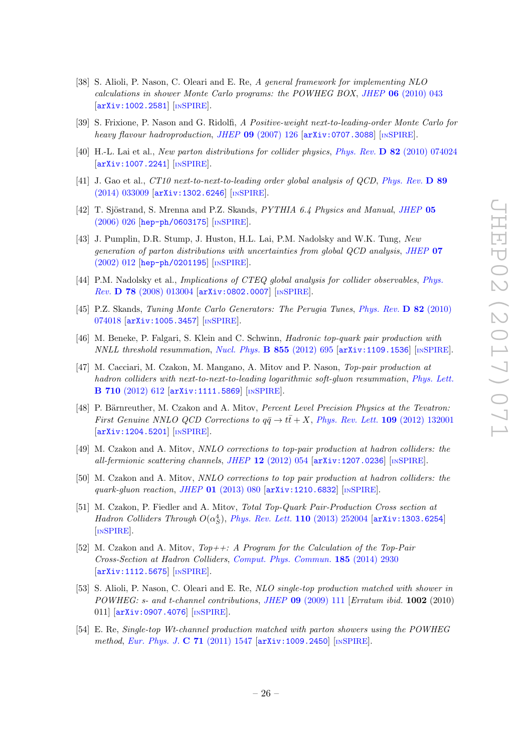[38] S. Alioli, P. Nason, C. Oleari and E. Re, *A general framework for implementing NLO calculations in shower Monte Carlo programs: the POWHEG BOX*, JHEP **06** (2010) 043 [arXiv:1002.2581] [INSPIRE].

[39] S. Frixione, P. Nason and G. Ridolfi, *A Positive-weight next-to-leading-order Monte Carlo for heavy flavour hadroproduction*, JHEP **09** (2007) 126 [arXiv:0707.3088] [INSPIRE].

[40] H.-L. Lai et al., *New parton distributions for collider physics*, Phys. Rev. **D 82** (2010) 074024 [arXiv:1007.2241] [INSPIRE].

[41] J. Gao et al., *CT10 next-to-next-to-leading order global analysis of QCD*, Phys. Rev. **D 89** (2014) 033009 [arXiv:1302.6246] [INSPIRE].

[42] T. Sjöstrand, S. Mrenna and P.Z. Skands, *PYTHIA 6.4 Physics and Manual*, JHEP **05** (2006) 026 [hep-ph/0603175] [INSPIRE].

[43] J. Pumplin, D.R. Stump, J. Huston, H.L. Lai, P.M. Nadolsky and W.K. Tung, *New generation of parton distributions with uncertainties from global QCD analysis*, JHEP **07** (2002) 012 [hep-ph/0201195] [INSPIRE].

[44] P.M. Nadolsky et al., *Implications of CTEQ global analysis for collider observables*, Phys. Rev. **D 78** (2008) 013004 [arXiv:0802.0007] [INSPIRE].

[45] P.Z. Skands, *Tuning Monte Carlo Generators: The Perugia Tunes*, Phys. Rev. **D 82** (2010) 074018 [arXiv:1005.3457] [INSPIRE].

[46] M. Beneke, P. Falgari, S. Klein and C. Schwinn, *Hadronic top-quark pair production with NNLL threshold resummation*, Nucl. Phys. **B 855** (2012) 695 [arXiv:1109.1536] [INSPIRE].

[47] M. Cacciari, M. Czakon, M. Mangano, A. Mitov and P. Nason, *Top-pair production at hadron colliders with next-to-next-to-leading logarithmic soft-gluon resummation*, Phys. Lett. **B 710** (2012) 612 [arXiv:1111.5869] [INSPIRE].

[48] P. Bärnreuther, M. Czakon and A. Mitov, *Percent Level Precision Physics at the Tevatron: First Genuine NNLO QCD Corrections to $q\bar{q} \to t\bar{t} + X$*, Phys. Rev. Lett. **109** (2012) 132001 [arXiv:1204.5201] [INSPIRE].

[49] M. Czakon and A. Mitov, *NNLO corrections to top-pair production at hadron colliders: the all-fermionic scattering channels*, JHEP **12** (2012) 054 [arXiv:1207.0236] [INSPIRE].

[50] M. Czakon and A. Mitov, *NNLO corrections to top pair production at hadron colliders: the quark-gluon reaction*, JHEP **01** (2013) 080 [arXiv:1210.6832] [INSPIRE].

[51] M. Czakon, P. Fiedler and A. Mitov, *Total Top-Quark Pair-Production Cross section at Hadron Colliders Through $O(\alpha_S^4)$*, Phys. Rev. Lett. **110** (2013) 252004 [arXiv:1303.6254] [INSPIRE].

[52] M. Czakon and A. Mitov, *Top++: A Program for the Calculation of the Top-Pair Cross-Section at Hadron Colliders*, Comput. Phys. Commun. **185** (2014) 2930 [arXiv:1112.5675] [INSPIRE].

[53] S. Alioli, P. Nason, C. Oleari and E. Re, *NLO single-top production matched with shower in POWHEG: s- and t-channel contributions*, JHEP **09** (2009) 111 [*Erratum ibid.* **1002** (2010) 011] [arXiv:0907.4076] [INSPIRE].

[54] E. Re, *Single-top Wt-channel production matched with parton showers using the POWHEG method*, Eur. Phys. J. **C 71** (2011) 1547 [arXiv:1009.2450] [INSPIRE].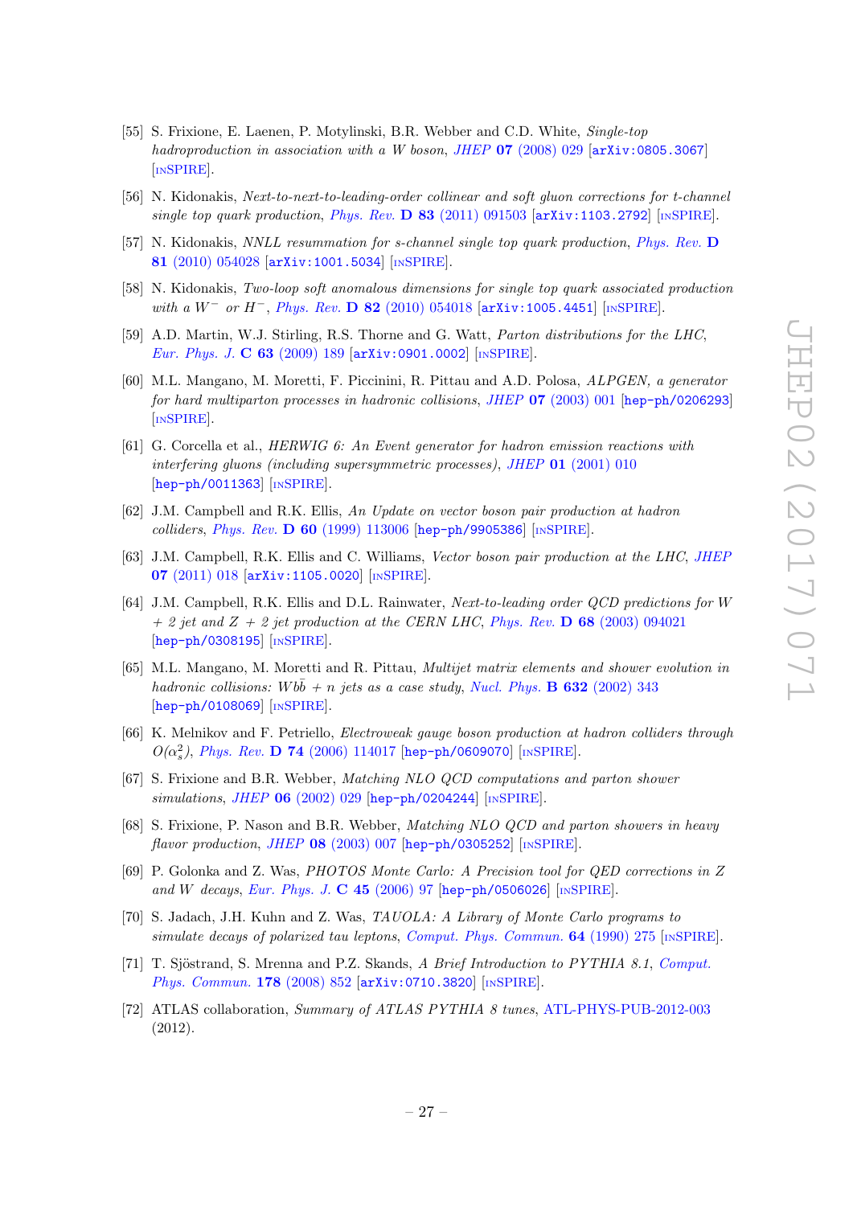[55] S. Frixione, E. Laenen, P. Motylinski, B.R. Webber and C.D. White, *Single-top hadroproduction in association with a W boson*, JHEP **07** (2008) 029 [arXiv:0805.3067] [INSPIRE].

[56] N. Kidonakis, *Next-to-next-to-leading-order collinear and soft gluon corrections for t-channel single top quark production*, Phys. Rev. **D 83** (2011) 091503 [arXiv:1103.2792] [INSPIRE].

[57] N. Kidonakis, *NNLL resummation for s-channel single top quark production*, Phys. Rev. **D 81** (2010) 054028 [arXiv:1001.5034] [INSPIRE].

[58] N. Kidonakis, *Two-loop soft anomalous dimensions for single top quark associated production with a $W^-$ or $H^-$*, Phys. Rev. **D 82** (2010) 054018 [arXiv:1005.4451] [INSPIRE].

[59] A.D. Martin, W.J. Stirling, R.S. Thorne and G. Watt, *Parton distributions for the LHC*, Eur. Phys. J. **C 63** (2009) 189 [arXiv:0901.0002] [INSPIRE].

[60] M.L. Mangano, M. Moretti, F. Piccinini, R. Pittau and A.D. Polosa, *ALPGEN, a generator for hard multiparton processes in hadronic collisions*, JHEP **07** (2003) 001 [hep-ph/0206293] [INSPIRE].

[61] G. Corcella et al., *HERWIG 6: An Event generator for hadron emission reactions with interfering gluons (including supersymmetric processes)*, JHEP **01** (2001) 010 [hep-ph/0011363] [INSPIRE].

[62] J.M. Campbell and R.K. Ellis, *An Update on vector boson pair production at hadron colliders*, Phys. Rev. **D 60** (1999) 113006 [hep-ph/9905386] [INSPIRE].

[63] J.M. Campbell, R.K. Ellis and C. Williams, *Vector boson pair production at the LHC*, JHEP **07** (2011) 018 [arXiv:1105.0020] [INSPIRE].

[64] J.M. Campbell, R.K. Ellis and D.L. Rainwater, *Next-to-leading order QCD predictions for W + 2 jet and Z + 2 jet production at the CERN LHC*, Phys. Rev. **D 68** (2003) 094021 [hep-ph/0308195] [INSPIRE].

[65] M.L. Mangano, M. Moretti and R. Pittau, *Multijet matrix elements and shower evolution in hadronic collisions: $Wb\bar{b}$ + n jets as a case study*, Nucl. Phys. **B 632** (2002) 343 [hep-ph/0108069] [INSPIRE].

[66] K. Melnikov and F. Petriello, *Electroweak gauge boson production at hadron colliders through $O(\alpha_s^2)$*, Phys. Rev. **D 74** (2006) 114017 [hep-ph/0609070] [INSPIRE].

[67] S. Frixione and B.R. Webber, *Matching NLO QCD computations and parton shower simulations*, JHEP **06** (2002) 029 [hep-ph/0204244] [INSPIRE].

[68] S. Frixione, P. Nason and B.R. Webber, *Matching NLO QCD and parton showers in heavy flavor production*, JHEP **08** (2003) 007 [hep-ph/0305252] [INSPIRE].

[69] P. Golonka and Z. Was, *PHOTOS Monte Carlo: A Precision tool for QED corrections in Z and W decays*, Eur. Phys. J. **C 45** (2006) 97 [hep-ph/0506026] [INSPIRE].

[70] S. Jadach, J.H. Kuhn and Z. Was, *TAUOLA: A Library of Monte Carlo programs to simulate decays of polarized tau leptons*, Comput. Phys. Commun. **64** (1990) 275 [INSPIRE].

[71] T. Sjöstrand, S. Mrenna and P.Z. Skands, *A Brief Introduction to PYTHIA 8.1*, Comput. Phys. Commun. **178** (2008) 852 [arXiv:0710.3820] [INSPIRE].

[72] ATLAS collaboration, *Summary of ATLAS PYTHIA 8 tunes*, ATL-PHYS-PUB-2012-003 (2012).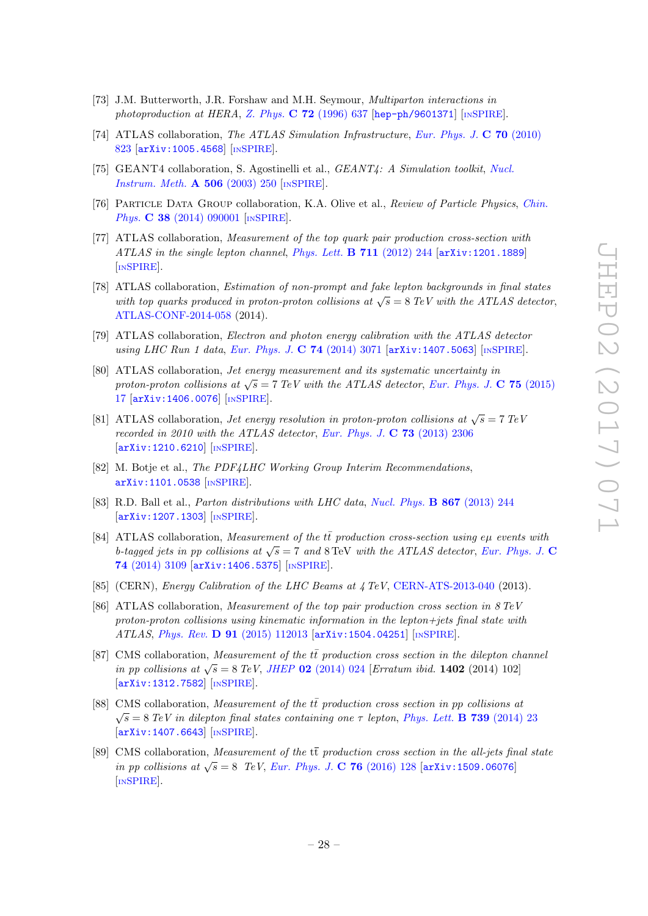[73] J.M. Butterworth, J.R. Forshaw and M.H. Seymour, *Multiparton interactions in photoproduction at HERA*, *Z. Phys.* **C 72** (1996) 637 [hep-ph/9601371] [INSPIRE].

[74] ATLAS collaboration, *The ATLAS Simulation Infrastructure*, *Eur. Phys. J.* **C 70** (2010) 823 [arXiv:1005.4568] [INSPIRE].

[75] GEANT4 collaboration, S. Agostinelli et al., *GEANT4: A Simulation toolkit*, *Nucl. Instrum. Meth.* **A 506** (2003) 250 [INSPIRE].

[76] Particle Data Group collaboration, K.A. Olive et al., *Review of Particle Physics*, *Chin. Phys.* **C 38** (2014) 090001 [INSPIRE].

[77] ATLAS collaboration, *Measurement of the top quark pair production cross-section with ATLAS in the single lepton channel*, *Phys. Lett.* **B 711** (2012) 244 [arXiv:1201.1889] [INSPIRE].

[78] ATLAS collaboration, *Estimation of non-prompt and fake lepton backgrounds in final states with top quarks produced in proton-proton collisions at $\sqrt{s} = 8$ TeV with the ATLAS detector*, ATLAS-CONF-2014-058 (2014).

[79] ATLAS collaboration, *Electron and photon energy calibration with the ATLAS detector using LHC Run 1 data*, *Eur. Phys. J.* **C 74** (2014) 3071 [arXiv:1407.5063] [INSPIRE].

[80] ATLAS collaboration, *Jet energy measurement and its systematic uncertainty in proton-proton collisions at $\sqrt{s} = 7$ TeV with the ATLAS detector*, *Eur. Phys. J.* **C 75** (2015) 17 [arXiv:1406.0076] [INSPIRE].

[81] ATLAS collaboration, *Jet energy resolution in proton-proton collisions at $\sqrt{s} = 7$ TeV recorded in 2010 with the ATLAS detector*, *Eur. Phys. J.* **C 73** (2013) 2306 [arXiv:1210.6210] [INSPIRE].

[82] M. Botje et al., *The PDF4LHC Working Group Interim Recommendations*, arXiv:1101.0538 [INSPIRE].

[83] R.D. Ball et al., *Parton distributions with LHC data*, *Nucl. Phys.* **B 867** (2013) 244 [arXiv:1207.1303] [INSPIRE].

[84] ATLAS collaboration, *Measurement of the $t\bar{t}$ production cross-section using $e\mu$ events with b-tagged jets in pp collisions at $\sqrt{s} = 7$ and 8 TeV with the ATLAS detector*, *Eur. Phys. J.* **C 74** (2014) 3109 [arXiv:1406.5375] [INSPIRE].

[85] (CERN), *Energy Calibration of the LHC Beams at 4 TeV*, CERN-ATS-2013-040 (2013).

[86] ATLAS collaboration, *Measurement of the top pair production cross section in 8 TeV proton-proton collisions using kinematic information in the lepton+jets final state with ATLAS*, *Phys. Rev.* **D 91** (2015) 112013 [arXiv:1504.04251] [INSPIRE].

[87] CMS collaboration, *Measurement of the $t\bar{t}$ production cross section in the dilepton channel in pp collisions at $\sqrt{s} = 8$ TeV*, *JHEP* **02** (2014) 024 [Erratum ibid. **1402** (2014) 102] [arXiv:1312.7582] [INSPIRE].

[88] CMS collaboration, *Measurement of the $t\bar{t}$ production cross section in pp collisions at $\sqrt{s} = 8$ TeV in dilepton final states containing one $\tau$ lepton*, *Phys. Lett.* **B 739** (2014) 23 [arXiv:1407.6643] [INSPIRE].

[89] CMS collaboration, *Measurement of the $t\bar{t}$ production cross section in the all-jets final state in pp collisions at $\sqrt{s} = 8$ TeV*, *Eur. Phys. J.* **C 76** (2016) 128 [arXiv:1509.06076] [INSPIRE].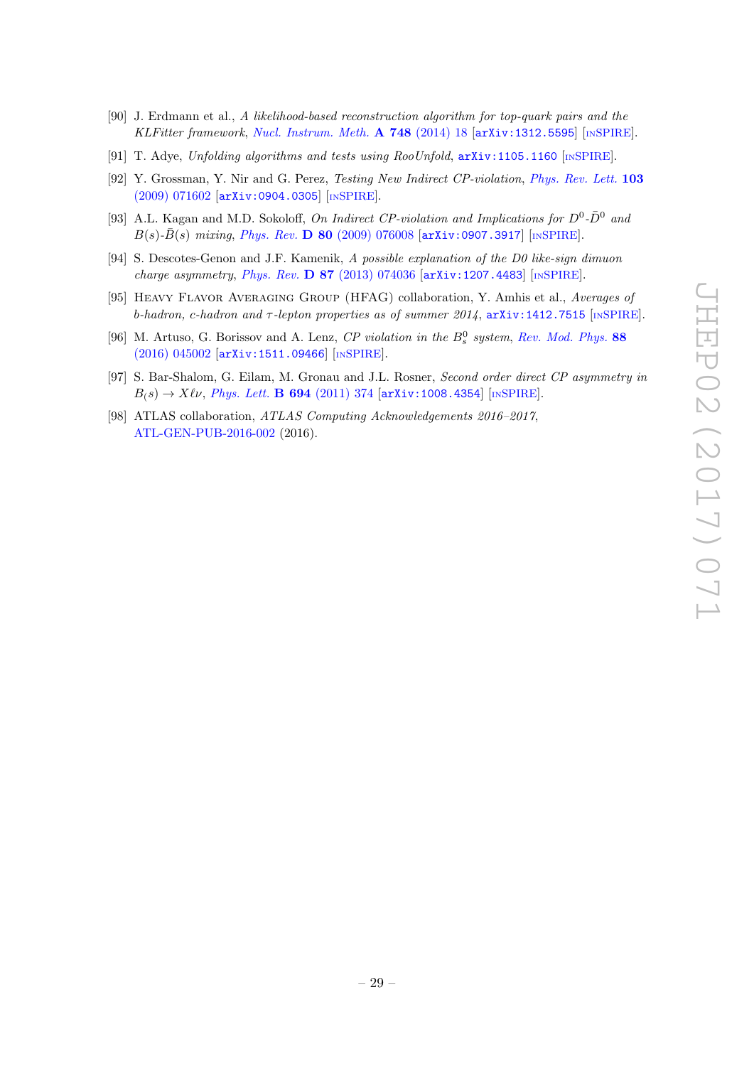- [90] J. Erdmann et al., *A likelihood-based reconstruction algorithm for top-quark pairs and the KLFitter framework*, *Nucl. Instrum. Meth.* **A 748** (2014) 18 [arXiv:1312.5595] [INSPIRE].
- [91] T. Adye, *Unfolding algorithms and tests using RooUnfold*, arXiv:1105.1160 [INSPIRE].
- [92] Y. Grossman, Y. Nir and G. Perez, *Testing New Indirect CP-violation*, *Phys. Rev. Lett.* **103** (2009) 071602 [arXiv:0904.0305] [INSPIRE].
- [93] A.L. Kagan and M.D. Sokoloff, *On Indirect CP-violation and Implications for $D^0$-$\bar{D}^0$ and $B(s)$-$\bar{B}(s)$ mixing*, *Phys. Rev.* **D 80** (2009) 076008 [arXiv:0907.3917] [INSPIRE].
- [94] S. Descotes-Genon and J.F. Kamenik, *A possible explanation of the D0 like-sign dimuon charge asymmetry*, *Phys. Rev.* **D 87** (2013) 074036 [arXiv:1207.4483] [INSPIRE].
- [95] Heavy Flavor Averaging Group (HFAG) collaboration, Y. Amhis et al., *Averages of b-hadron, c-hadron and $\tau$-lepton properties as of summer 2014*, arXiv:1412.7515 [INSPIRE].
- [96] M. Artuso, G. Borissov and A. Lenz, *CP violation in the $B_s^0$ system*, *Rev. Mod. Phys.* **88** (2016) 045002 [arXiv:1511.09466] [INSPIRE].
- [97] S. Bar-Shalom, G. Eilam, M. Gronau and J.L. Rosner, *Second order direct CP asymmetry in $B_(s) \to X\ell\nu$*, *Phys. Lett.* **B 694** (2011) 374 [arXiv:1008.4354] [INSPIRE].
- [98] ATLAS collaboration, *ATLAS Computing Acknowledgements 2016–2017*, ATL-GEN-PUB-2016-002 (2016).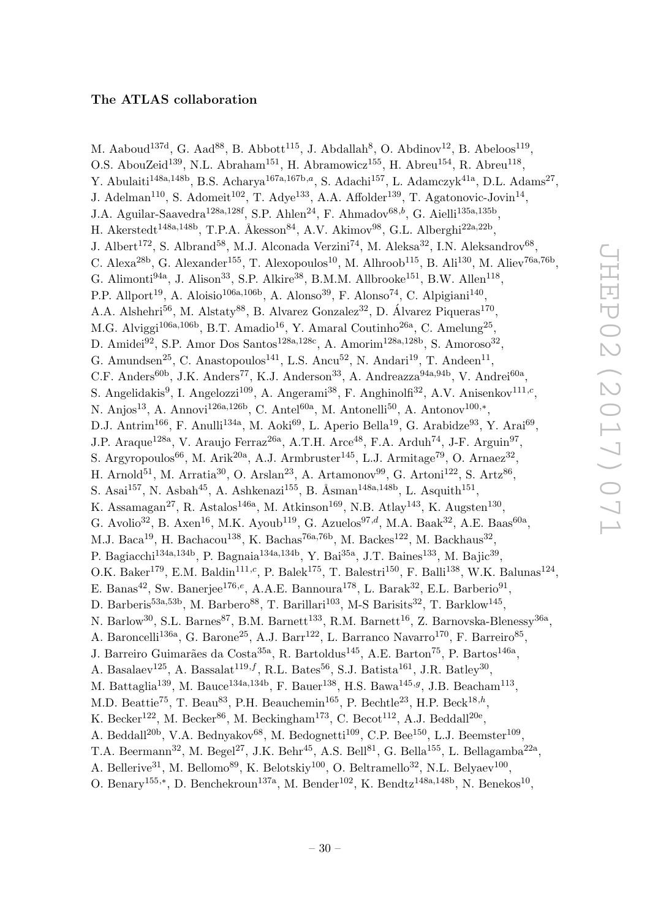### The ATLAS collaboration

M. Aaboud[137d], G. Aad[88], B. Abbott[115], J. Abdallah[8], O. Abdinov[12], B. Abeloos[119], O.S. AbouZeid[139], N.L. Abraham[151], H. Abramowicz[155], H. Abreu[154], R. Abreu[118], Y. Abulaiti[148a,148b], B.S. Acharya[167a,167b,a], S. Adachi[157], L. Adamczyk[41a], D.L. Adams[27], J. Adelman[110], S. Adomeit[102], T. Adye[133], A.A. Affolder[139], T. Agatonovic-Jovin[14], J.A. Aguilar-Saavedra[128a,128f], S.P. Ahlen[24], F. Ahmadov[68,b], G. Aielli[135a,135b], H. Akerstedt[148a,148b], T.P.A. Åkesson[84], A.V. Akimov[98], G.L. Alberghi[22a,22b], J. Albert[172], S. Albrand[58], M.J. Alconada Verzini[74], M. Aleksa[32], I.N. Aleksandrov[68], C. Alexa[28b], G. Alexander[155], T. Alexopoulos[10], M. Alhroob[115], B. Ali[130], M. Aliev[76a,76b], G. Alimonti[94a], J. Alison[33], S.P. Alkire[38], B.M.M. Allbrooke[151], B.W. Allen[118], P.P. Allport[19], A. Aloisio[106a,106b], A. Alonso[39], F. Alonso[74], C. Alpigiani[140], A.A. Alshehri[56], M. Alstaty[88], B. Alvarez Gonzalez[32], D. Álvarez Piqueras[170], M.G. Alviggi[106a,106b], B.T. Amadio[16], Y. Amaral Coutinho[26a], C. Amelung[25], D. Amidei[92], S.P. Amor Dos Santos[128a,128c], A. Amorim[128a,128b], S. Amoroso[32], G. Amundsen[25], C. Anastopoulos[141], L.S. Ancu[52], N. Andari[19], T. Andeen[11], C.F. Anders[60b], J.K. Anders[77], K.J. Anderson[33], A. Andreazza[94a,94b], V. Andrei[60a], S. Angelidakis[9], I. Angelozzi[109], A. Angerami[38], F. Anghinolfi[32], A.V. Anisenkov[111,c], N. Anjos[13], A. Annovi[126a,126b], C. Antel[60a], M. Antonelli[50], A. Antonov[100,*], D.J. Antrim[166], F. Anulli[134a], M. Aoki[69], L. Aperio Bella[19], G. Arabidze[93], Y. Arai[69], J.P. Araque[128a], V. Araujo Ferraz[26a], A.T.H. Arce[48], F.A. Arduh[74], J-F. Arguin[97], S. Argyropoulos[66], M. Arik[20a], A.J. Armbruster[145], L.J. Armitage[79], O. Arnaez[32], H. Arnold[51], M. Arratia[30], O. Arslan[23], A. Artamonov[99], G. Artoni[122], S. Artz[86], S. Asai[157], N. Asbah[45], A. Ashkenazi[155], B. Åsman[148a,148b], L. Asquith[151], K. Assamagan[27], R. Astalos[146a], M. Atkinson[169], N.B. Atlay[143], K. Augsten[130], G. Avolio[32], B. Axen[16], M.K. Ayoub[119], G. Azuelos[97,d], M.A. Baak[32], A.E. Baas[60a], M.J. Baca[19], H. Bachacou[138], K. Bachas[76a,76b], M. Backes[122], M. Backhaus[32], P. Bagiacchi[134a,134b], P. Bagnaia[134a,134b], Y. Bai[35a], J.T. Baines[133], M. Bajic[39], O.K. Baker[179], E.M. Baldin[111,c], P. Balek[175], T. Balestri[150], F. Balli[138], W.K. Balunas[124], E. Banas[42], Sw. Banerjee[176,e], A.A.E. Bannoura[178], L. Barak[32], E.L. Barberio[91], D. Barberis[53a,53b], M. Barbero[88], T. Barillari[103], M-S Barisits[32], T. Barklow[145], N. Barlow[30], S.L. Barnes[87], B.M. Barnett[133], R.M. Barnett[16], Z. Barnovska-Blenessy[36a], A. Baroncelli[136a], G. Barone[25], A.J. Barr[122], L. Barranco Navarro[170], F. Barreiro[85], J. Barreiro Guimarães da Costa[35a], R. Bartoldus[145], A.E. Barton[75], P. Bartos[146a], A. Basalaev[125], A. Bassalat[119,f], R.L. Bates[56], S.J. Batista[161], J.R. Batley[30], M. Battaglia[139], M. Bauce[134a,134b], F. Bauer[138], H.S. Bawa[145,g], J.B. Beacham[113], M.D. Beattie[75], T. Beau[83], P.H. Beauchemin[165], P. Bechtle[23], H.P. Beck[18,h], K. Becker[122], M. Becker[86], M. Beckingham[173], C. Becot[112], A.J. Beddall[20e], A. Beddall[20b], V.A. Bednyakov[68], M. Bedognetti[109], C.P. Bee[150], L.J. Beemster[109], T.A. Beermann[32], M. Begel[27], J.K. Behr[45], A.S. Bell[81], G. Bella[155], L. Bellagamba[22a], A. Bellerive[31], M. Bellomo[89], K. Belotskiy[100], O. Beltramello[32], N.L. Belyaev[100], O. Benary[155,*], D. Benchekroun[137a], M. Bender[102], K. Bendtz[148a,148b], N. Benekos[10],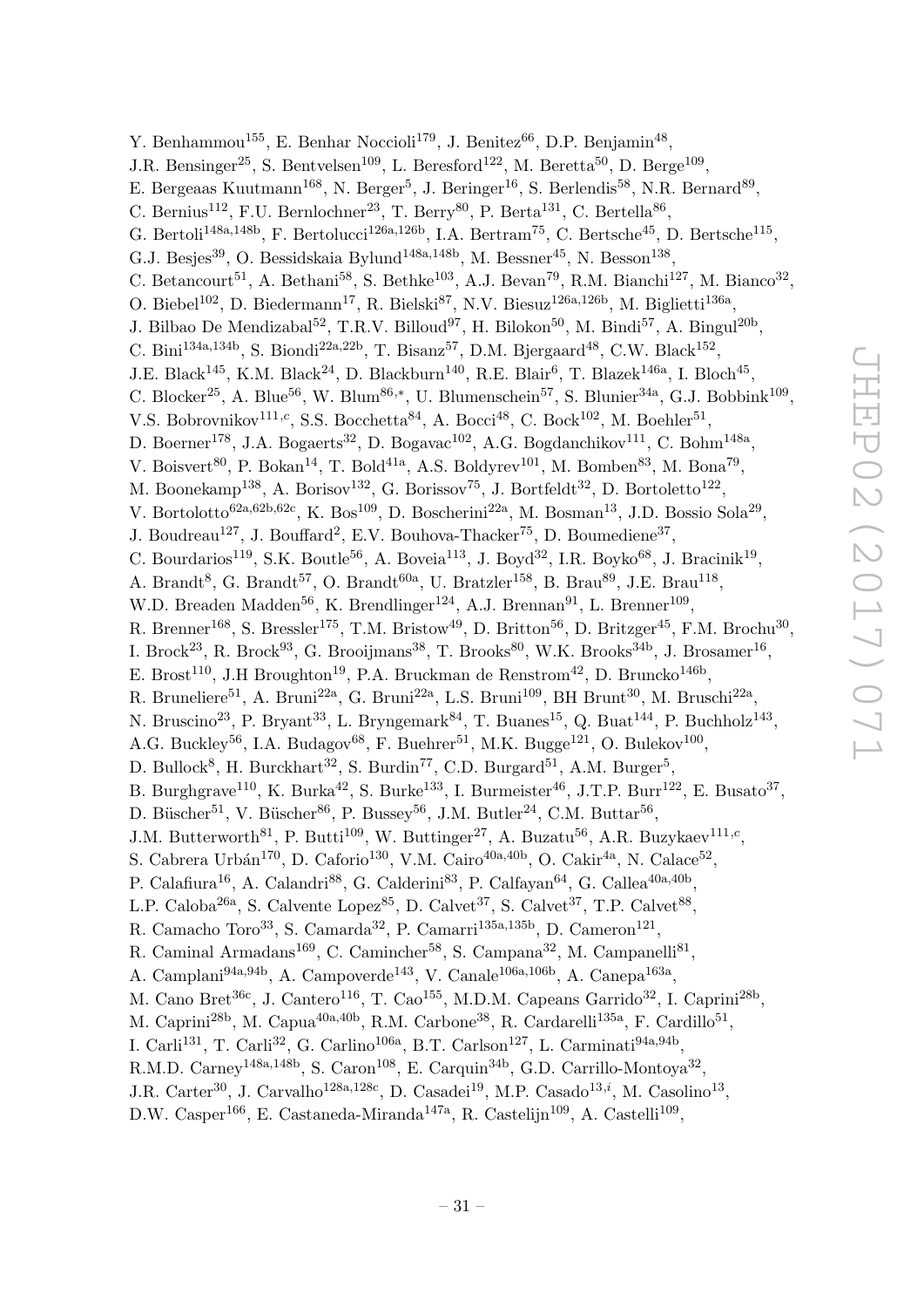Y. Benhammou[155], E. Benhar Noccioli[179], J. Benitez[66], D.P. Benjamin[48], J.R. Bensinger[25], S. Bentvelsen[109], L. Beresford[122], M. Beretta[50], D. Berge[109], E. Bergeaas Kuutmann[168], N. Berger[5], J. Beringer[16], S. Berlendis[58], N.R. Bernard[89], C. Bernius[112], F.U. Bernlochner[23], T. Berry[80], P. Berta[131], C. Bertella[86], G. Bertoli[148a,148b], F. Bertolucci[126a,126b], I.A. Bertram[75], C. Bertsche[45], D. Bertsche[115], G.J. Besjes[39], O. Bessidskaia Bylund[148a,148b], M. Bessner[45], N. Besson[138], C. Betancourt[51], A. Bethani[58], S. Bethke[103], A.J. Bevan[79], R.M. Bianchi[127], M. Bianco[32], O. Biebel[102], D. Biedermann[17], R. Bielski[87], N.V. Biesuz[126a,126b], M. Biglietti[136a], J. Bilbao De Mendizabal[52], T.R.V. Billoud[97], H. Bilokon[50], M. Bindi[57], A. Bingul[20b], C. Bini[134a,134b], S. Biondi[22a,22b], T. Bisanz[57], D.M. Bjergaard[48], C.W. Black[152], J.E. Black[145], K.M. Black[24], D. Blackburn[140], R.E. Blair[6], T. Blazek[146a], I. Bloch[45], C. Blocker[25], A. Blue[56], W. Blum[86,*], U. Blumenschein[57], S. Blunier[34a], G.J. Bobbink[109], V.S. Bobrovnikov[111,c], S.S. Bocchetta[84], A. Bocci[48], C. Bock[102], M. Boehler[51], D. Boerner[178], J.A. Bogaerts[32], D. Bogavac[102], A.G. Bogdanchikov[111], C. Bohm[148a], V. Boisvert[80], P. Bokan[14], T. Bold[41a], A.S. Boldyrev[101], M. Bomben[83], M. Bona[79], M. Boonekamp[138], A. Borisov[132], G. Borissov[75], J. Bortfeldt[32], D. Bortoletto[122], V. Bortolotto[62a,62b,62c], K. Bos[109], D. Boscherini[22a], M. Bosman[13], J.D. Bossio Sola[29], J. Boudreau[127], J. Bouffard[2], E.V. Bouhova-Thacker[75], D. Boumediene[37], C. Bourdarios[119], S.K. Boutle[56], A. Boveia[113], J. Boyd[32], I.R. Boyko[68], J. Bracinik[19], A. Brandt[8], G. Brandt[57], O. Brandt[60a], U. Bratzler[158], B. Brau[89], J.E. Brau[118], W.D. Breaden Madden[56], K. Brendlinger[124], A.J. Brennan[91], L. Brenner[109], R. Brenner[168], S. Bressler[175], T.M. Bristow[49], D. Britton[56], D. Britzger[45], F.M. Brochu[30], I. Brock[23], R. Brock[93], G. Brooijmans[38], T. Brooks[80], W.K. Brooks[34b], J. Brosamer[16], E. Brost[110], J.H Broughton[19], P.A. Bruckman de Renstrom[42], D. Bruncko[146b], R. Bruneliere[51], A. Bruni[22a], G. Bruni[22a], L.S. Bruni[109], BH Brunt[30], M. Bruschi[22a], N. Bruscino[23], P. Bryant[33], L. Bryngemark[84], T. Buanes[15], Q. Buat[144], P. Buchholz[143], A.G. Buckley[56], I.A. Budagov[68], F. Buehrer[51], M.K. Bugge[121], O. Bulekov[100], D. Bullock[8], H. Burckhart[32], S. Burdin[77], C.D. Burgard[51], A.M. Burger[5], B. Burghgrave[110], K. Burka[42], S. Burke[133], I. Burmeister[46], J.T.P. Burr[122], E. Busato[37], D. Büscher[51], V. Büscher[86], P. Bussey[56], J.M. Butler[24], C.M. Buttar[56], J.M. Butterworth[81], P. Butti[109], W. Buttinger[27], A. Buzatu[56], A.R. Buzykaev[111,c], S. Cabrera Urbán[170], D. Caforio[130], V.M. Cairo[40a,40b], O. Cakir[4a], N. Calace[52], P. Calafiura[16], A. Calandri[88], G. Calderini[83], P. Calfayan[64], G. Callea[40a,40b], L.P. Caloba[26a], S. Calvente Lopez[85], D. Calvet[37], S. Calvet[37], T.P. Calvet[88], R. Camacho Toro[33], S. Camarda[32], P. Camarri[135a,135b], D. Cameron[121], R. Caminal Armadans[169], C. Camincher[58], S. Campana[32], M. Campanelli[81], A. Camplani[94a,94b], A. Campoverde[143], V. Canale[106a,106b], A. Canepa[163a], M. Cano Bret[36c], J. Cantero[116], T. Cao[155], M.D.M. Capeans Garrido[32], I. Caprini[28b], M. Caprini[28b], M. Capua[40a,40b], R.M. Carbone[38], R. Cardarelli[135a], F. Cardillo[51], I. Carli[131], T. Carli[32], G. Carlino[106a], B.T. Carlson[127], L. Carminati[94a,94b], R.M.D. Carney[148a,148b], S. Caron[108], E. Carquin[34b], G.D. Carrillo-Montoya[32], J.R. Carter[30], J. Carvalho[128a,128c], D. Casadei[19], M.P. Casado[13,i], M. Casolino[13], D.W. Casper[166], E. Castaneda-Miranda[147a], R. Castelijn[109], A. Castelli[109],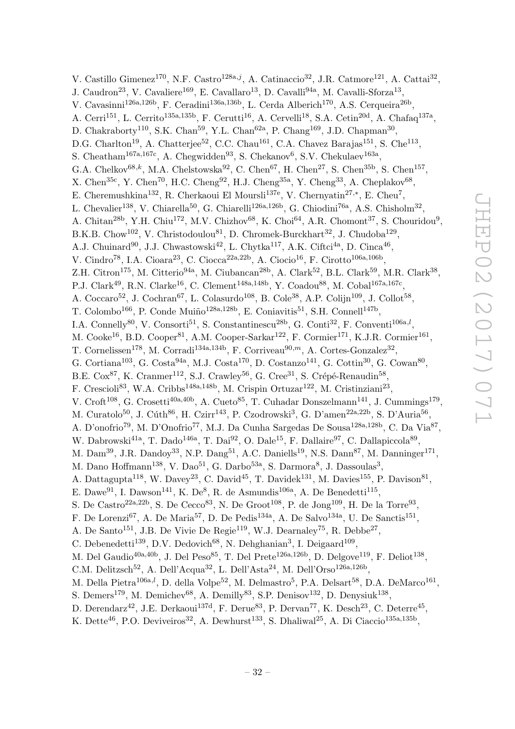V. Castillo Gimenez[170], N.F. Castro[128a,j], A. Catinaccio[32], J.R. Catmore[121], A. Cattai[32], J. Caudron[23], V. Cavaliere[169], E. Cavallaro[13], D. Cavalli[94a], M. Cavalli-Sforza[13], V. Cavasinni[126a,126b], F. Ceradini[136a,136b], L. Cerda Alberich[170], A.S. Cerqueira[26b], A. Cerri[151], L. Cerrito[135a,135b], F. Cerutti[16], A. Cervelli[18], S.A. Cetin[20d], A. Chafaq[137a], D. Chakraborty[110], S.K. Chan[59], Y.L. Chan[62a], P. Chang[169], J.D. Chapman[30], D.G. Charlton[19], A. Chatterjee[52], C.C. Chau[161], C.A. Chavez Barajas[151], S. Che[113], S. Cheatham[167a,167c], A. Chegwidden[93], S. Chekanov[6], S.V. Chekulaev[163a], G.A. Chelkov[68,k], M.A. Chelstowska[92], C. Chen[67], H. Chen[27], S. Chen[35b], S. Chen[157], X. Chen[35c], Y. Chen[70], H.C. Cheng[92], H.J. Cheng[35a], Y. Cheng[33], A. Cheplakov[68], E. Cheremushkina[132], R. Cherkaoui El Moursli[137e], V. Chernyatin[27,*], E. Cheu[7], L. Chevalier[138], V. Chiarella[50], G. Chiarelli[126a,126b], G. Chiodini[76a], A.S. Chisholm[32], A. Chitan[28b], Y.H. Chiu[172], M.V. Chizhov[68], K. Choi[64], A.R. Chomont[37], S. Chouridou[9], B.K.B. Chow[102], V. Christodoulou[81], D. Chromek-Burckhart[32], J. Chudoba[129], A.J. Chuinard[90], J.J. Chwastowski[42], L. Chytka[117], A.K. Ciftci[4a], D. Cinca[46], V. Cindro[78], I.A. Cioara[23], C. Ciocca[22a,22b], A. Ciocio[16], F. Cirotto[106a,106b], Z.H. Citron[175], M. Citterio[94a], M. Ciubancan[28b], A. Clark[52], B.L. Clark[59], M.R. Clark[38], P.J. Clark[49], R.N. Clarke[16], C. Clement[148a,148b], Y. Coadou[88], M. Cobal[167a,167c], A. Coccaro[52], J. Cochran[67], L. Colasurdo[108], B. Cole[38], A.P. Colijn[109], J. Collot[58], T. Colombo[166], P. Conde Muiño[128a,128b], E. Coniavitis[51], S.H. Connell[147b], I.A. Connelly[80], V. Consorti[51], S. Constantinescu[28b], G. Conti[32], F. Conventi[106a,l], M. Cooke[16], B.D. Cooper[81], A.M. Cooper-Sarkar[122], F. Cormier[171], K.J.R. Cormier[161], T. Cornelissen[178], M. Corradi[134a,134b], F. Corriveau[90,m], A. Cortes-Gonzalez[32], G. Cortiana[103], G. Costa[94a], M.J. Costa[170], D. Costanzo[141], G. Cottin[30], G. Cowan[80], B.E. Cox[87], K. Cranmer[112], S.J. Crawley[56], G. Cree[31], S. Crépé-Renaudin[58], F. Crescioli[83], W.A. Cribbs[148a,148b], M. Crispin Ortuzar[122], M. Cristinziani[23], V. Croft[108], G. Crosetti[40a,40b], A. Cueto[85], T. Cuhadar Donszelmann[141], J. Cummings[179], M. Curatolo[50], J. Cúth[86], H. Czirr[143], P. Czodrowski[3], G. D'amen[22a,22b], S. D'Auria[56], A. D'onofrio[79], M. D'Onofrio[77], M.J. Da Cunha Sargedas De Sousa[128a,128b], C. Da Via[87], W. Dabrowski[41a], T. Dado[146a], T. Dai[92], O. Dale[15], F. Dallaire[97], C. Dallapiccola[89], M. Dam[39], J.R. Dandoy[33], N.P. Dang[51], A.C. Daniells[19], N.S. Dann[87], M. Danninger[171], M. Dano Hoffmann[138], V. Dao[51], G. Darbo[53a], S. Darmora[8], J. Dassoulas[3], A. Dattagupta[118], W. Davey[23], C. David[45], T. Davidek[131], M. Davies[155], P. Davison[81], E. Dawe[91], I. Dawson[141], K. De[8], R. de Asmundis[106a], A. De Benedetti[115], S. De Castro[22a,22b], S. De Cecco[83], N. De Groot[108], P. de Jong[109], H. De la Torre[93], F. De Lorenzi[67], A. De Maria[57], D. De Pedis[134a], A. De Salvo[134a], U. De Sanctis[151], A. De Santo[151], J.B. De Vivie De Regie[119], W.J. Dearnaley[75], R. Debbe[27], C. Debenedetti[139], D.V. Dedovich[68], N. Dehghanian[3], I. Deigaard[109], M. Del Gaudio[40a,40b], J. Del Peso[85], T. Del Prete[126a,126b], D. Delgove[119], F. Deliot[138], C.M. Delitzsch[52], A. Dell'Acqua[32], L. Dell'Asta[24], M. Dell'Orso[126a,126b], M. Della Pietra[106a,l], D. della Volpe[52], M. Delmastro[5], P.A. Delsart[58], D.A. DeMarco[161], S. Demers[179], M. Demichev[68], A. Demilly[83], S.P. Denisov[132], D. Denysiuk[138], D. Derendarz[42], J.E. Derkaoui[137d], F. Derue[83], P. Dervan[77], K. Desch[23], C. Deterre[45], K. Dette[46], P.O. Deviveiros[32], A. Dewhurst[133], S. Dhaliwal[25], A. Di Ciaccio[135a,135b],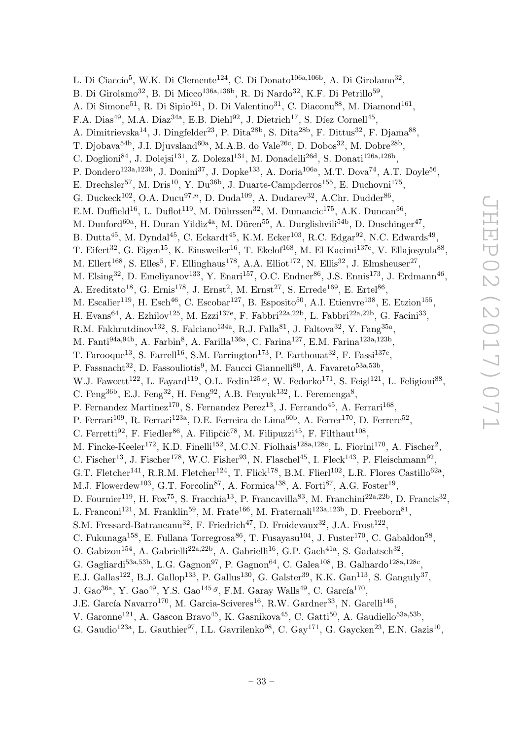L. Di Ciaccio[5], W.K. Di Clemente[124], C. Di Donato[106a,106b], A. Di Girolamo[32], B. Di Girolamo[32], B. Di Micco[136a,136b], R. Di Nardo[32], K.F. Di Petrillo[59], A. Di Simone[51], R. Di Sipio[161], D. Di Valentino[31], C. Diaconu[88], M. Diamond[161], F.A. Dias[49], M.A. Diaz[34a], E.B. Diehl[92], J. Dietrich[17], S. Díez Cornell[45], A. Dimitrievska[14], J. Dingfelder[23], P. Dita[28b], S. Dita[28b], F. Dittus[32], F. Djama[88], T. Djobava[54b], J.I. Djuvsland[60a], M.A.B. do Vale[26c], D. Dobos[32], M. Dobre[28b], C. Doglioni[84], J. Dolejsi[131], Z. Dolezal[131], M. Donadelli[26d], S. Donati[126a,126b], P. Dondero[123a,123b], J. Donini[37], J. Dopke[133], A. Doria[106a], M.T. Dova[74], A.T. Doyle[56], E. Drechsler[57], M. Dris[10], Y. Du[36b], J. Duarte-Campderros[155], E. Duchovni[175], G. Duckeck[102], O.A. Ducu[97,n], D. Duda[109], A. Dudarev[32], A.Chr. Dudder[86], E.M. Duffield[16], L. Duflot[119], M. Dührssen[32], M. Dumancic[175], A.K. Duncan[56], M. Dunford[60a], H. Duran Yildiz[4a], M. Düren[55], A. Durglishvili[54b], D. Duschinger[47], B. Dutta[45], M. Dyndal[45], C. Eckardt[45], K.M. Ecker[103], R.C. Edgar[92], N.C. Edwards[49], T. Eifert[32], G. Eigen[15], K. Einsweiler[16], T. Ekelof[168], M. El Kacimi[137c], V. Ellajosyula[88], M. Ellert[168], S. Elles[5], F. Ellinghaus[178], A.A. Elliot[172], N. Ellis[32], J. Elmsheuser[27], M. Elsing[32], D. Emeliyanov[133], Y. Enari[157], O.C. Endner[86], J.S. Ennis[173], J. Erdmann[46], A. Ereditato[18], G. Ernis[178], J. Ernst[2], M. Ernst[27], S. Errede[169], E. Ertel[86], M. Escalier[119], H. Esch[46], C. Escobar[127], B. Esposito[50], A.I. Etienvre[138], E. Etzion[155], H. Evans[64], A. Ezhilov[125], M. Ezzi[137e], F. Fabbri[22a,22b], L. Fabbri[22a,22b], G. Facini[33], R.M. Fakhrutdinov[132], S. Falciano[134a], R.J. Falla[81], J. Faltova[32], Y. Fang[35a], M. Fanti[94a,94b], A. Farbin[8], A. Farilla[136a], C. Farina[127], E.M. Farina[123a,123b], T. Farooque[13], S. Farrell[16], S.M. Farrington[173], P. Farthouat[32], F. Fassi[137e], P. Fassnacht[32], D. Fassouliotis[9], M. Faucci Giannelli[80], A. Favareto[53a,53b], W.J. Fawcett[122], L. Fayard[119], O.L. Fedin[125,o], W. Fedorko[171], S. Feigl[121], L. Feligioni[88], C. Feng[36b], E.J. Feng[32], H. Feng[92], A.B. Fenyuk[132], L. Feremenga[8], P. Fernandez Martinez[170], S. Fernandez Perez[13], J. Ferrando[45], A. Ferrari[168], P. Ferrari[109], R. Ferrari[123a], D.E. Ferreira de Lima[60b], A. Ferrer[170], D. Ferrere[52], C. Ferretti[92], F. Fiedler[86], A. Filipčič[78], M. Filipuzzi[45], F. Filthaut[108], M. Fincke-Keeler[172], K.D. Finelli[152], M.C.N. Fiolhais[128a,128c], L. Fiorini[170], A. Fischer[2], C. Fischer[13], J. Fischer[178], W.C. Fisher[93], N. Flaschel[45], I. Fleck[143], P. Fleischmann[92], G.T. Fletcher[141], R.R.M. Fletcher[124], T. Flick[178], B.M. Flierl[102], L.R. Flores Castillo[62a], M.J. Flowerdew[103], G.T. Forcolin[87], A. Formica[138], A. Forti[87], A.G. Foster[19], D. Fournier[119], H. Fox[75], S. Fracchia[13], P. Francavilla[83], M. Franchini[22a,22b], D. Francis[32], L. Franconi[121], M. Franklin[59], M. Frate[166], M. Fraternali[123a,123b], D. Freeborn[81], S.M. Fressard-Batraneanu[32], F. Friedrich[47], D. Froidevaux[32], J.A. Frost[122], C. Fukunaga[158], E. Fullana Torregrosa[86], T. Fusayasu[104], J. Fuster[170], C. Gabaldon[58], O. Gabizon[154], A. Gabrielli[22a,22b], A. Gabrielli[16], G.P. Gach[41a], S. Gadatsch[32], G. Gagliardi[53a,53b], L.G. Gagnon[97], P. Gagnon[64], C. Galea[108], B. Galhardo[128a,128c], E.J. Gallas[122], B.J. Gallop[133], P. Gallus[130], G. Galster[39], K.K. Gan[113], S. Ganguly[37], J. Gao[36a], Y. Gao[49], Y.S. Gao[145,g], F.M. Garay Walls[49], C. García[170], J.E. García Navarro[170], M. Garcia-Sciveres[16], R.W. Gardner[33], N. Garelli[145], V. Garonne[121], A. Gascon Bravo[45], K. Gasnikova[45], C. Gatti[50], A. Gaudiello[53a,53b], G. Gaudio[123a], L. Gauthier[97], I.L. Gavrilenko[98], C. Gay[171], G. Gaycken[23], E.N. Gazis[10],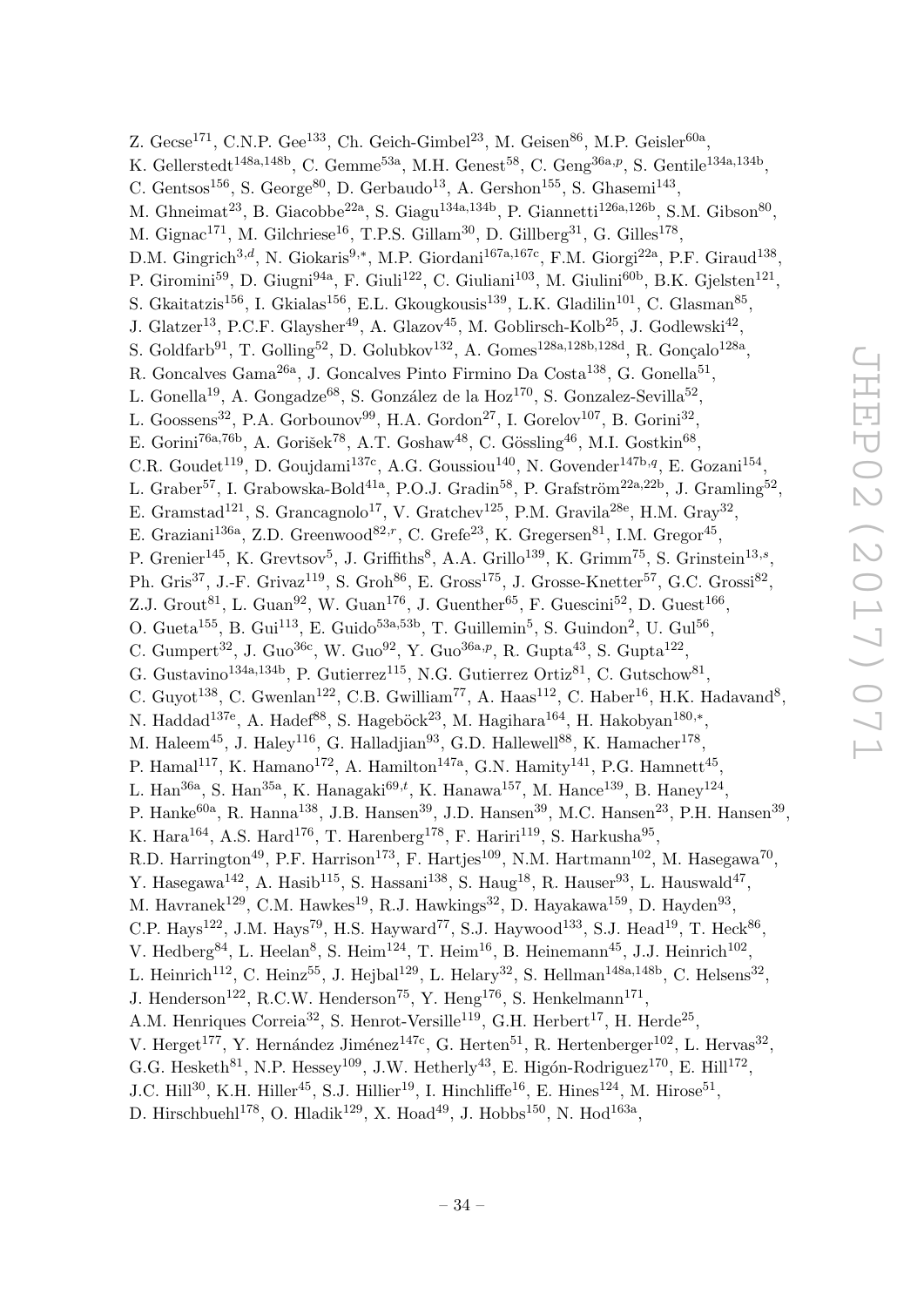Z. Gecse[171], C.N.P. Gee[133], Ch. Geich-Gimbel[23], M. Geisen[86], M.P. Geisler[60a], K. Gellerstedt[148a,148b], C. Gemme[53a], M.H. Genest[58], C. Geng[36a,p], S. Gentile[134a,134b], C. Gentsos[156], S. George[80], D. Gerbaudo[13], A. Gershon[155], S. Ghasemi[143], M. Ghneimat[23], B. Giacobbe[22a], S. Giagu[134a,134b], P. Giannetti[126a,126b], S.M. Gibson[80], M. Gignac[171], M. Gilchriese[16], T.P.S. Gillam[30], D. Gillberg[31], G. Gilles[178], D.M. Gingrich[3,d], N. Giokaris[9,*], M.P. Giordani[167a,167c], F.M. Giorgi[22a], P.F. Giraud[138], P. Giromini[59], D. Giugni[94a], F. Giuli[122], C. Giuliani[103], M. Giulini[60b], B.K. Gjelsten[121], S. Gkaitatzis[156], I. Gkialas[156], E.L. Gkougkousis[139], L.K. Gladilin[101], C. Glasman[85], J. Glatzer[13], P.C.F. Glaysher[49], A. Glazov[45], M. Goblirsch-Kolb[25], J. Godlewski[42], S. Goldfarb[91], T. Golling[52], D. Golubkov[132], A. Gomes[128a,128b,128d], R. Gonçalo[128a], R. Goncalves Gama[26a], J. Goncalves Pinto Firmino Da Costa[138], G. Gonella[51], L. Gonella[19], A. Gongadze[68], S. González de la Hoz[170], S. Gonzalez-Sevilla[52], L. Goossens[32], P.A. Gorbounov[99], H.A. Gordon[27], I. Gorelov[107], B. Gorini[32], E. Gorini[76a,76b], A. Gorišek[78], A.T. Goshaw[48], C. Gössling[46], M.I. Gostkin[68], C.R. Goudet[119], D. Goujdami[137c], A.G. Goussiou[140], N. Govender[147b,q], E. Gozani[154], L. Graber[57], I. Grabowska-Bold[41a], P.O.J. Gradin[58], P. Grafström[22a,22b], J. Gramling[52], E. Gramstad[121], S. Grancagnolo[17], V. Gratchev[125], P.M. Gravila[28e], H.M. Gray[32], E. Graziani[136a], Z.D. Greenwood[82,r], C. Grefe[23], K. Gregersen[81], I.M. Gregor[45], P. Grenier[145], K. Grevtsov[5], J. Griffiths[8], A.A. Grillo[139], K. Grimm[75], S. Grinstein[13,s], Ph. Gris[37], J.-F. Grivaz[119], S. Groh[86], E. Gross[175], J. Grosse-Knetter[57], G.C. Grossi[82], Z.J. Grout[81], L. Guan[92], W. Guan[176], J. Guenther[65], F. Guescini[52], D. Guest[166], O. Gueta[155], B. Gui[113], E. Guido[53a,53b], T. Guillemin[5], S. Guindon[2], U. Gul[56], C. Gumpert[32], J. Guo[36c], W. Guo[92], Y. Guo[36a,p], R. Gupta[43], S. Gupta[122], G. Gustavino[134a,134b], P. Gutierrez[115], N.G. Gutierrez Ortiz[81], C. Gutschow[81], C. Guyot[138], C. Gwenlan[122], C.B. Gwilliam[77], A. Haas[112], C. Haber[16], H.K. Hadavand[8], N. Haddad[137e], A. Hadef[88], S. Hageböck[23], M. Hagihara[164], H. Hakobyan[180,*], M. Haleem[45], J. Haley[116], G. Halladjian[93], G.D. Hallewell[88], K. Hamacher[178], P. Hamal[117], K. Hamano[172], A. Hamilton[147a], G.N. Hamity[141], P.G. Hamnett[45], L. Han[36a], S. Han[35a], K. Hanagaki[69,t], K. Hanawa[157], M. Hance[139], B. Haney[124], P. Hanke[60a], R. Hanna[138], J.B. Hansen[39], J.D. Hansen[39], M.C. Hansen[23], P.H. Hansen[39], K. Hara[164], A.S. Hard[176], T. Harenberg[178], F. Hariri[119], S. Harkusha[95], R.D. Harrington[49], P.F. Harrison[173], F. Hartjes[109], N.M. Hartmann[102], M. Hasegawa[70], Y. Hasegawa[142], A. Hasib[115], S. Hassani[138], S. Haug[18], R. Hauser[93], L. Hauswald[47], M. Havranek[129], C.M. Hawkes[19], R.J. Hawkings[32], D. Hayakawa[159], D. Hayden[93], C.P. Hays[122], J.M. Hays[79], H.S. Hayward[77], S.J. Haywood[133], S.J. Head[19], T. Heck[86], V. Hedberg[84], L. Heelan[8], S. Heim[124], T. Heim[16], B. Heinemann[45], J.J. Heinrich[102], L. Heinrich[112], C. Heinz[55], J. Hejbal[129], L. Helary[32], S. Hellman[148a,148b], C. Helsens[32], J. Henderson[122], R.C.W. Henderson[75], Y. Heng[176], S. Henkelmann[171], A.M. Henriques Correia[32], S. Henrot-Versille[119], G.H. Herbert[17], H. Herde[25], V. Herget[177], Y. Hernández Jiménez[147c], G. Herten[51], R. Hertenberger[102], L. Hervas[32], G.G. Hesketh[81], N.P. Hessey[109], J.W. Hetherly[43], E. Higón-Rodriguez[170], E. Hill[172], J.C. Hill[30], K.H. Hiller[45], S.J. Hillier[19], I. Hinchliffe[16], E. Hines[124], M. Hirose[51], D. Hirschbuehl[178], O. Hladik[129], X. Hoad[49], J. Hobbs[150], N. Hod[163a],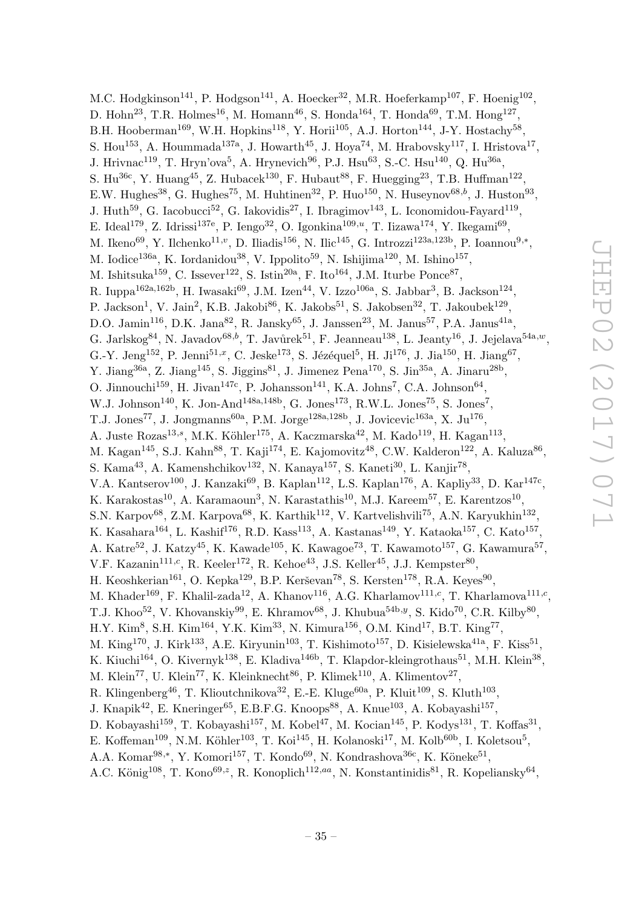M.C. Hodgkinson[141], P. Hodgson[141], A. Hoecker[32], M.R. Hoeferkamp[107], F. Hoenig[102], D. Hohn[23], T.R. Holmes[16], M. Homann[46], S. Honda[164], T. Honda[69], T.M. Hong[127], B.H. Hooberman[169], W.H. Hopkins[118], Y. Horii[105], A.J. Horton[144], J-Y. Hostachy[58], S. Hou[153], A. Hoummada[137a], J. Howarth[45], J. Hoya[74], M. Hrabovsky[117], I. Hristova[17], J. Hrivnac[119], T. Hryn'ova[5], A. Hrynevich[96], P.J. Hsu[63], S.-C. Hsu[140], Q. Hu[36a], S. Hu[36c], Y. Huang[45], Z. Hubacek[130], F. Hubaut[88], F. Huegging[23], T.B. Huffman[122], E.W. Hughes[38], G. Hughes[75], M. Huhtinen[32], P. Huo[150], N. Huseynov[68,b], J. Huston[93], J. Huth[59], G. Iacobucci[52], G. Iakovidis[27], I. Ibragimov[143], L. Iconomidou-Fayard[119], E. Ideal[179], Z. Idrissi[137e], P. Iengo[32], O. Igonkina[109,u], T. Iizawa[174], Y. Ikegami[69], M. Ikeno[69], Y. Ilchenko[11,v], D. Iliadis[156], N. Ilic[145], G. Introzzi[123a,123b], P. Ioannou[9,*], M. Iodice[136a], K. Iordanidou[38], V. Ippolito[59], N. Ishijima[120], M. Ishino[157], M. Ishitsuka[159], C. Issever[122], S. Istin[20a], F. Ito[164], J.M. Iturbe Ponce[87], R. Iuppa[162a,162b], H. Iwasaki[69], J.M. Izen[44], V. Izzo[106a], S. Jabbar[3], B. Jackson[124], P. Jackson[1], V. Jain[2], K.B. Jakobi[86], K. Jakobs[51], S. Jakobsen[32], T. Jakoubek[129], D.O. Jamin[116], D.K. Jana[82], R. Jansky[65], J. Janssen[23], M. Janus[57], P.A. Janus[41a], G. Jarlskog[84], N. Javadov[68,b], T. Javůrek[51], F. Jeanneau[138], L. Jeanty[16], J. Jejelava[54a,w], G.-Y. Jeng[152], P. Jenni[51,x], C. Jeske[173], S. Jézéquel[5], H. Ji[176], J. Jia[150], H. Jiang[67], Y. Jiang[36a], Z. Jiang[145], S. Jiggins[81], J. Jimenez Pena[170], S. Jin[35a], A. Jinaru[28b], O. Jinnouchi[159], H. Jivan[147c], P. Johansson[141], K.A. Johns[7], C.A. Johnson[64], W.J. Johnson[140], K. Jon-And[148a,148b], G. Jones[173], R.W.L. Jones[75], S. Jones[7], T.J. Jones[77], J. Jongmanns[60a], P.M. Jorge[128a,128b], J. Jovicevic[163a], X. Ju[176], A. Juste Rozas[13,s], M.K. Köhler[175], A. Kaczmarska[42], M. Kado[119], H. Kagan[113], M. Kagan[145], S.J. Kahn[88], T. Kaji[174], E. Kajomovitz[48], C.W. Kalderon[122], A. Kaluza[86], S. Kama[43], A. Kamenshchikov[132], N. Kanaya[157], S. Kaneti[30], L. Kanjir[78], V.A. Kantserov[100], J. Kanzaki[69], B. Kaplan[112], L.S. Kaplan[176], A. Kapliy[33], D. Kar[147c], K. Karakostas[10], A. Karamaoun[3], N. Karastathis[10], M.J. Kareem[57], E. Karentzos[10], S.N. Karpov[68], Z.M. Karpova[68], K. Karthik[112], V. Kartvelishvili[75], A.N. Karyukhin[132], K. Kasahara[164], L. Kashif[176], R.D. Kass[113], A. Kastanas[149], Y. Kataoka[157], C. Kato[157], A. Katre[52], J. Katzy[45], K. Kawade[105], K. Kawagoe[73], T. Kawamoto[157], G. Kawamura[57], V.F. Kazanin[111,c], R. Keeler[172], R. Kehoe[43], J.S. Keller[45], J.J. Kempster[80], H. Keoshkerian[161], O. Kepka[129], B.P. Kerševan[78], S. Kersten[178], R.A. Keyes[90], M. Khader[169], F. Khalil-zada[12], A. Khanov[116], A.G. Kharlamov[111,c], T. Kharlamova[111,c], T.J. Khoo[52], V. Khovanskiy[99], E. Khramov[68], J. Khubua[54b,y], S. Kido[70], C.R. Kilby[80], H.Y. Kim[8], S.H. Kim[164], Y.K. Kim[33], N. Kimura[156], O.M. Kind[17], B.T. King[77], M. King[170], J. Kirk[133], A.E. Kiryunin[103], T. Kishimoto[157], D. Kisielewska[41a], F. Kiss[51], K. Kiuchi[164], O. Kivernyk[138], E. Kladiva[146b], T. Klapdor-kleingrothaus[51], M.H. Klein[38], M. Klein[77], U. Klein[77], K. Kleinknecht[86], P. Klimek[110], A. Klimentov[27], R. Klingenberg[46], T. Klioutchnikova[32], E.-E. Kluge[60a], P. Kluit[109], S. Kluth[103], J. Knapik[42], E. Kneringer[65], E.B.F.G. Knoops[88], A. Knue[103], A. Kobayashi[157], D. Kobayashi[159], T. Kobayashi[157], M. Kobel[47], M. Kocian[145], P. Kodys[131], T. Koffas[31], E. Koffeman[109], N.M. Köhler[103], T. Koi[145], H. Kolanoski[17], M. Kolb[60b], I. Koletsou[5], A.A. Komar[98,*], Y. Komori[157], T. Kondo[69], N. Kondrashova[36c], K. Köneke[51], A.C. König[108], T. Kono[69,z], R. Konoplich[112,aa], N. Konstantinidis[81], R. Kopeliansky[64],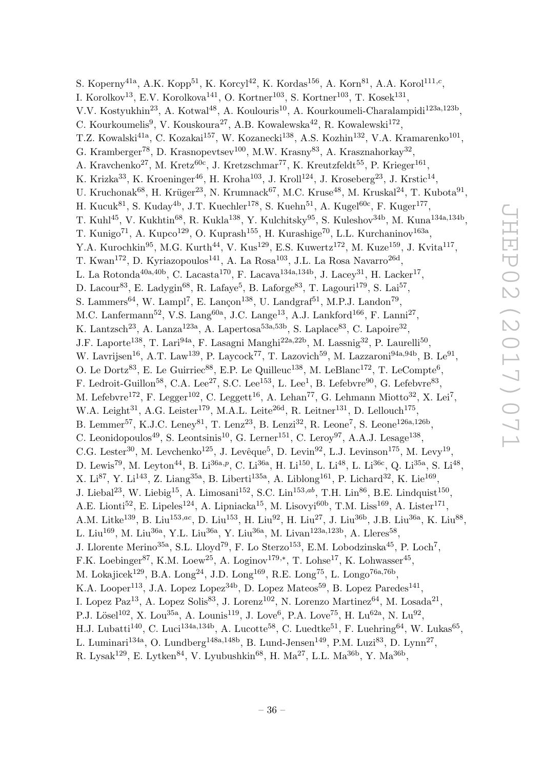S. Koperny[41a], A.K. Kopp[51], K. Korcyl[42], K. Kordas[156], A. Korn[81], A.A. Korol[111,c], I. Korolkov[13], E.V. Korolkova[141], O. Kortner[103], S. Kortner[103], T. Kosek[131], V.V. Kostyukhin[23], A. Kotwal[48], A. Koulouris[10], A. Kourkoumeli-Charalampidi[123a,123b], C. Kourkoumelis[9], V. Kouskoura[27], A.B. Kowalewska[42], R. Kowalewski[172], T.Z. Kowalski[41a], C. Kozakai[157], W. Kozanecki[138], A.S. Kozhin[132], V.A. Kramarenko[101], G. Kramberger[78], D. Krasnopevtsev[100], M.W. Krasny[83], A. Krasznahorkay[32], A. Kravchenko[27], M. Kretz[60c], J. Kretzschmar[77], K. Kreutzfeldt[55], P. Krieger[161], K. Krizka[33], K. Kroeninger[46], H. Kroha[103], J. Kroll[124], J. Kroseberg[23], J. Krstic[14], U. Kruchonak[68], H. Krüger[23], N. Krumnack[67], M.C. Kruse[48], M. Kruskal[24], T. Kubota[91], H. Kucuk[81], S. Kuday[4b], J.T. Kuechler[178], S. Kuehn[51], A. Kugel[60c], F. Kuger[177], T. Kuhl[45], V. Kukhtin[68], R. Kukla[138], Y. Kulchitsky[95], S. Kuleshov[34b], M. Kuna[134a,134b], T. Kunigo[71], A. Kupco[129], O. Kuprash[155], H. Kurashige[70], L.L. Kurchaninov[163a], Y.A. Kurochkin[95], M.G. Kurth[44], V. Kus[129], E.S. Kuwertz[172], M. Kuze[159], J. Kvita[117], T. Kwan[172], D. Kyriazopoulos[141], A. La Rosa[103], J.L. La Rosa Navarro[26d], L. La Rotonda[40a,40b], C. Lacasta[170], F. Lacava[134a,134b], J. Lacey[31], H. Lacker[17], D. Lacour[83], E. Ladygin[68], R. Lafaye[5], B. Laforge[83], T. Lagouri[179], S. Lai[57], S. Lammers[64], W. Lampl[7], E. Lançon[138], U. Landgraf[51], M.P.J. Landon[79], M.C. Lanfermann[52], V.S. Lang[60a], J.C. Lange[13], A.J. Lankford[166], F. Lanni[27], K. Lantzsch[23], A. Lanza[123a], A. Lapertosa[53a,53b], S. Laplace[83], C. Lapoire[32], J.F. Laporte[138], T. Lari[94a], F. Lasagni Manghi[22a,22b], M. Lassnig[32], P. Laurelli[50], W. Lavrijsen[16], A.T. Law[139], P. Laycock[77], T. Lazovich[59], M. Lazzaroni[94a,94b], B. Le[91], O. Le Dortz[83], E. Le Guirriec[88], E.P. Le Quilleuc[138], M. LeBlanc[172], T. LeCompte[6], F. Ledroit-Guillon[58], C.A. Lee[27], S.C. Lee[153], L. Lee[1], B. Lefebvre[90], G. Lefebvre[83], M. Lefebvre[172], F. Legger[102], C. Leggett[16], A. Lehan[77], G. Lehmann Miotto[32], X. Lei[7], W.A. Leight[31], A.G. Leister[179], M.A.L. Leite[26d], R. Leitner[131], D. Lellouch[175], B. Lemmer[57], K.J.C. Leney[81], T. Lenz[23], B. Lenzi[32], R. Leone[7], S. Leone[126a,126b], C. Leonidopoulos[49], S. Leontsinis[10], G. Lerner[151], C. Leroy[97], A.A.J. Lesage[138], C.G. Lester[30], M. Levchenko[125], J. Levêque[5], D. Levin[92], L.J. Levinson[175], M. Levy[19], D. Lewis[79], M. Leyton[44], B. Li[36a,p], C. Li[36a], H. Li[150], L. Li[48], L. Li[36c], Q. Li[35a], S. Li[48], X. Li[87], Y. Li[143], Z. Liang[35a], B. Liberti[135a], A. Liblong[161], P. Lichard[32], K. Lie[169], J. Liebal[23], W. Liebig[15], A. Limosani[152], S.C. Lin[153,ab], T.H. Lin[86], B.E. Lindquist[150], A.E. Lionti[52], E. Lipeles[124], A. Lipniacka[15], M. Lisovyi[60b], T.M. Liss[169], A. Lister[171], A.M. Litke[139], B. Liu[153,ac], D. Liu[153], H. Liu[92], H. Liu[27], J. Liu[36b], J.B. Liu[36a], K. Liu[88], L. Liu[169], M. Liu[36a], Y.L. Liu[36a], Y. Liu[36a], M. Livan[123a,123b], A. Lleres[58], J. Llorente Merino[35a], S.L. Lloyd[79], F. Lo Sterzo[153], E.M. Lobodzinska[45], P. Loch[7], F.K. Loebinger[87], K.M. Loew[25], A. Loginov[179,*], T. Lohse[17], K. Lohwasser[45], M. Lokajicek[129], B.A. Long[24], J.D. Long[169], R.E. Long[75], L. Longo[76a,76b], K.A. Looper[113], J.A. Lopez Lopez[34b], D. Lopez Mateos[59], B. Lopez Paredes[141], I. Lopez Paz[13], A. Lopez Solis[83], J. Lorenz[102], N. Lorenzo Martinez[64], M. Losada[21], P.J. Lösel[102], X. Lou[35a], A. Lounis[119], J. Love[6], P.A. Love[75], H. Lu[62a], N. Lu[92], H.J. Lubatti[140], C. Luci[134a,134b], A. Lucotte[58], C. Luedtke[51], F. Luehring[64], W. Lukas[65], L. Luminari[134a], O. Lundberg[148a,148b], B. Lund-Jensen[149], P.M. Luzi[83], D. Lynn[27], R. Lysak[129], E. Lytken[84], V. Lyubushkin[68], H. Ma[27], L.L. Ma[36b], Y. Ma[36b],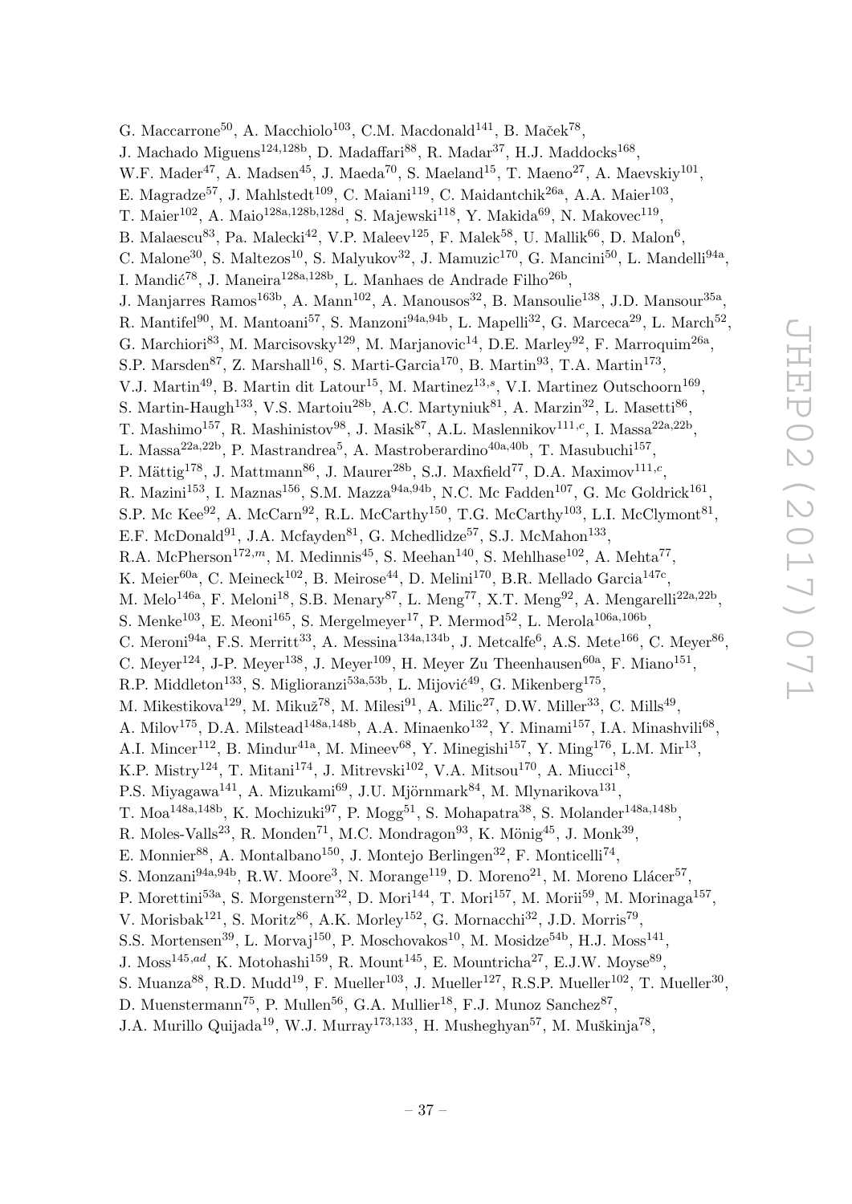G. Maccarrone[50], A. Macchiolo[103], C.M. Macdonald[141], B. Maček[78],
J. Machado Miguens[124,128b], D. Madaffari[88], R. Madar[37], H.J. Maddocks[168],
W.F. Mader[47], A. Madsen[45], J. Maeda[70], S. Maeland[15], T. Maeno[27], A. Maevskiy[101],
E. Magradze[57], J. Mahlstedt[109], C. Maiani[119], C. Maidantchik[26a], A.A. Maier[103],
T. Maier[102], A. Maio[128a,128b,128d], S. Majewski[118], Y. Makida[69], N. Makovec[119],
B. Malaescu[83], Pa. Malecki[42], V.P. Maleev[125], F. Malek[58], U. Mallik[66], D. Malon[6],
C. Malone[30], S. Maltezos[10], S. Malyukov[32], J. Mamuzic[170], G. Mancini[50], L. Mandelli[94a],
I. Mandić[78], J. Maneira[128a,128b], L. Manhaes de Andrade Filho[26b],
J. Manjarres Ramos[163b], A. Mann[102], A. Manousos[32], B. Mansoulie[138], J.D. Mansour[35a],
R. Mantifel[90], M. Mantoani[57], S. Manzoni[94a,94b], L. Mapelli[32], G. Marceca[29], L. March[52],
G. Marchiori[83], M. Marcisovsky[129], M. Marjanovic[14], D.E. Marley[92], F. Marroquim[26a],
S.P. Marsden[87], Z. Marshall[16], S. Marti-Garcia[170], B. Martin[93], T.A. Martin[173],
V.J. Martin[49], B. Martin dit Latour[15], M. Martinez[13,s], V.I. Martinez Outschoorn[169],
S. Martin-Haugh[133], V.S. Martoiu[28b], A.C. Martyniuk[81], A. Marzin[32], L. Masetti[86],
T. Mashimo[157], R. Mashinistov[98], J. Masik[87], A.L. Maslennikov[111,c], I. Massa[22a,22b],
L. Massa[22a,22b], P. Mastrandrea[5], A. Mastroberardino[40a,40b], T. Masubuchi[157],
P. Mättig[178], J. Mattmann[86], J. Maurer[28b], S.J. Maxfield[77], D.A. Maximov[111,c],
R. Mazini[153], I. Maznas[156], S.M. Mazza[94a,94b], N.C. Mc Fadden[107], G. Mc Goldrick[161],
S.P. Mc Kee[92], A. McCarn[92], R.L. McCarthy[150], T.G. McCarthy[103], L.I. McClymont[81],
E.F. McDonald[91], J.A. Mcfayden[81], G. Mchedlidze[57], S.J. McMahon[133],
R.A. McPherson[172,m], M. Medinnis[45], S. Meehan[140], S. Mehlhase[102], A. Mehta[77],
K. Meier[60a], C. Meineck[102], B. Meirose[44], D. Melini[170], B.R. Mellado Garcia[147c],
M. Melo[146a], F. Meloni[18], S.B. Menary[87], L. Meng[77], X.T. Meng[92], A. Mengarelli[22a,22b],
S. Menke[103], E. Meoni[165], S. Mergelmeyer[17], P. Mermod[52], L. Merola[106a,106b],
C. Meroni[94a], F.S. Merritt[33], A. Messina[134a,134b], J. Metcalfe[6], A.S. Mete[166], C. Meyer[86],
C. Meyer[124], J-P. Meyer[138], J. Meyer[109], H. Meyer Zu Theenhausen[60a], F. Miano[151],
R.P. Middleton[133], S. Miglioranzi[53a,53b], L. Mijović[49], G. Mikenberg[175],
M. Mikestikova[129], M. Mikuž[78], M. Milesi[91], A. Milic[27], D.W. Miller[33], C. Mills[49],
A. Milov[175], D.A. Milstead[148a,148b], A.A. Minaenko[132], Y. Minami[157], I.A. Minashvili[68],
A.I. Mincer[112], B. Mindur[41a], M. Mineev[68], Y. Minegishi[157], Y. Ming[176], L.M. Mir[13],
K.P. Mistry[124], T. Mitani[174], J. Mitrevski[102], V.A. Mitsou[170], A. Miucci[18],
P.S. Miyagawa[141], A. Mizukami[69], J.U. Mjörnmark[84], M. Mlynarikova[131],
T. Moa[148a,148b], K. Mochizuki[97], P. Mogg[51], S. Mohapatra[38], S. Molander[148a,148b],
R. Moles-Valls[23], R. Monden[71], M.C. Mondragon[93], K. Mönig[45], J. Monk[39],
E. Monnier[88], A. Montalbano[150], J. Montejo Berlingen[32], F. Monticelli[74],
S. Monzani[94a,94b], R.W. Moore[3], N. Morange[119], D. Moreno[21], M. Moreno Llácer[57],
P. Morettini[53a], S. Morgenstern[32], D. Mori[144], T. Mori[157], M. Morii[59], M. Morinaga[157],
V. Morisbak[121], S. Moritz[86], A.K. Morley[152], G. Mornacchi[32], J.D. Morris[79],
S.S. Mortensen[39], L. Morvaj[150], P. Moschovakos[10], M. Mosidze[54b], H.J. Moss[141],
J. Moss[145,ad], K. Motohashi[159], R. Mount[145], E. Mountricha[27], E.J.W. Moyse[89],
S. Muanza[88], R.D. Mudd[19], F. Mueller[103], J. Mueller[127], R.S.P. Mueller[102], T. Mueller[30],
D. Muenstermann[75], P. Mullen[56], G.A. Mullier[18], F.J. Munoz Sanchez[87],
J.A. Murillo Quijada[19], W.J. Murray[173,133], H. Musheghyan[57], M. Muškinja[78],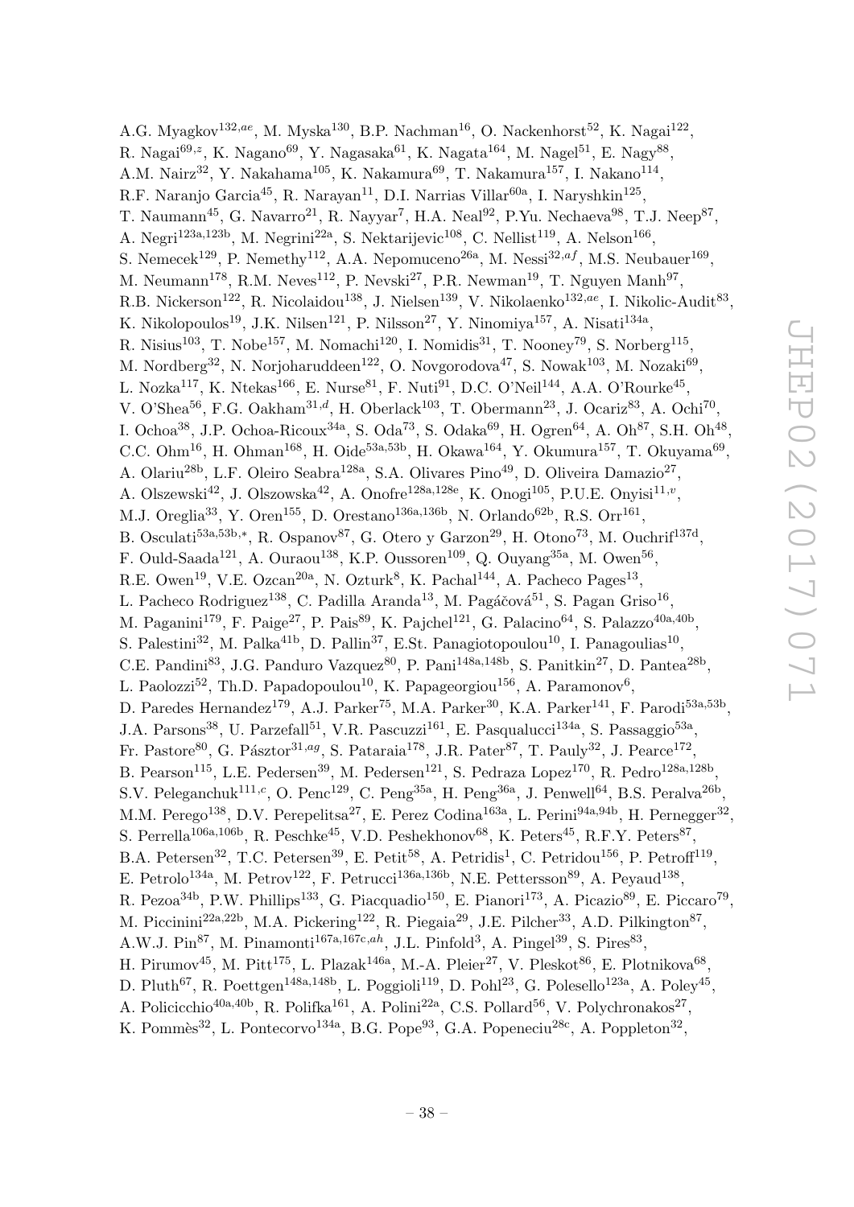A.G. Myagkov[132,ae], M. Myska[130], B.P. Nachman[16], O. Nackenhorst[52], K. Nagai[122], R. Nagai[69,z], K. Nagano[69], Y. Nagasaka[61], K. Nagata[164], M. Nagel[51], E. Nagy[88], A.M. Nairz[32], Y. Nakahama[105], K. Nakamura[69], T. Nakamura[157], I. Nakano[114], R.F. Naranjo Garcia[45], R. Narayan[11], D.I. Narrias Villar[60a], I. Naryshkin[125], T. Naumann[45], G. Navarro[21], R. Nayyar[7], H.A. Neal[92], P.Yu. Nechaeva[98], T.J. Neep[87], A. Negri[123a,123b], M. Negrini[22a], S. Nektarijevic[108], C. Nellist[119], A. Nelson[166], S. Nemecek[129], P. Nemethy[112], A.A. Nepomuceno[26a], M. Nessi[32,af], M.S. Neubauer[169], M. Neumann[178], R.M. Neves[112], P. Nevski[27], P.R. Newman[19], T. Nguyen Manh[97], R.B. Nickerson[122], R. Nicolaidou[138], J. Nielsen[139], V. Nikolaenko[132,ae], I. Nikolic-Audit[83], K. Nikolopoulos[19], J.K. Nilsen[121], P. Nilsson[27], Y. Ninomiya[157], A. Nisati[134a], R. Nisius[103], T. Nobe[157], M. Nomachi[120], I. Nomidis[31], T. Nooney[79], S. Norberg[115], M. Nordberg[32], N. Norjoharuddeen[122], O. Novgorodova[47], S. Nowak[103], M. Nozaki[69], L. Nozka[117], K. Ntekas[166], E. Nurse[81], F. Nuti[91], D.C. O'Neil[144], A.A. O'Rourke[45], V. O'Shea[56], F.G. Oakham[31,d], H. Oberlack[103], T. Obermann[23], J. Ocariz[83], A. Ochi[70], I. Ochoa[38], J.P. Ochoa-Ricoux[34a], S. Oda[73], S. Odaka[69], H. Ogren[64], A. Oh[87], S.H. Oh[48], C.C. Ohm[16], H. Ohman[168], H. Oide[53a,53b], H. Okawa[164], Y. Okumura[157], T. Okuyama[69], A. Olariu[28b], L.F. Oleiro Seabra[128a], S.A. Olivares Pino[49], D. Oliveira Damazio[27], A. Olszewski[42], J. Olszowska[42], A. Onofre[128a,128e], K. Onogi[105], P.U.E. Onyisi[11,v], M.J. Oreglia[33], Y. Oren[155], D. Orestano[136a,136b], N. Orlando[62b], R.S. Orr[161], B. Osculati[53a,53b,*], R. Ospanov[87], G. Otero y Garzon[29], H. Otono[73], M. Ouchrif[137d], F. Ould-Saada[121], A. Ouraou[138], K.P. Oussoren[109], Q. Ouyang[35a], M. Owen[56], R.E. Owen[19], V.E. Ozcan[20a], N. Ozturk[8], K. Pachal[144], A. Pacheco Pages[13], L. Pacheco Rodriguez[138], C. Padilla Aranda[13], M. Pagáčová[51], S. Pagan Griso[16], M. Paganini[179], F. Paige[27], P. Pais[89], K. Pajchel[121], G. Palacino[64], S. Palazzo[40a,40b], S. Palestini[32], M. Palka[41b], D. Pallin[37], E.St. Panagiotopoulou[10], I. Panagoulias[10], C.E. Pandini[83], J.G. Panduro Vazquez[80], P. Pani[148a,148b], S. Panitkin[27], D. Pantea[28b], L. Paolozzi[52], Th.D. Papadopoulou[10], K. Papageorgiou[156], A. Paramonov[6], D. Paredes Hernandez[179], A.J. Parker[75], M.A. Parker[30], K.A. Parker[141], F. Parodi[53a,53b], J.A. Parsons[38], U. Parzefall[51], V.R. Pascuzzi[161], E. Pasqualucci[134a], S. Passaggio[53a], Fr. Pastore[80], G. Pásztor[31,ag], S. Pataraia[178], J.R. Pater[87], T. Pauly[32], J. Pearce[172], B. Pearson[115], L.E. Pedersen[39], M. Pedersen[121], S. Pedraza Lopez[170], R. Pedro[128a,128b], S.V. Peleganchuk[111,c], O. Penc[129], C. Peng[35a], H. Peng[36a], J. Penwell[64], B.S. Peralva[26b], M.M. Perego[138], D.V. Perepelitsa[27], E. Perez Codina[163a], L. Perini[94a,94b], H. Pernegger[32], S. Perrella[106a,106b], R. Peschke[45], V.D. Peshekhonov[68], K. Peters[45], R.F.Y. Peters[87], B.A. Petersen[32], T.C. Petersen[39], E. Petit[58], A. Petridis[1], C. Petridou[156], P. Petroff[119], E. Petrolo[134a], M. Petrov[122], F. Petrucci[136a,136b], N.E. Pettersson[89], A. Peyaud[138], R. Pezoa[34b], P.W. Phillips[133], G. Piacquadio[150], E. Pianori[173], A. Picazio[89], E. Piccaro[79], M. Piccinini[22a,22b], M.A. Pickering[122], R. Piegaia[29], J.E. Pilcher[33], A.D. Pilkington[87], A.W.J. Pin[87], M. Pinamonti[167a,167c,ah], J.L. Pinfold[3], A. Pingel[39], S. Pires[83], H. Pirumov[45], M. Pitt[175], L. Plazak[146a], M.-A. Pleier[27], V. Pleskot[86], E. Plotnikova[68], D. Pluth[67], R. Poettgen[148a,148b], L. Poggioli[119], D. Pohl[23], G. Polesello[123a], A. Poley[45], A. Policicchio[40a,40b], R. Polifka[161], A. Polini[22a], C.S. Pollard[56], V. Polychronakos[27], K. Pommès[32], L. Pontecorvo[134a], B.G. Pope[93], G.A. Popeneciu[28c], A. Poppleton[32],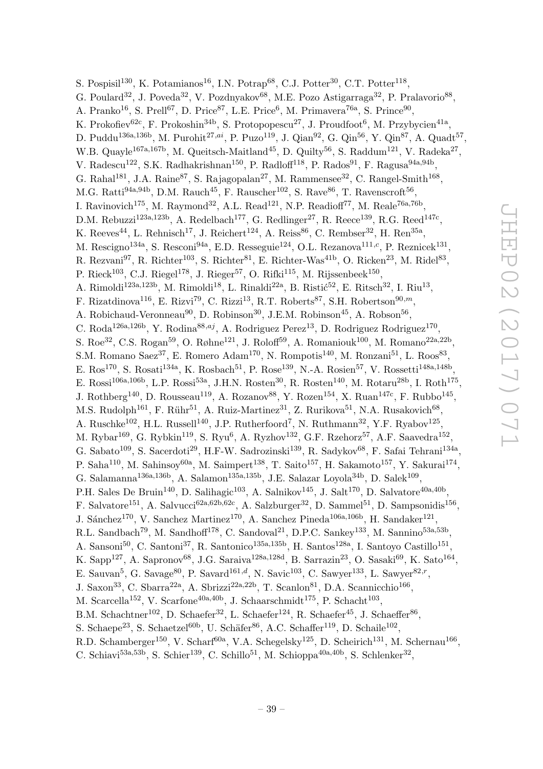S. Pospisil[130], K. Potamianos[16], I.N. Potrap[68], C.J. Potter[30], C.T. Potter[118], G. Poulard[32], J. Poveda[32], V. Pozdnyakov[68], M.E. Pozo Astigarraga[32], P. Pralavorio[88], A. Pranko[16], S. Prell[67], D. Price[87], L.E. Price[6], M. Primavera[76a], S. Prince[90], K. Prokofiev[62c], F. Prokoshin[34b], S. Protopopescu[27], J. Proudfoot[6], M. Przybycien[41a], D. Puddu[136a,136b], M. Purohit[27,ai], P. Puzo[119], J. Qian[92], G. Qin[56], Y. Qin[87], A. Quadt[57], W.B. Quayle[167a,167b], M. Queitsch-Maitland[45], D. Quilty[56], S. Raddum[121], V. Radeka[27], V. Radescu[122], S.K. Radhakrishnan[150], P. Radloff[118], P. Rados[91], F. Ragusa[94a,94b], G. Rahal[181], J.A. Raine[87], S. Rajagopalan[27], M. Rammensee[32], C. Rangel-Smith[168], M.G. Ratti[94a,94b], D.M. Rauch[45], F. Rauscher[102], S. Rave[86], T. Ravenscroft[56], I. Ravinovich[175], M. Raymond[32], A.L. Read[121], N.P. Readioff[77], M. Reale[76a,76b], D.M. Rebuzzi[123a,123b], A. Redelbach[177], G. Redlinger[27], R. Reece[139], R.G. Reed[147c], K. Reeves[44], L. Rehnisch[17], J. Reichert[124], A. Reiss[86], C. Rembser[32], H. Ren[35a], M. Rescigno[134a], S. Resconi[94a], E.D. Resseguie[124], O.L. Rezanova[111,c], P. Reznicek[131], R. Rezvani[97], R. Richter[103], S. Richter[81], E. Richter-Was[41b], O. Ricken[23], M. Ridel[83], P. Rieck[103], C.J. Riegel[178], J. Rieger[57], O. Rifki[115], M. Rijssenbeek[150], A. Rimoldi[123a,123b], M. Rimoldi[18], L. Rinaldi[22a], B. Ristić[52], E. Ritsch[32], I. Riu[13], F. Rizatdinova[116], E. Rizvi[79], C. Rizzi[13], R.T. Roberts[87], S.H. Robertson[90,m], A. Robichaud-Veronneau[90], D. Robinson[30], J.E.M. Robinson[45], A. Robson[56], C. Roda[126a,126b], Y. Rodina[88,aj], A. Rodriguez Perez[13], D. Rodriguez Rodriguez[170], S. Roe[32], C.S. Rogan[59], O. Røhne[121], J. Roloff[59], A. Romaniouk[100], M. Romano[22a,22b], S.M. Romano Saez[37], E. Romero Adam[170], N. Rompotis[140], M. Ronzani[51], L. Roos[83], E. Ros[170], S. Rosati[134a], K. Rosbach[51], P. Rose[139], N.-A. Rosien[57], V. Rossetti[148a,148b], E. Rossi[106a,106b], L.P. Rossi[53a], J.H.N. Rosten[30], R. Rosten[140], M. Rotaru[28b], I. Roth[175], J. Rothberg[140], D. Rousseau[119], A. Rozanov[88], Y. Rozen[154], X. Ruan[147c], F. Rubbo[145], M.S. Rudolph[161], F. Rühr[51], A. Ruiz-Martinez[31], Z. Rurikova[51], N.A. Rusakovich[68], A. Ruschke[102], H.L. Russell[140], J.P. Rutherfoord[7], N. Ruthmann[32], Y.F. Ryabov[125], M. Rybar[169], G. Rybkin[119], S. Ryu[6], A. Ryzhov[132], G.F. Rzehorz[57], A.F. Saavedra[152], G. Sabato[109], S. Sacerdoti[29], H.F-W. Sadrozinski[139], R. Sadykov[68], F. Safai Tehrani[134a], P. Saha[110], M. Sahinsoy[60a], M. Saimpert[138], T. Saito[157], H. Sakamoto[157], Y. Sakurai[174], G. Salamanna[136a,136b], A. Salamon[135a,135b], J.E. Salazar Loyola[34b], D. Salek[109], P.H. Sales De Bruin[140], D. Salihagic[103], A. Salnikov[145], J. Salt[170], D. Salvatore[40a,40b], F. Salvatore[151], A. Salvucci[62a,62b,62c], A. Salzburger[32], D. Sammel[51], D. Sampsonidis[156], J. Sánchez[170], V. Sanchez Martinez[170], A. Sanchez Pineda[106a,106b], H. Sandaker[121], R.L. Sandbach[79], M. Sandhoff[178], C. Sandoval[21], D.P.C. Sankey[133], M. Sannino[53a,53b], A. Sansoni[50], C. Santoni[37], R. Santonico[135a,135b], H. Santos[128a], I. Santoyo Castillo[151], K. Sapp[127], A. Sapronov[68], J.G. Saraiva[128a,128d], B. Sarrazin[23], O. Sasaki[69], K. Sato[164], E. Sauvan[5], G. Savage[80], P. Savard[161,d], N. Savic[103], C. Sawyer[133], L. Sawyer[82,r], J. Saxon[33], C. Sbarra[22a], A. Sbrizzi[22a,22b], T. Scanlon[81], D.A. Scannicchio[166], M. Scarcella[152], V. Scarfone[40a,40b], J. Schaarschmidt[175], P. Schacht[103], B.M. Schachtner[102], D. Schaefer[32], L. Schaefer[124], R. Schaefer[45], J. Schaeffer[86], S. Schaepe[23], S. Schaetzel[60b], U. Schäfer[86], A.C. Schaffer[119], D. Schaile[102], R.D. Schamberger[150], V. Scharf[60a], V.A. Schegelsky[125], D. Scheirich[131], M. Schernau[166], C. Schiavi[53a,53b], S. Schier[139], C. Schillo[51], M. Schioppa[40a,40b], S. Schlenker[32],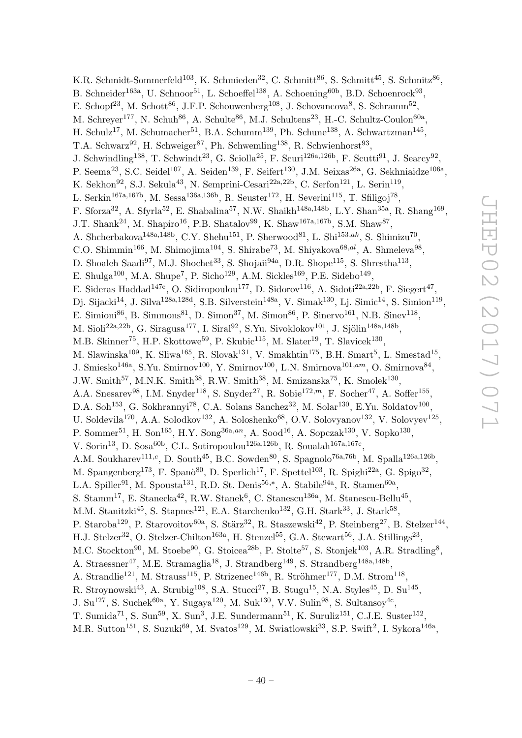K.R. Schmidt-Sommerfeld[103], K. Schmieden[32], C. Schmitt[86], S. Schmitt[45], S. Schmitz[86], B. Schneider[163a], U. Schnoor[51], L. Schoeffel[138], A. Schoening[60b], B.D. Schoenrock[93], E. Schopf[23], M. Schott[86], J.F.P. Schouwenberg[108], J. Schovancova[8], S. Schramm[52], M. Schreyer[177], N. Schuh[86], A. Schulte[86], M.J. Schultens[23], H.-C. Schultz-Coulon[60a], H. Schulz[17], M. Schumacher[51], B.A. Schumm[139], Ph. Schune[138], A. Schwartzman[145], T.A. Schwarz[92], H. Schweiger[87], Ph. Schwemling[138], R. Schwienhorst[93], J. Schwindling[138], T. Schwindt[23], G. Sciolla[25], F. Scuri[126a,126b], F. Scutti[91], J. Searcy[92], P. Seema[23], S.C. Seidel[107], A. Seiden[139], F. Seifert[130], J.M. Seixas[26a], G. Sekhniaidze[106a], K. Sekhon[92], S.J. Sekula[43], N. Semprini-Cesari[22a,22b], C. Serfon[121], L. Serin[119], L. Serkin[167a,167b], M. Sessa[136a,136b], R. Seuster[172], H. Severini[115], T. Sfiligoj[78], F. Sforza[32], A. Sfyrla[52], E. Shabalina[57], N.W. Shaikh[148a,148b], L.Y. Shan[35a], R. Shang[169], J.T. Shank[24], M. Shapiro[16], P.B. Shatalov[99], K. Shaw[167a,167b], S.M. Shaw[87], A. Shcherbakova[148a,148b], C.Y. Shehu[151], P. Sherwood[81], L. Shi[153,ak], S. Shimizu[70], C.O. Shimmin[166], M. Shimojima[104], S. Shirabe[73], M. Shiyakova[68,al], A. Shmeleva[98], D. Shoaleh Saadi[97], M.J. Shochet[33], S. Shojaii[94a], D.R. Shope[115], S. Shrestha[113], E. Shulga[100], M.A. Shupe[7], P. Sicho[129], A.M. Sickles[169], P.E. Sidebo[149], E. Sideras Haddad[147c], O. Sidiropoulou[177], D. Sidorov[116], A. Sidoti[22a,22b], F. Siegert[47], Dj. Sijacki[14], J. Silva[128a,128d], S.B. Silverstein[148a], V. Simak[130], Lj. Simic[14], S. Simion[119], E. Simioni[86], B. Simmons[81], D. Simon[37], M. Simon[86], P. Sinervo[161], N.B. Sinev[118], M. Sioli[22a,22b], G. Siragusa[177], I. Siral[92], S.Yu. Sivoklokov[101], J. Sjölin[148a,148b], M.B. Skinner[75], H.P. Skottowe[59], P. Skubic[115], M. Slater[19], T. Slavicek[130], M. Slawinska[109], K. Sliwa[165], R. Slovak[131], V. Smakhtin[175], B.H. Smart[5], L. Smestad[15], J. Smiesko[146a], S.Yu. Smirnov[100], Y. Smirnov[100], L.N. Smirnova[101,am], O. Smirnova[84], J.W. Smith[57], M.N.K. Smith[38], R.W. Smith[38], M. Smizanska[75], K. Smolek[130], A.A. Snesarev[98], I.M. Snyder[118], S. Snyder[27], R. Sobie[172,m], F. Socher[47], A. Soffer[155], D.A. Soh[153], G. Sokhrannyi[78], C.A. Solans Sanchez[32], M. Solar[130], E.Yu. Soldatov[100], U. Soldevila[170], A.A. Solodkov[132], A. Soloshenko[68], O.V. Solovyanov[132], V. Solovyev[125], P. Sommer[51], H. Son[165], H.Y. Song[36a,an], A. Sood[16], A. Sopczak[130], V. Sopko[130], V. Sorin[13], D. Sosa[60b], C.L. Sotiropoulou[126a,126b], R. Soualah[167a,167c], A.M. Soukharev[111,c], D. South[45], B.C. Sowden[80], S. Spagnolo[76a,76b], M. Spalla[126a,126b], M. Spangenberg[173], F. Spanò[80], D. Sperlich[17], F. Spettel[103], R. Spighi[22a], G. Spigo[32], L.A. Spiller[91], M. Spousta[131], R.D. St. Denis[56,*], A. Stabile[94a], R. Stamen[60a], S. Stamm[17], E. Stanecka[42], R.W. Stanek[6], C. Stanescu[136a], M. Stanescu-Bellu[45], M.M. Stanitzki[45], S. Stapnes[121], E.A. Starchenko[132], G.H. Stark[33], J. Stark[58], P. Staroba[129], P. Starovoitov[60a], S. Stärz[32], R. Staszewski[42], P. Steinberg[27], B. Stelzer[144], H.J. Stelzer[32], O. Stelzer-Chilton[163a], H. Stenzel[55], G.A. Stewart[56], J.A. Stillings[23], M.C. Stockton[90], M. Stoebe[90], G. Stoicea[28b], P. Stolte[57], S. Stonjek[103], A.R. Stradling[8], A. Straessner[47], M.E. Stramaglia[18], J. Strandberg[149], S. Strandberg[148a,148b], A. Strandlie[121], M. Strauss[115], P. Strizenec[146b], R. Ströhmer[177], D.M. Strom[118], R. Stroynowski[43], A. Strubig[108], S.A. Stucci[27], B. Stugu[15], N.A. Styles[45], D. Su[145], J. Su[127], S. Suchek[60a], Y. Sugaya[120], M. Suk[130], V.V. Sulin[98], S. Sultansoy[4c], T. Sumida[71], S. Sun[59], X. Sun[3], J.E. Sundermann[51], K. Suruliz[151], C.J.E. Suster[152], M.R. Sutton[151], S. Suzuki[69], M. Svatos[129], M. Swiatlowski[33], S.P. Swift[2], I. Sykora[146a],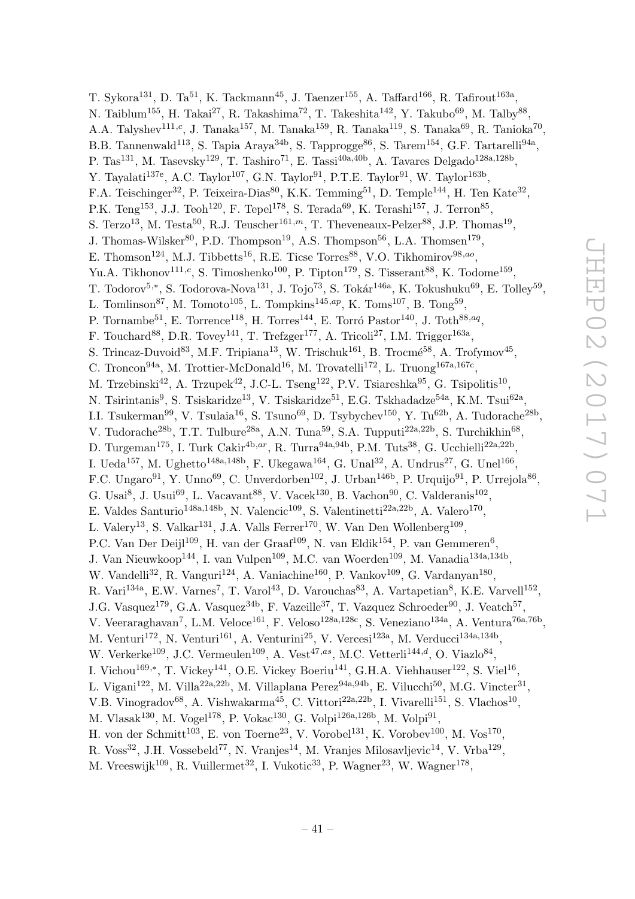T. Sykora[131], D. Ta[51], K. Tackmann[45], J. Taenzer[155], A. Taffard[166], R. Tafirout[163a], N. Taiblum[155], H. Takai[27], R. Takashima[72], T. Takeshita[142], Y. Takubo[69], M. Talby[88], A.A. Talyshev[111,c], J. Tanaka[157], M. Tanaka[159], R. Tanaka[119], S. Tanaka[69], R. Tanioka[70], B.B. Tannenwald[113], S. Tapia Araya[34b], S. Tapprogge[86], S. Tarem[154], G.F. Tartarelli[94a], P. Tas[131], M. Tasevsky[129], T. Tashiro[71], E. Tassi[40a,40b], A. Tavares Delgado[128a,128b], Y. Tayalati[137e], A.C. Taylor[107], G.N. Taylor[91], P.T.E. Taylor[91], W. Taylor[163b], F.A. Teischinger[32], P. Teixeira-Dias[80], K.K. Temming[51], D. Temple[144], H. Ten Kate[32], P.K. Teng[153], J.J. Teoh[120], F. Tepel[178], S. Terada[69], K. Terashi[157], J. Terron[85], S. Terzo[13], M. Testa[50], R.J. Teuscher[161,m], T. Theveneaux-Pelzer[88], J.P. Thomas[19], J. Thomas-Wilsker[80], P.D. Thompson[19], A.S. Thompson[56], L.A. Thomsen[179], E. Thomson[124], M.J. Tibbetts[16], R.E. Ticse Torres[88], V.O. Tikhomirov[98,ao], Yu.A. Tikhonov[111,c], S. Timoshenko[100], P. Tipton[179], S. Tisserant[88], K. Todome[159], T. Todorov[5,*], S. Todorova-Nova[131], J. Tojo[73], S. Tokár[146a], K. Tokushuku[69], E. Tolley[59], L. Tomlinson[87], M. Tomoto[105], L. Tompkins[145,ap], K. Toms[107], B. Tong[59], P. Tornambe[51], E. Torrence[118], H. Torres[144], E. Torró Pastor[140], J. Toth[88,aq], F. Touchard[88], D.R. Tovey[141], T. Trefzger[177], A. Tricoli[27], I.M. Trigger[163a], S. Trincaz-Duvoid[83], M.F. Tripiana[13], W. Trischuk[161], B. Trocmé[58], A. Trofymov[45], C. Troncon[94a], M. Trottier-McDonald[16], M. Trovatelli[172], L. Truong[167a,167c], M. Trzebinski[42], A. Trzupek[42], J.C-L. Tseng[122], P.V. Tsiareshka[95], G. Tsipolitis[10], N. Tsirintanis[9], S. Tsiskaridze[13], V. Tsiskaridze[51], E.G. Tskhadadze[54a], K.M. Tsui[62a], I.I. Tsukerman[99], V. Tsulaia[16], S. Tsuno[69], D. Tsybychev[150], Y. Tu[62b], A. Tudorache[28b], V. Tudorache[28b], T.T. Tulbure[28a], A.N. Tuna[59], S.A. Tupputi[22a,22b], S. Turchikhin[68], D. Turgeman[175], I. Turk Cakir[4b,ar], R. Turra[94a,94b], P.M. Tuts[38], G. Ucchielli[22a,22b], I. Ueda[157], M. Ughetto[148a,148b], F. Ukegawa[164], G. Unal[32], A. Undrus[27], G. Unel[166], F.C. Ungaro[91], Y. Unno[69], C. Unverdorben[102], J. Urban[146b], P. Urquijo[91], P. Urrejola[86], G. Usai[8], J. Usui[69], L. Vacavant[88], V. Vacek[130], B. Vachon[90], C. Valderanis[102], E. Valdes Santurio[148a,148b], N. Valencic[109], S. Valentinetti[22a,22b], A. Valero[170], L. Valery[13], S. Valkar[131], J.A. Valls Ferrer[170], W. Van Den Wollenberg[109], P.C. Van Der Deijl[109], H. van der Graaf[109], N. van Eldik[154], P. van Gemmeren[6], J. Van Nieuwkoop[144], I. van Vulpen[109], M.C. van Woerden[109], M. Vanadia[134a,134b], W. Vandelli[32], R. Vanguri[124], A. Vaniachine[160], P. Vankov[109], G. Vardanyan[180], R. Vari[134a], E.W. Varnes[7], T. Varol[43], D. Varouchas[83], A. Vartapetian[8], K.E. Varvell[152], J.G. Vasquez[179], G.A. Vasquez[34b], F. Vazeille[37], T. Vazquez Schroeder[90], J. Veatch[57], V. Veeraraghavan[7], L.M. Veloce[161], F. Veloso[128a,128c], S. Veneziano[134a], A. Ventura[76a,76b], M. Venturi[172], N. Venturi[161], A. Venturini[25], V. Vercesi[123a], M. Verducci[134a,134b], W. Verkerke[109], J.C. Vermeulen[109], A. Vest[47,as], M.C. Vetterli[144,d], O. Viazlo[84], I. Vichou[169,*], T. Vickey[141], O.E. Vickey Boeriu[141], G.H.A. Viehhauser[122], S. Viel[16], L. Vigani[122], M. Villa[22a,22b], M. Villaplana Perez[94a,94b], E. Vilucchi[50], M.G. Vincter[31], V.B. Vinogradov[68], A. Vishwakarma[45], C. Vittori[22a,22b], I. Vivarelli[151], S. Vlachos[10], M. Vlasak[130], M. Vogel[178], P. Vokac[130], G. Volpi[126a,126b], M. Volpi[91], H. von der Schmitt[103], E. von Toerne[23], V. Vorobel[131], K. Vorobev[100], M. Vos[170], R. Voss[32], J.H. Vossebeld[77], N. Vranjes[14], M. Vranjes Milosavljevic[14], V. Vrba[129], M. Vreeswijk[109], R. Vuillermet[32], I. Vukotic[33], P. Wagner[23], W. Wagner[178],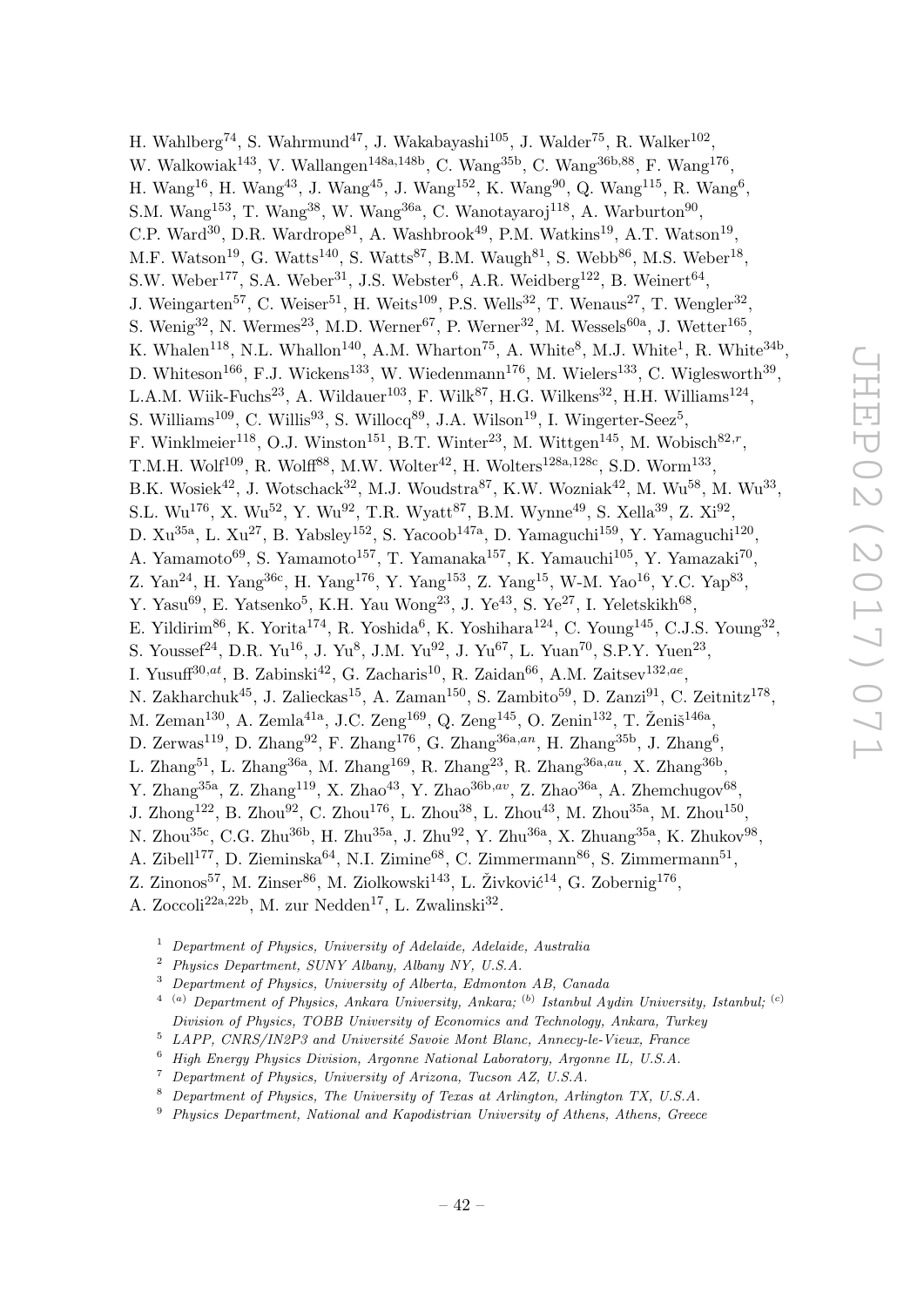H. Wahlberg[74], S. Wahrmund[47], J. Wakabayashi[105], J. Walder[75], R. Walker[102], W. Walkowiak[143], V. Wallangen[148a,148b], C. Wang[35b], C. Wang[36b,88], F. Wang[176], H. Wang[16], H. Wang[43], J. Wang[45], J. Wang[152], K. Wang[90], Q. Wang[115], R. Wang[6], S.M. Wang[153], T. Wang[38], W. Wang[36a], C. Wanotayaroj[118], A. Warburton[90], C.P. Ward[30], D.R. Wardrope[81], A. Washbrook[49], P.M. Watkins[19], A.T. Watson[19], M.F. Watson[19], G. Watts[140], S. Watts[87], B.M. Waugh[81], S. Webb[86], M.S. Weber[18], S.W. Weber[177], S.A. Weber[31], J.S. Webster[6], A.R. Weidberg[122], B. Weinert[64], J. Weingarten[57], C. Weiser[51], H. Weits[109], P.S. Wells[32], T. Wenaus[27], T. Wengler[32], S. Wenig[32], N. Wermes[23], M.D. Werner[67], P. Werner[32], M. Wessels[60a], J. Wetter[165], K. Whalen[118], N.L. Whallon[140], A.M. Wharton[75], A. White[8], M.J. White[1], R. White[34b], D. Whiteson[166], F.J. Wickens[133], W. Wiedenmann[176], M. Wielers[133], C. Wiglesworth[39], L.A.M. Wiik-Fuchs[23], A. Wildauer[103], F. Wilk[87], H.G. Wilkens[32], H.H. Williams[124], S. Williams[109], C. Willis[93], S. Willocq[89], J.A. Wilson[19], I. Wingerter-Seez[5], F. Winklmeier[118], O.J. Winston[151], B.T. Winter[23], M. Wittgen[145], M. Wobisch[82,r], T.M.H. Wolf[109], R. Wolff[88], M.W. Wolter[42], H. Wolters[128a,128c], S.D. Worm[133], B.K. Wosiek[42], J. Wotschack[32], M.J. Woudstra[87], K.W. Wozniak[42], M. Wu[58], M. Wu[33], S.L. Wu[176], X. Wu[52], Y. Wu[92], T.R. Wyatt[87], B.M. Wynne[49], S. Xella[39], Z. Xi[92], D. Xu[35a], L. Xu[27], B. Yabsley[152], S. Yacoob[147a], D. Yamaguchi[159], Y. Yamaguchi[120], A. Yamamoto[69], S. Yamamoto[157], T. Yamanaka[157], K. Yamauchi[105], Y. Yamazaki[70], Z. Yan[24], H. Yang[36c], H. Yang[176], Y. Yang[153], Z. Yang[15], W-M. Yao[16], Y.C. Yap[83], Y. Yasu[69], E. Yatsenko[5], K.H. Yau Wong[23], J. Ye[43], S. Ye[27], I. Yeletskikh[68], E. Yildirim[86], K. Yorita[174], R. Yoshida[6], K. Yoshihara[124], C. Young[145], C.J.S. Young[32], S. Youssef[24], D.R. Yu[16], J. Yu[8], J.M. Yu[92], J. Yu[67], L. Yuan[70], S.P.Y. Yuen[23], I. Yusuff[30,at], B. Zabinski[42], G. Zacharis[10], R. Zaidan[66], A.M. Zaitsev[132,ae], N. Zakharchuk[45], J. Zalieckas[15], A. Zaman[150], S. Zambito[59], D. Zanzi[91], C. Zeitnitz[178], M. Zeman[130], A. Zemla[41a], J.C. Zeng[169], Q. Zeng[145], O. Zenin[132], T. Ženiš[146a], D. Zerwas[119], D. Zhang[92], F. Zhang[176], G. Zhang[36a,an], H. Zhang[35b], J. Zhang[6], L. Zhang[51], L. Zhang[36a], M. Zhang[169], R. Zhang[23], R. Zhang[36a,au], X. Zhang[36b], Y. Zhang[35a], Z. Zhang[119], X. Zhao[43], Y. Zhao[36b,av], Z. Zhao[36a], A. Zhemchugov[68], J. Zhong[122], B. Zhou[92], C. Zhou[176], L. Zhou[38], L. Zhou[43], M. Zhou[35a], M. Zhou[150], N. Zhou[35c], C.G. Zhu[36b], H. Zhu[35a], J. Zhu[92], Y. Zhu[36a], X. Zhuang[35a], K. Zhukov[98], A. Zibell[177], D. Zieminska[64], N.I. Zimine[68], C. Zimmermann[86], S. Zimmermann[51], Z. Zinonos[57], M. Zinser[86], M. Ziolkowski[143], L. Živković[14], G. Zobernig[176], A. Zoccoli[22a,22b], M. zur Nedden[17], L. Zwalinski[32].

[1] *Department of Physics, University of Adelaide, Adelaide, Australia*

[2] *Physics Department, SUNY Albany, Albany NY, U.S.A.*

[3] *Department of Physics, University of Alberta, Edmonton AB, Canada*

[4] [(a)] *Department of Physics, Ankara University, Ankara;* [(b)] *Istanbul Aydin University, Istanbul;* [(c)] *Division of Physics, TOBB University of Economics and Technology, Ankara, Turkey*

[5] *LAPP, CNRS/IN2P3 and Université Savoie Mont Blanc, Annecy-le-Vieux, France*

[6] *High Energy Physics Division, Argonne National Laboratory, Argonne IL, U.S.A.*

[7] *Department of Physics, University of Arizona, Tucson AZ, U.S.A.*

[8] *Department of Physics, The University of Texas at Arlington, Arlington TX, U.S.A.*

[9] *Physics Department, National and Kapodistrian University of Athens, Athens, Greece*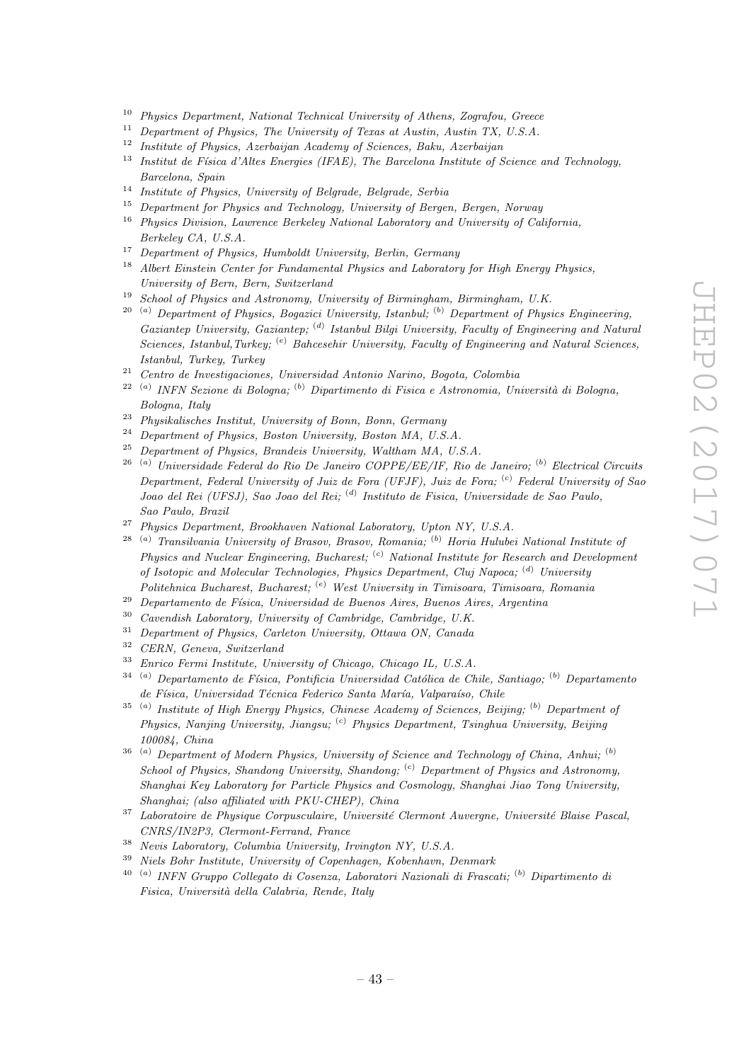[10] *Physics Department, National Technical University of Athens, Zografou, Greece*
[11] *Department of Physics, The University of Texas at Austin, Austin TX, U.S.A.*
[12] *Institute of Physics, Azerbaijan Academy of Sciences, Baku, Azerbaijan*
[13] *Institut de Física d'Altes Energies (IFAE), The Barcelona Institute of Science and Technology, Barcelona, Spain*
[14] *Institute of Physics, University of Belgrade, Belgrade, Serbia*
[15] *Department for Physics and Technology, University of Bergen, Bergen, Norway*
[16] *Physics Division, Lawrence Berkeley National Laboratory and University of California, Berkeley CA, U.S.A.*
[17] *Department of Physics, Humboldt University, Berlin, Germany*
[18] *Albert Einstein Center for Fundamental Physics and Laboratory for High Energy Physics, University of Bern, Bern, Switzerland*
[19] *School of Physics and Astronomy, University of Birmingham, Birmingham, U.K.*
[20] [(a)] *Department of Physics, Bogazici University, Istanbul;* [(b)] *Department of Physics Engineering, Gaziantep University, Gaziantep;* [(d)] *Istanbul Bilgi University, Faculty of Engineering and Natural Sciences, Istanbul,Turkey;* [(e)] *Bahcesehir University, Faculty of Engineering and Natural Sciences, Istanbul, Turkey, Turkey*
[21] *Centro de Investigaciones, Universidad Antonio Narino, Bogota, Colombia*
[22] [(a)] *INFN Sezione di Bologna;* [(b)] *Dipartimento di Fisica e Astronomia, Università di Bologna, Bologna, Italy*
[23] *Physikalisches Institut, University of Bonn, Bonn, Germany*
[24] *Department of Physics, Boston University, Boston MA, U.S.A.*
[25] *Department of Physics, Brandeis University, Waltham MA, U.S.A.*
[26] [(a)] *Universidade Federal do Rio De Janeiro COPPE/EE/IF, Rio de Janeiro;* [(b)] *Electrical Circuits Department, Federal University of Juiz de Fora (UFJF), Juiz de Fora;* [(c)] *Federal University of Sao Joao del Rei (UFSJ), Sao Joao del Rei;* [(d)] *Instituto de Fisica, Universidade de Sao Paulo, Sao Paulo, Brazil*
[27] *Physics Department, Brookhaven National Laboratory, Upton NY, U.S.A.*
[28] [(a)] *Transilvania University of Brasov, Brasov, Romania;* [(b)] *Horia Hulubei National Institute of Physics and Nuclear Engineering, Bucharest;* [(c)] *National Institute for Research and Development of Isotopic and Molecular Technologies, Physics Department, Cluj Napoca;* [(d)] *University Politehnica Bucharest, Bucharest;* [(e)] *West University in Timisoara, Timisoara, Romania*
[29] *Departamento de Física, Universidad de Buenos Aires, Buenos Aires, Argentina*
[30] *Cavendish Laboratory, University of Cambridge, Cambridge, U.K.*
[31] *Department of Physics, Carleton University, Ottawa ON, Canada*
[32] *CERN, Geneva, Switzerland*
[33] *Enrico Fermi Institute, University of Chicago, Chicago IL, U.S.A.*
[34] [(a)] *Departamento de Física, Pontificia Universidad Católica de Chile, Santiago;* [(b)] *Departamento de Física, Universidad Técnica Federico Santa María, Valparaíso, Chile*
[35] [(a)] *Institute of High Energy Physics, Chinese Academy of Sciences, Beijing;* [(b)] *Department of Physics, Nanjing University, Jiangsu;* [(c)] *Physics Department, Tsinghua University, Beijing 100084, China*
[36] [(a)] *Department of Modern Physics, University of Science and Technology of China, Anhui;* [(b)] *School of Physics, Shandong University, Shandong;* [(c)] *Department of Physics and Astronomy, Shanghai Key Laboratory for Particle Physics and Cosmology, Shanghai Jiao Tong University, Shanghai; (also affiliated with PKU-CHEP), China*
[37] *Laboratoire de Physique Corpusculaire, Université Clermont Auvergne, Université Blaise Pascal, CNRS/IN2P3, Clermont-Ferrand, France*
[38] *Nevis Laboratory, Columbia University, Irvington NY, U.S.A.*
[39] *Niels Bohr Institute, University of Copenhagen, Kobenhavn, Denmark*
[40] [(a)] *INFN Gruppo Collegato di Cosenza, Laboratori Nazionali di Frascati;* [(b)] *Dipartimento di Fisica, Università della Calabria, Rende, Italy*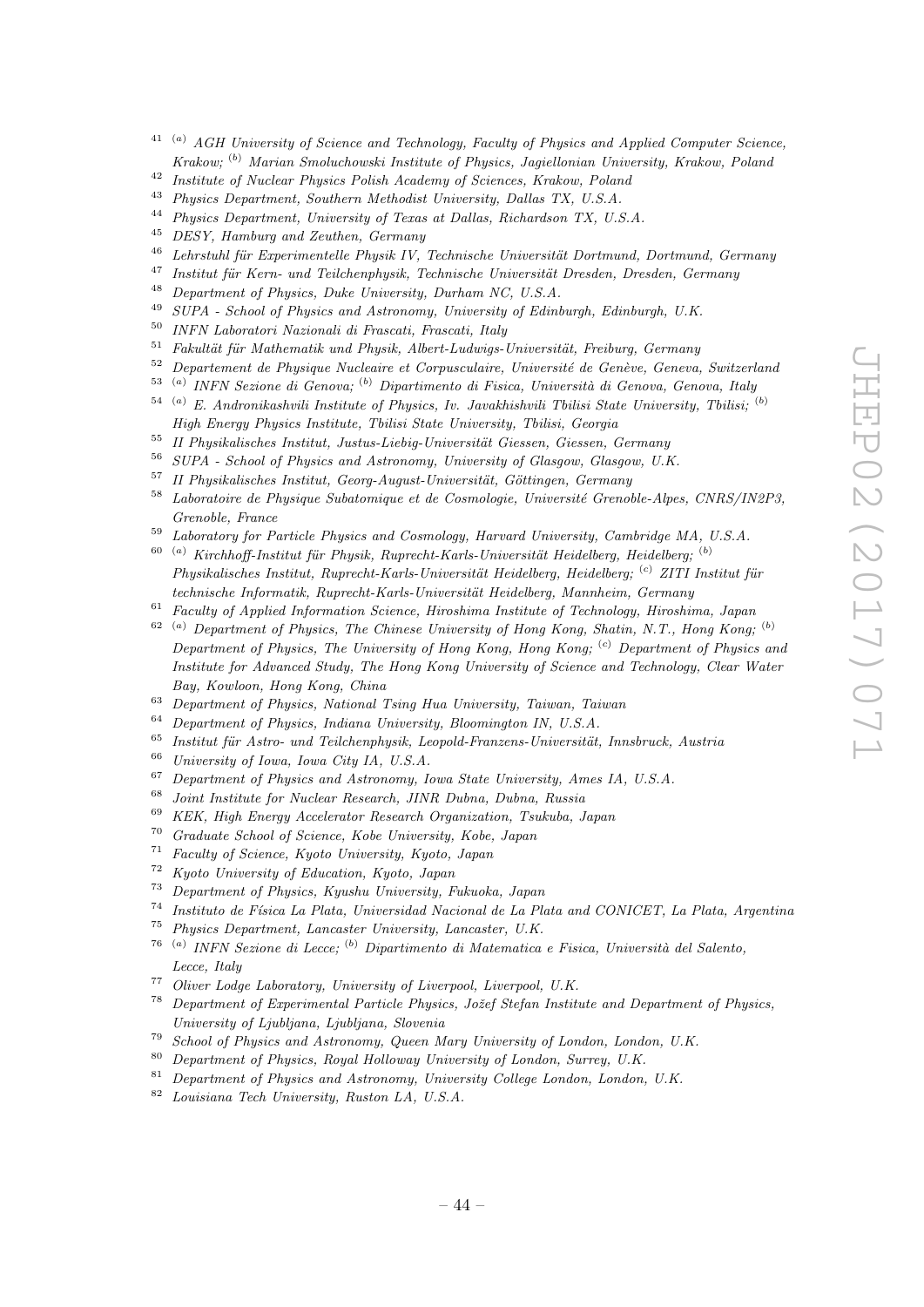[41] [(a)] *AGH University of Science and Technology, Faculty of Physics and Applied Computer Science, Krakow;* [(b)] *Marian Smoluchowski Institute of Physics, Jagiellonian University, Krakow, Poland*
[42] *Institute of Nuclear Physics Polish Academy of Sciences, Krakow, Poland*
[43] *Physics Department, Southern Methodist University, Dallas TX, U.S.A.*
[44] *Physics Department, University of Texas at Dallas, Richardson TX, U.S.A.*
[45] *DESY, Hamburg and Zeuthen, Germany*
[46] *Lehrstuhl für Experimentelle Physik IV, Technische Universität Dortmund, Dortmund, Germany*
[47] *Institut für Kern- und Teilchenphysik, Technische Universität Dresden, Dresden, Germany*
[48] *Department of Physics, Duke University, Durham NC, U.S.A.*
[49] *SUPA - School of Physics and Astronomy, University of Edinburgh, Edinburgh, U.K.*
[50] *INFN Laboratori Nazionali di Frascati, Frascati, Italy*
[51] *Fakultät für Mathematik und Physik, Albert-Ludwigs-Universität, Freiburg, Germany*
[52] *Departement de Physique Nucleaire et Corpusculaire, Université de Genève, Geneva, Switzerland*
[53] [(a)] *INFN Sezione di Genova;* [(b)] *Dipartimento di Fisica, Università di Genova, Genova, Italy*
[54] [(a)] *E. Andronikashvili Institute of Physics, Iv. Javakhishvili Tbilisi State University, Tbilisi;* [(b)] *High Energy Physics Institute, Tbilisi State University, Tbilisi, Georgia*
[55] *II Physikalisches Institut, Justus-Liebig-Universität Giessen, Giessen, Germany*
[56] *SUPA - School of Physics and Astronomy, University of Glasgow, Glasgow, U.K.*
[57] *II Physikalisches Institut, Georg-August-Universität, Göttingen, Germany*
[58] *Laboratoire de Physique Subatomique et de Cosmologie, Université Grenoble-Alpes, CNRS/IN2P3, Grenoble, France*
[59] *Laboratory for Particle Physics and Cosmology, Harvard University, Cambridge MA, U.S.A.*
[60] [(a)] *Kirchhoff-Institut für Physik, Ruprecht-Karls-Universität Heidelberg, Heidelberg;* [(b)] *Physikalisches Institut, Ruprecht-Karls-Universität Heidelberg, Heidelberg;* [(c)] *ZITI Institut für technische Informatik, Ruprecht-Karls-Universität Heidelberg, Mannheim, Germany*
[61] *Faculty of Applied Information Science, Hiroshima Institute of Technology, Hiroshima, Japan*
[62] [(a)] *Department of Physics, The Chinese University of Hong Kong, Shatin, N.T., Hong Kong;* [(b)] *Department of Physics, The University of Hong Kong, Hong Kong;* [(c)] *Department of Physics and Institute for Advanced Study, The Hong Kong University of Science and Technology, Clear Water Bay, Kowloon, Hong Kong, China*
[63] *Department of Physics, National Tsing Hua University, Taiwan, Taiwan*
[64] *Department of Physics, Indiana University, Bloomington IN, U.S.A.*
[65] *Institut für Astro- und Teilchenphysik, Leopold-Franzens-Universität, Innsbruck, Austria*
[66] *University of Iowa, Iowa City IA, U.S.A.*
[67] *Department of Physics and Astronomy, Iowa State University, Ames IA, U.S.A.*
[68] *Joint Institute for Nuclear Research, JINR Dubna, Dubna, Russia*
[69] *KEK, High Energy Accelerator Research Organization, Tsukuba, Japan*
[70] *Graduate School of Science, Kobe University, Kobe, Japan*
[71] *Faculty of Science, Kyoto University, Kyoto, Japan*
[72] *Kyoto University of Education, Kyoto, Japan*
[73] *Department of Physics, Kyushu University, Fukuoka, Japan*
[74] *Instituto de Física La Plata, Universidad Nacional de La Plata and CONICET, La Plata, Argentina*
[75] *Physics Department, Lancaster University, Lancaster, U.K.*
[76] [(a)] *INFN Sezione di Lecce;* [(b)] *Dipartimento di Matematica e Fisica, Università del Salento, Lecce, Italy*
[77] *Oliver Lodge Laboratory, University of Liverpool, Liverpool, U.K.*
[78] *Department of Experimental Particle Physics, Jožef Stefan Institute and Department of Physics, University of Ljubljana, Ljubljana, Slovenia*
[79] *School of Physics and Astronomy, Queen Mary University of London, London, U.K.*
[80] *Department of Physics, Royal Holloway University of London, Surrey, U.K.*
[81] *Department of Physics and Astronomy, University College London, London, U.K.*
[82] *Louisiana Tech University, Ruston LA, U.S.A.*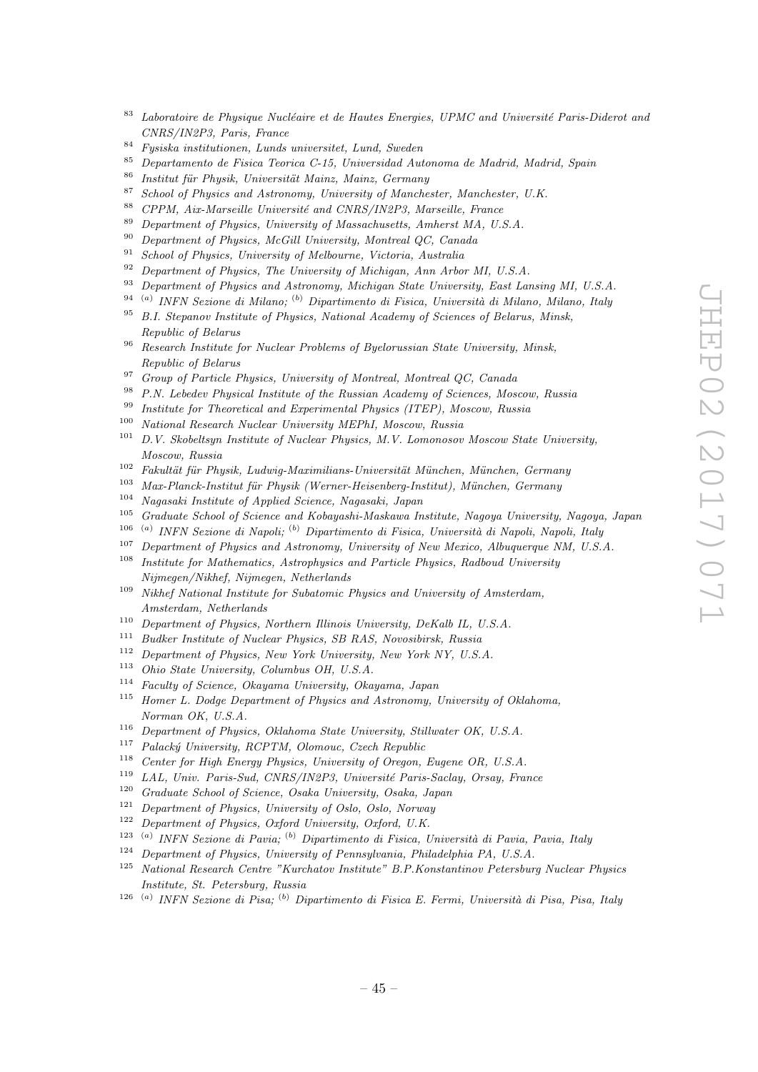[83] Laboratoire de Physique Nucléaire et de Hautes Energies, UPMC and Université Paris-Diderot and CNRS/IN2P3, Paris, France

[84] Fysiska institutionen, Lunds universitet, Lund, Sweden

[85] Departamento de Fisica Teorica C-15, Universidad Autonoma de Madrid, Madrid, Spain

[86] Institut für Physik, Universität Mainz, Mainz, Germany

[87] School of Physics and Astronomy, University of Manchester, Manchester, U.K.

[88] CPPM, Aix-Marseille Université and CNRS/IN2P3, Marseille, France

[89] Department of Physics, University of Massachusetts, Amherst MA, U.S.A.

[90] Department of Physics, McGill University, Montreal QC, Canada

[91] School of Physics, University of Melbourne, Victoria, Australia

[92] Department of Physics, The University of Michigan, Ann Arbor MI, U.S.A.

[93] Department of Physics and Astronomy, Michigan State University, East Lansing MI, U.S.A.

[94] [(a)] INFN Sezione di Milano; [(b)] Dipartimento di Fisica, Università di Milano, Milano, Italy

[95] B.I. Stepanov Institute of Physics, National Academy of Sciences of Belarus, Minsk, Republic of Belarus

[96] Research Institute for Nuclear Problems of Byelorussian State University, Minsk, Republic of Belarus

[97] Group of Particle Physics, University of Montreal, Montreal QC, Canada

[98] P.N. Lebedev Physical Institute of the Russian Academy of Sciences, Moscow, Russia

[99] Institute for Theoretical and Experimental Physics (ITEP), Moscow, Russia

[100] National Research Nuclear University MEPhI, Moscow, Russia

[101] D.V. Skobeltsyn Institute of Nuclear Physics, M.V. Lomonosov Moscow State University, Moscow, Russia

[102] Fakultät für Physik, Ludwig-Maximilians-Universität München, München, Germany

[103] Max-Planck-Institut für Physik (Werner-Heisenberg-Institut), München, Germany

[104] Nagasaki Institute of Applied Science, Nagasaki, Japan

[105] Graduate School of Science and Kobayashi-Maskawa Institute, Nagoya University, Nagoya, Japan

[106] [(a)] INFN Sezione di Napoli; [(b)] Dipartimento di Fisica, Università di Napoli, Napoli, Italy

[107] Department of Physics and Astronomy, University of New Mexico, Albuquerque NM, U.S.A.

[108] Institute for Mathematics, Astrophysics and Particle Physics, Radboud University Nijmegen/Nikhef, Nijmegen, Netherlands

[109] Nikhef National Institute for Subatomic Physics and University of Amsterdam, Amsterdam, Netherlands

[110] Department of Physics, Northern Illinois University, DeKalb IL, U.S.A.

[111] Budker Institute of Nuclear Physics, SB RAS, Novosibirsk, Russia

[112] Department of Physics, New York University, New York NY, U.S.A.

[113] Ohio State University, Columbus OH, U.S.A.

[114] Faculty of Science, Okayama University, Okayama, Japan

[115] Homer L. Dodge Department of Physics and Astronomy, University of Oklahoma, Norman OK, U.S.A.

[116] Department of Physics, Oklahoma State University, Stillwater OK, U.S.A.

[117] Palacký University, RCPTM, Olomouc, Czech Republic

[118] Center for High Energy Physics, University of Oregon, Eugene OR, U.S.A.

[119] LAL, Univ. Paris-Sud, CNRS/IN2P3, Université Paris-Saclay, Orsay, France

[120] Graduate School of Science, Osaka University, Osaka, Japan

[121] Department of Physics, University of Oslo, Oslo, Norway

[122] Department of Physics, Oxford University, Oxford, U.K.

[123] [(a)] INFN Sezione di Pavia; [(b)] Dipartimento di Fisica, Università di Pavia, Pavia, Italy

[124] Department of Physics, University of Pennsylvania, Philadelphia PA, U.S.A.

[125] National Research Centre "Kurchatov Institute" B.P.Konstantinov Petersburg Nuclear Physics Institute, St. Petersburg, Russia

[126] [(a)] INFN Sezione di Pisa; [(b)] Dipartimento di Fisica E. Fermi, Università di Pisa, Pisa, Italy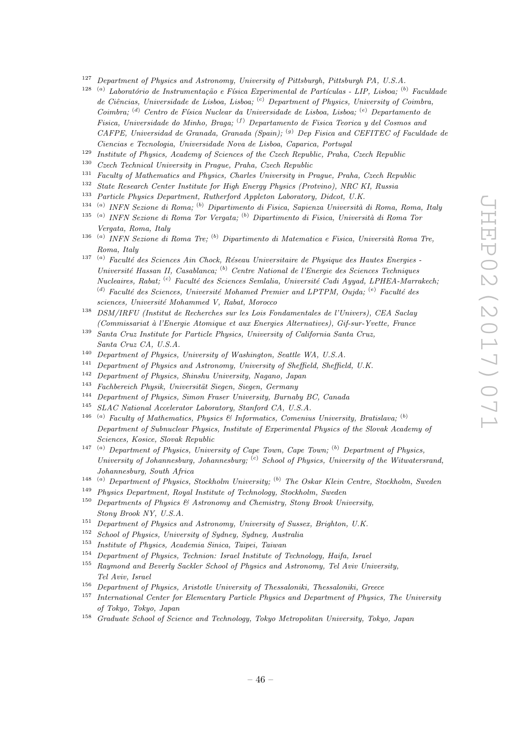[127] Department of Physics and Astronomy, University of Pittsburgh, Pittsburgh PA, U.S.A.

[128] [(a)] Laboratório de Instrumentação e Física Experimental de Partículas - LIP, Lisboa; [(b)] Faculdade de Ciências, Universidade de Lisboa, Lisboa; [(c)] Department of Physics, University of Coimbra, Coimbra; [(d)] Centro de Física Nuclear da Universidade de Lisboa, Lisboa; [(e)] Departamento de Fisica, Universidade do Minho, Braga; [(f)] Departamento de Fisica Teorica y del Cosmos and CAFPE, Universidad de Granada, Granada (Spain); [(g)] Dep Fisica and CEFITEC of Faculdade de Ciencias e Tecnologia, Universidade Nova de Lisboa, Caparica, Portugal

[129] Institute of Physics, Academy of Sciences of the Czech Republic, Praha, Czech Republic

[130] Czech Technical University in Prague, Praha, Czech Republic

[131] Faculty of Mathematics and Physics, Charles University in Prague, Praha, Czech Republic

[132] State Research Center Institute for High Energy Physics (Protvino), NRC KI, Russia

[133] Particle Physics Department, Rutherford Appleton Laboratory, Didcot, U.K.

[134] [(a)] INFN Sezione di Roma; [(b)] Dipartimento di Fisica, Sapienza Università di Roma, Roma, Italy

[135] [(a)] INFN Sezione di Roma Tor Vergata; [(b)] Dipartimento di Fisica, Università di Roma Tor Vergata, Roma, Italy

[136] [(a)] INFN Sezione di Roma Tre; [(b)] Dipartimento di Matematica e Fisica, Università Roma Tre, Roma, Italy

[137] [(a)] Faculté des Sciences Ain Chock, Réseau Universitaire de Physique des Hautes Energies - Université Hassan II, Casablanca; [(b)] Centre National de l'Energie des Sciences Techniques Nucleaires, Rabat; [(c)] Faculté des Sciences Semlalia, Université Cadi Ayyad, LPHEA-Marrakech; [(d)] Faculté des Sciences, Université Mohamed Premier and LPTPM, Oujda; [(e)] Faculté des sciences, Université Mohammed V, Rabat, Morocco

[138] DSM/IRFU (Institut de Recherches sur les Lois Fondamentales de l'Univers), CEA Saclay (Commissariat à l'Energie Atomique et aux Energies Alternatives), Gif-sur-Yvette, France

[139] Santa Cruz Institute for Particle Physics, University of California Santa Cruz, Santa Cruz CA, U.S.A.

[140] Department of Physics, University of Washington, Seattle WA, U.S.A.

[141] Department of Physics and Astronomy, University of Sheffield, Sheffield, U.K.

[142] Department of Physics, Shinshu University, Nagano, Japan

[143] Fachbereich Physik, Universität Siegen, Siegen, Germany

[144] Department of Physics, Simon Fraser University, Burnaby BC, Canada

[145] SLAC National Accelerator Laboratory, Stanford CA, U.S.A.

[146] [(a)] Faculty of Mathematics, Physics & Informatics, Comenius University, Bratislava; [(b)] Department of Subnuclear Physics, Institute of Experimental Physics of the Slovak Academy of Sciences, Kosice, Slovak Republic

[147] [(a)] Department of Physics, University of Cape Town, Cape Town; [(b)] Department of Physics, University of Johannesburg, Johannesburg; [(c)] School of Physics, University of the Witwatersrand, Johannesburg, South Africa

[148] [(a)] Department of Physics, Stockholm University; [(b)] The Oskar Klein Centre, Stockholm, Sweden

[149] Physics Department, Royal Institute of Technology, Stockholm, Sweden

[150] Departments of Physics & Astronomy and Chemistry, Stony Brook University, Stony Brook NY, U.S.A.

[151] Department of Physics and Astronomy, University of Sussex, Brighton, U.K.

[152] School of Physics, University of Sydney, Sydney, Australia

[153] Institute of Physics, Academia Sinica, Taipei, Taiwan

[154] Department of Physics, Technion: Israel Institute of Technology, Haifa, Israel

[155] Raymond and Beverly Sackler School of Physics and Astronomy, Tel Aviv University, Tel Aviv, Israel

[156] Department of Physics, Aristotle University of Thessaloniki, Thessaloniki, Greece

[157] International Center for Elementary Particle Physics and Department of Physics, The University of Tokyo, Tokyo, Japan

[158] Graduate School of Science and Technology, Tokyo Metropolitan University, Tokyo, Japan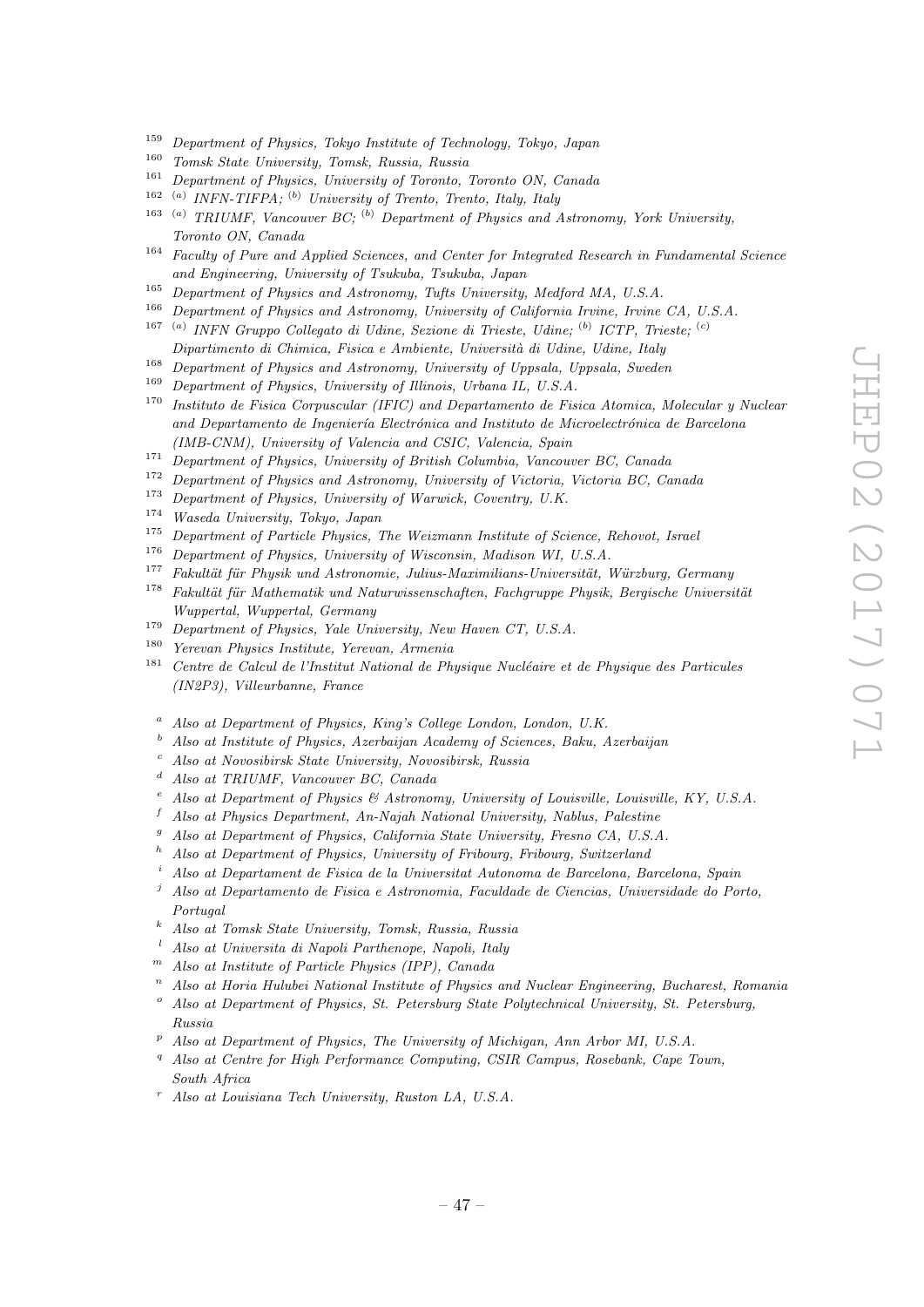[159] *Department of Physics, Tokyo Institute of Technology, Tokyo, Japan*
[160] *Tomsk State University, Tomsk, Russia, Russia*
[161] *Department of Physics, University of Toronto, Toronto ON, Canada*
[162] [(a)] *INFN-TIFPA;* [(b)] *University of Trento, Trento, Italy, Italy*
[163] [(a)] *TRIUMF, Vancouver BC;* [(b)] *Department of Physics and Astronomy, York University, Toronto ON, Canada*
[164] *Faculty of Pure and Applied Sciences, and Center for Integrated Research in Fundamental Science and Engineering, University of Tsukuba, Tsukuba, Japan*
[165] *Department of Physics and Astronomy, Tufts University, Medford MA, U.S.A.*
[166] *Department of Physics and Astronomy, University of California Irvine, Irvine CA, U.S.A.*
[167] [(a)] *INFN Gruppo Collegato di Udine, Sezione di Trieste, Udine;* [(b)] *ICTP, Trieste;* [(c)] *Dipartimento di Chimica, Fisica e Ambiente, Università di Udine, Udine, Italy*
[168] *Department of Physics and Astronomy, University of Uppsala, Uppsala, Sweden*
[169] *Department of Physics, University of Illinois, Urbana IL, U.S.A.*
[170] *Instituto de Fisica Corpuscular (IFIC) and Departamento de Fisica Atomica, Molecular y Nuclear and Departamento de Ingeniería Electrónica and Instituto de Microelectrónica de Barcelona (IMB-CNM), University of Valencia and CSIC, Valencia, Spain*
[171] *Department of Physics, University of British Columbia, Vancouver BC, Canada*
[172] *Department of Physics and Astronomy, University of Victoria, Victoria BC, Canada*
[173] *Department of Physics, University of Warwick, Coventry, U.K.*
[174] *Waseda University, Tokyo, Japan*
[175] *Department of Particle Physics, The Weizmann Institute of Science, Rehovot, Israel*
[176] *Department of Physics, University of Wisconsin, Madison WI, U.S.A.*
[177] *Fakultät für Physik und Astronomie, Julius-Maximilians-Universität, Würzburg, Germany*
[178] *Fakultät für Mathematik und Naturwissenschaften, Fachgruppe Physik, Bergische Universität Wuppertal, Wuppertal, Germany*
[179] *Department of Physics, Yale University, New Haven CT, U.S.A.*
[180] *Yerevan Physics Institute, Yerevan, Armenia*
[181] *Centre de Calcul de l'Institut National de Physique Nucléaire et de Physique des Particules (IN2P3), Villeurbanne, France*

[a] *Also at Department of Physics, King's College London, London, U.K.*
[b] *Also at Institute of Physics, Azerbaijan Academy of Sciences, Baku, Azerbaijan*
[c] *Also at Novosibirsk State University, Novosibirsk, Russia*
[d] *Also at TRIUMF, Vancouver BC, Canada*
[e] *Also at Department of Physics & Astronomy, University of Louisville, Louisville, KY, U.S.A.*
[f] *Also at Physics Department, An-Najah National University, Nablus, Palestine*
[g] *Also at Department of Physics, California State University, Fresno CA, U.S.A.*
[h] *Also at Department of Physics, University of Fribourg, Fribourg, Switzerland*
[i] *Also at Departament de Fisica de la Universitat Autonoma de Barcelona, Barcelona, Spain*
[j] *Also at Departamento de Fisica e Astronomia, Faculdade de Ciencias, Universidade do Porto, Portugal*
[k] *Also at Tomsk State University, Tomsk, Russia, Russia*
[l] *Also at Universita di Napoli Parthenope, Napoli, Italy*
[m] *Also at Institute of Particle Physics (IPP), Canada*
[n] *Also at Horia Hulubei National Institute of Physics and Nuclear Engineering, Bucharest, Romania*
[o] *Also at Department of Physics, St. Petersburg State Polytechnical University, St. Petersburg, Russia*
[p] *Also at Department of Physics, The University of Michigan, Ann Arbor MI, U.S.A.*
[q] *Also at Centre for High Performance Computing, CSIR Campus, Rosebank, Cape Town, South Africa*
[r] *Also at Louisiana Tech University, Ruston LA, U.S.A.*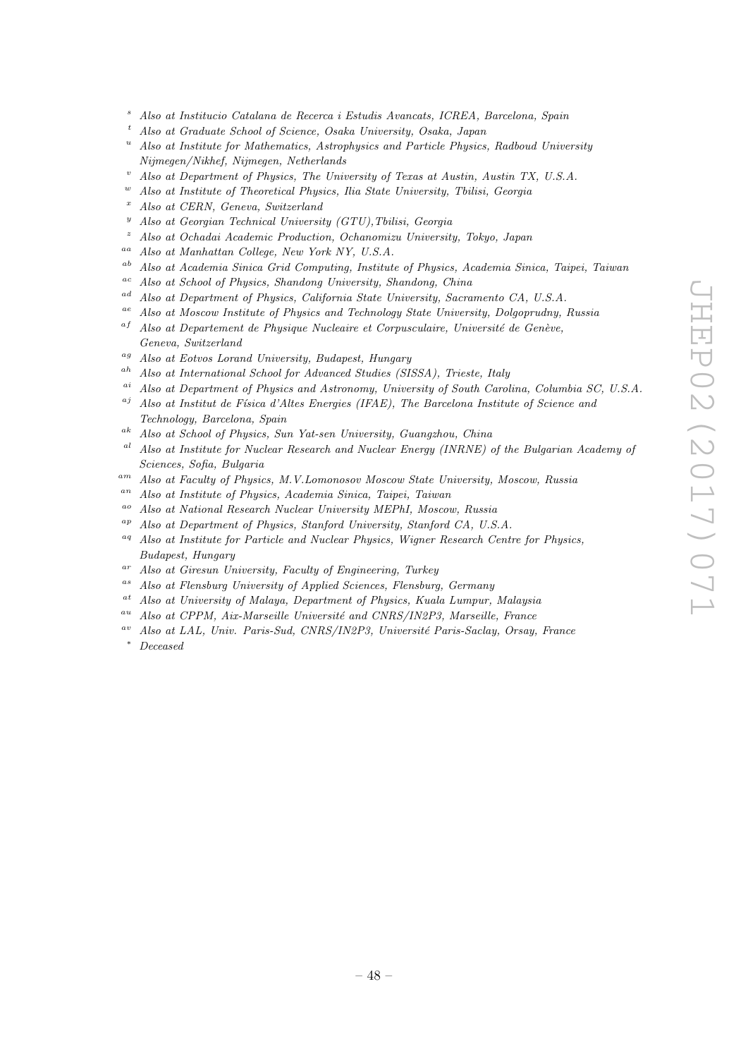[s] *Also at Institucio Catalana de Recerca i Estudis Avancats, ICREA, Barcelona, Spain*

[t] *Also at Graduate School of Science, Osaka University, Osaka, Japan*

[u] *Also at Institute for Mathematics, Astrophysics and Particle Physics, Radboud University Nijmegen/Nikhef, Nijmegen, Netherlands*

[v] *Also at Department of Physics, The University of Texas at Austin, Austin TX, U.S.A.*

[w] *Also at Institute of Theoretical Physics, Ilia State University, Tbilisi, Georgia*

[x] *Also at CERN, Geneva, Switzerland*

[y] *Also at Georgian Technical University (GTU),Tbilisi, Georgia*

[z] *Also at Ochadai Academic Production, Ochanomizu University, Tokyo, Japan*

[aa] *Also at Manhattan College, New York NY, U.S.A.*

[ab] *Also at Academia Sinica Grid Computing, Institute of Physics, Academia Sinica, Taipei, Taiwan*

[ac] *Also at School of Physics, Shandong University, Shandong, China*

[ad] *Also at Department of Physics, California State University, Sacramento CA, U.S.A.*

[ae] *Also at Moscow Institute of Physics and Technology State University, Dolgoprudny, Russia*

[af] *Also at Departement de Physique Nucleaire et Corpusculaire, Université de Genève, Geneva, Switzerland*

[ag] *Also at Eotvos Lorand University, Budapest, Hungary*

[ah] *Also at International School for Advanced Studies (SISSA), Trieste, Italy*

[ai] *Also at Department of Physics and Astronomy, University of South Carolina, Columbia SC, U.S.A.*

[aj] *Also at Institut de Física d'Altes Energies (IFAE), The Barcelona Institute of Science and Technology, Barcelona, Spain*

[ak] *Also at School of Physics, Sun Yat-sen University, Guangzhou, China*

[al] *Also at Institute for Nuclear Research and Nuclear Energy (INRNE) of the Bulgarian Academy of Sciences, Sofia, Bulgaria*

[am] *Also at Faculty of Physics, M.V.Lomonosov Moscow State University, Moscow, Russia*

[an] *Also at Institute of Physics, Academia Sinica, Taipei, Taiwan*

[ao] *Also at National Research Nuclear University MEPhI, Moscow, Russia*

[ap] *Also at Department of Physics, Stanford University, Stanford CA, U.S.A.*

[aq] *Also at Institute for Particle and Nuclear Physics, Wigner Research Centre for Physics, Budapest, Hungary*

[ar] *Also at Giresun University, Faculty of Engineering, Turkey*

[as] *Also at Flensburg University of Applied Sciences, Flensburg, Germany*

[at] *Also at University of Malaya, Department of Physics, Kuala Lumpur, Malaysia*

[au] *Also at CPPM, Aix-Marseille Université and CNRS/IN2P3, Marseille, France*

[av] *Also at LAL, Univ. Paris-Sud, CNRS/IN2P3, Université Paris-Saclay, Orsay, France*

[*] *Deceased*